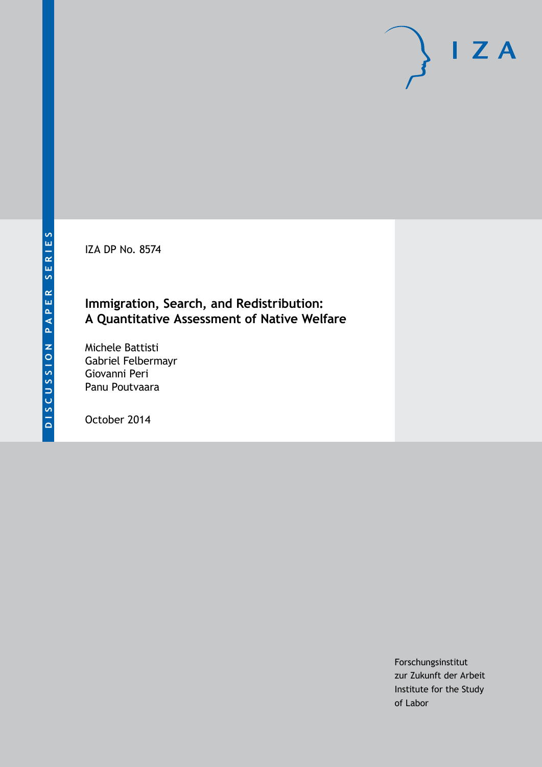DISCUSSION PAPER SERIES

IZA DP No. 8574

# Immigration, Search, and Redistribution: A Quantitative Assessment of Native Welfare

Michele Battisti
Gabriel Felbermayr
Giovanni Peri
Panu Poutvaara

October 2014

Forschungsinstitut
zur Zukunft der Arbeit
Institute for the Study
of Labor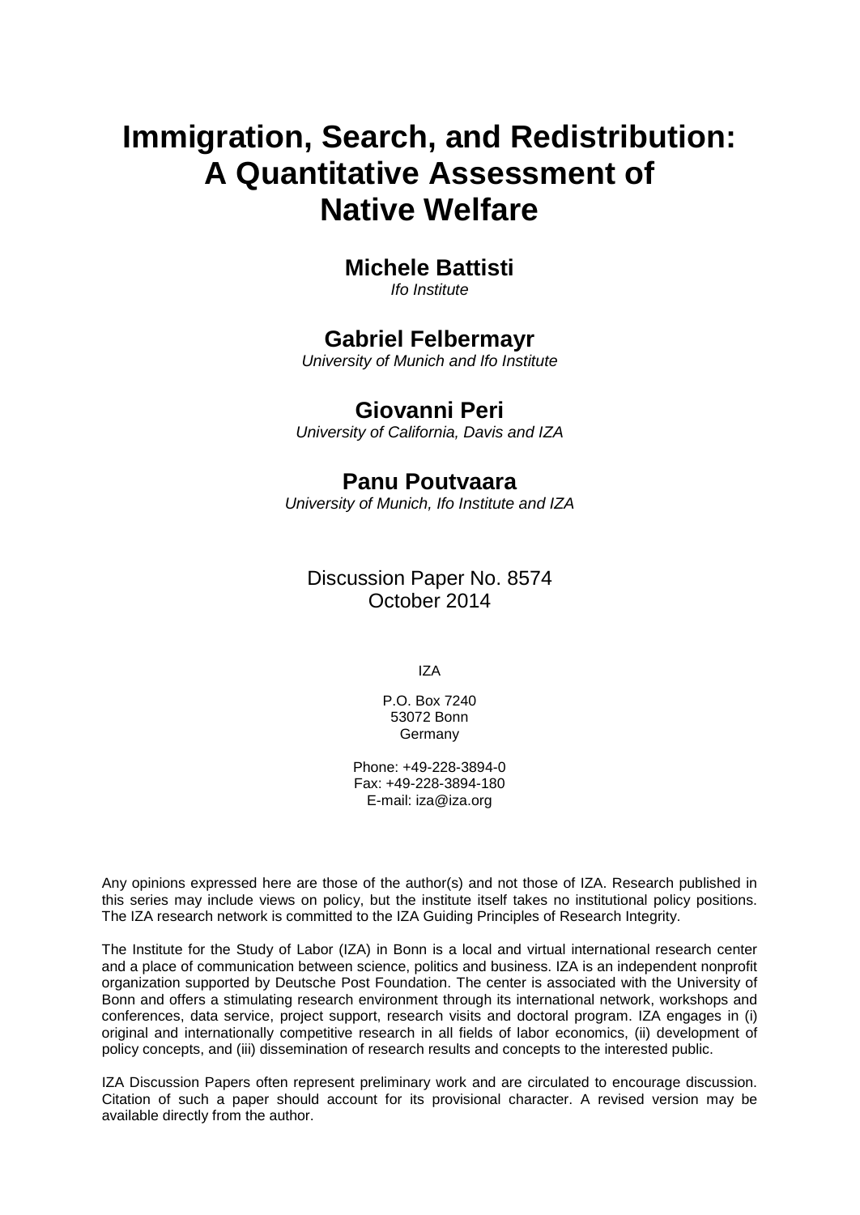# Immigration, Search, and Redistribution: A Quantitative Assessment of Native Welfare

**Michele Battisti**
*Ifo Institute*

**Gabriel Felbermayr**
*University of Munich and Ifo Institute*

**Giovanni Peri**
*University of California, Davis and IZA*

**Panu Poutvaara**
*University of Munich, Ifo Institute and IZA*

Discussion Paper No. 8574
October 2014

IZA

P.O. Box 7240
53072 Bonn
Germany

Phone: +49-228-3894-0
Fax: +49-228-3894-180
E-mail: iza@iza.org

Any opinions expressed here are those of the author(s) and not those of IZA. Research published in this series may include views on policy, but the institute itself takes no institutional policy positions. The IZA research network is committed to the IZA Guiding Principles of Research Integrity.

The Institute for the Study of Labor (IZA) in Bonn is a local and virtual international research center and a place of communication between science, politics and business. IZA is an independent nonprofit organization supported by Deutsche Post Foundation. The center is associated with the University of Bonn and offers a stimulating research environment through its international network, workshops and conferences, data service, project support, research visits and doctoral program. IZA engages in (i) original and internationally competitive research in all fields of labor economics, (ii) development of policy concepts, and (iii) dissemination of research results and concepts to the interested public.

IZA Discussion Papers often represent preliminary work and are circulated to encourage discussion. Citation of such a paper should account for its provisional character. A revised version may be available directly from the author.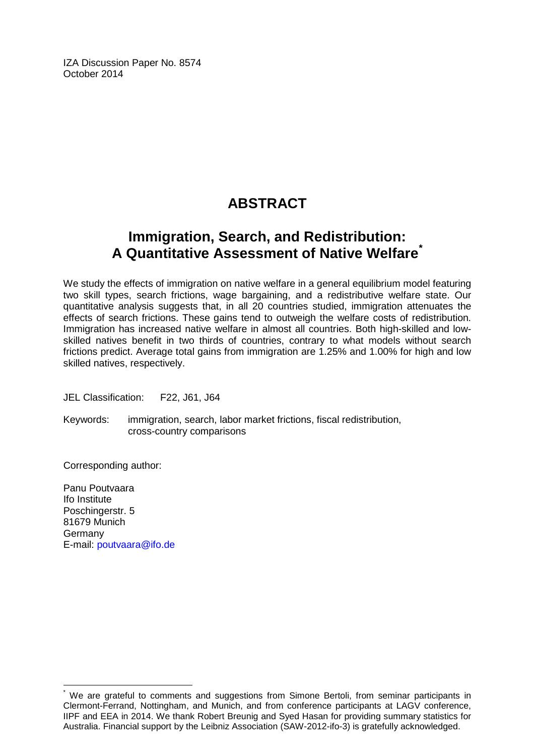IZA Discussion Paper No. 8574
October 2014

# ABSTRACT

## Immigration, Search, and Redistribution: A Quantitative Assessment of Native Welfare[*]

We study the effects of immigration on native welfare in a general equilibrium model featuring two skill types, search frictions, wage bargaining, and a redistributive welfare state. Our quantitative analysis suggests that, in all 20 countries studied, immigration attenuates the effects of search frictions. These gains tend to outweigh the welfare costs of redistribution. Immigration has increased native welfare in almost all countries. Both high-skilled and low-skilled natives benefit in two thirds of countries, contrary to what models without search frictions predict. Average total gains from immigration are 1.25% and 1.00% for high and low skilled natives, respectively.

JEL Classification: F22, J61, J64

Keywords: immigration, search, labor market frictions, fiscal redistribution, cross-country comparisons

Corresponding author:

Panu Poutvaara
Ifo Institute
Poschingerstr. 5
81679 Munich
Germany
E-mail: poutvaara@ifo.de

---

[*] We are grateful to comments and suggestions from Simone Bertoli, from seminar participants in Clermont-Ferrand, Nottingham, and Munich, and from conference participants at LAGV conference, IIPF and EEA in 2014. We thank Robert Breunig and Syed Hasan for providing summary statistics for Australia. Financial support by the Leibniz Association (SAW-2012-ifo-3) is gratefully acknowledged.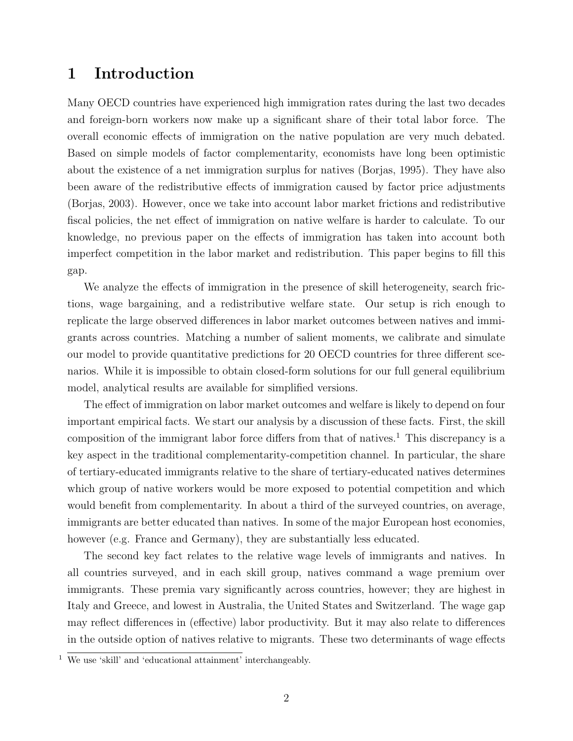# 1 Introduction

Many OECD countries have experienced high immigration rates during the last two decades and foreign-born workers now make up a significant share of their total labor force. The overall economic effects of immigration on the native population are very much debated. Based on simple models of factor complementarity, economists have long been optimistic about the existence of a net immigration surplus for natives (Borjas, 1995). They have also been aware of the redistributive effects of immigration caused by factor price adjustments (Borjas, 2003). However, once we take into account labor market frictions and redistributive fiscal policies, the net effect of immigration on native welfare is harder to calculate. To our knowledge, no previous paper on the effects of immigration has taken into account both imperfect competition in the labor market and redistribution. This paper begins to fill this gap.

We analyze the effects of immigration in the presence of skill heterogeneity, search frictions, wage bargaining, and a redistributive welfare state. Our setup is rich enough to replicate the large observed differences in labor market outcomes between natives and immigrants across countries. Matching a number of salient moments, we calibrate and simulate our model to provide quantitative predictions for 20 OECD countries for three different scenarios. While it is impossible to obtain closed-form solutions for our full general equilibrium model, analytical results are available for simplified versions.

The effect of immigration on labor market outcomes and welfare is likely to depend on four important empirical facts. We start our analysis by a discussion of these facts. First, the skill composition of the immigrant labor force differs from that of natives.[1] This discrepancy is a key aspect in the traditional complementarity-competition channel. In particular, the share of tertiary-educated immigrants relative to the share of tertiary-educated natives determines which group of native workers would be more exposed to potential competition and which would benefit from complementarity. In about a third of the surveyed countries, on average, immigrants are better educated than natives. In some of the major European host economies, however (e.g. France and Germany), they are substantially less educated.

The second key fact relates to the relative wage levels of immigrants and natives. In all countries surveyed, and in each skill group, natives command a wage premium over immigrants. These premia vary significantly across countries, however; they are highest in Italy and Greece, and lowest in Australia, the United States and Switzerland. The wage gap may reflect differences in (effective) labor productivity. But it may also relate to differences in the outside option of natives relative to migrants. These two determinants of wage effects

[1] We use 'skill' and 'educational attainment' interchangeably.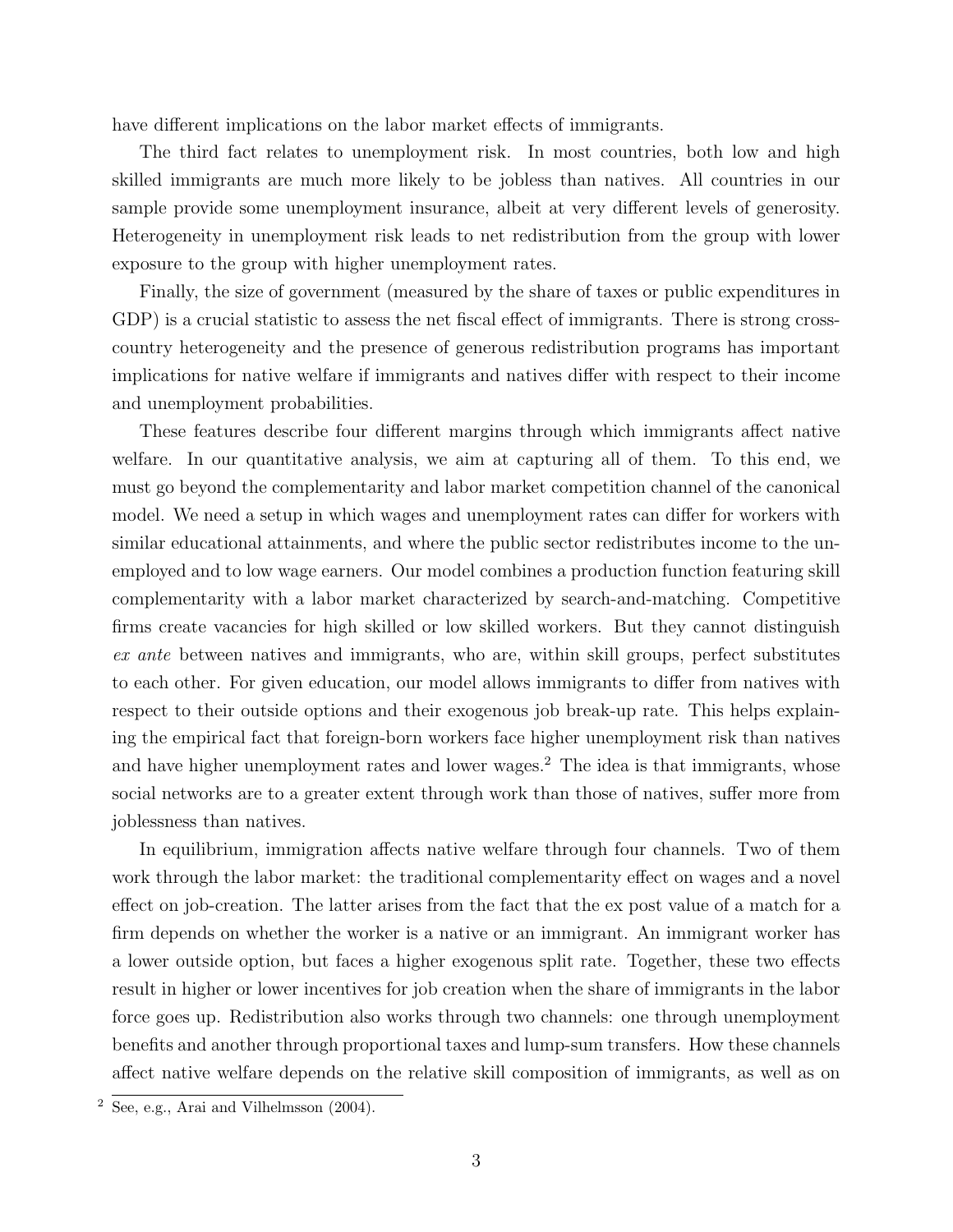have different implications on the labor market effects of immigrants.

The third fact relates to unemployment risk. In most countries, both low and high skilled immigrants are much more likely to be jobless than natives. All countries in our sample provide some unemployment insurance, albeit at very different levels of generosity. Heterogeneity in unemployment risk leads to net redistribution from the group with lower exposure to the group with higher unemployment rates.

Finally, the size of government (measured by the share of taxes or public expenditures in GDP) is a crucial statistic to assess the net fiscal effect of immigrants. There is strong cross-country heterogeneity and the presence of generous redistribution programs has important implications for native welfare if immigrants and natives differ with respect to their income and unemployment probabilities.

These features describe four different margins through which immigrants affect native welfare. In our quantitative analysis, we aim at capturing all of them. To this end, we must go beyond the complementarity and labor market competition channel of the canonical model. We need a setup in which wages and unemployment rates can differ for workers with similar educational attainments, and where the public sector redistributes income to the unemployed and to low wage earners. Our model combines a production function featuring skill complementarity with a labor market characterized by search-and-matching. Competitive firms create vacancies for high skilled or low skilled workers. But they cannot distinguish *ex ante* between natives and immigrants, who are, within skill groups, perfect substitutes to each other. For given education, our model allows immigrants to differ from natives with respect to their outside options and their exogenous job break-up rate. This helps explaining the empirical fact that foreign-born workers face higher unemployment risk than natives and have higher unemployment rates and lower wages.[2] The idea is that immigrants, whose social networks are to a greater extent through work than those of natives, suffer more from joblessness than natives.

In equilibrium, immigration affects native welfare through four channels. Two of them work through the labor market: the traditional complementarity effect on wages and a novel effect on job-creation. The latter arises from the fact that the ex post value of a match for a firm depends on whether the worker is a native or an immigrant. An immigrant worker has a lower outside option, but faces a higher exogenous split rate. Together, these two effects result in higher or lower incentives for job creation when the share of immigrants in the labor force goes up. Redistribution also works through two channels: one through unemployment benefits and another through proportional taxes and lump-sum transfers. How these channels affect native welfare depends on the relative skill composition of immigrants, as well as on

[2] See, e.g., Arai and Vilhelmsson (2004).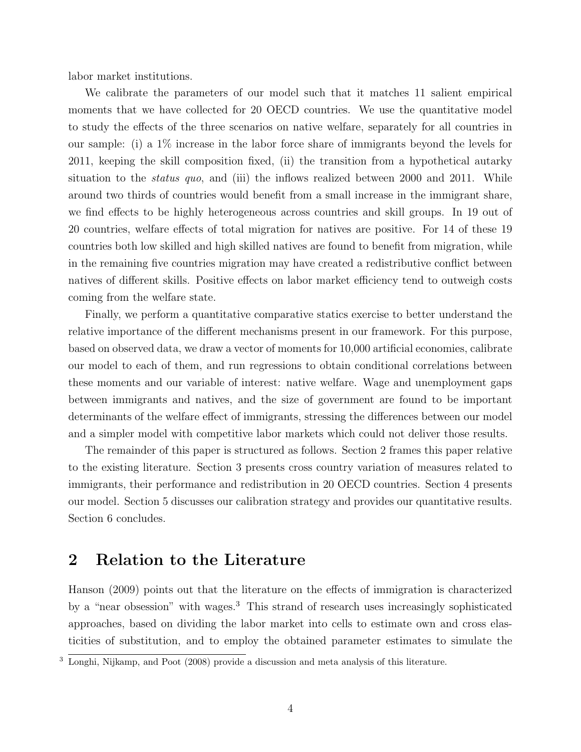labor market institutions.

We calibrate the parameters of our model such that it matches 11 salient empirical moments that we have collected for 20 OECD countries. We use the quantitative model to study the effects of the three scenarios on native welfare, separately for all countries in our sample: (i) a 1% increase in the labor force share of immigrants beyond the levels for 2011, keeping the skill composition fixed, (ii) the transition from a hypothetical autarky situation to the *status quo*, and (iii) the inflows realized between 2000 and 2011. While around two thirds of countries would benefit from a small increase in the immigrant share, we find effects to be highly heterogeneous across countries and skill groups. In 19 out of 20 countries, welfare effects of total migration for natives are positive. For 14 of these 19 countries both low skilled and high skilled natives are found to benefit from migration, while in the remaining five countries migration may have created a redistributive conflict between natives of different skills. Positive effects on labor market efficiency tend to outweigh costs coming from the welfare state.

Finally, we perform a quantitative comparative statics exercise to better understand the relative importance of the different mechanisms present in our framework. For this purpose, based on observed data, we draw a vector of moments for 10,000 artificial economies, calibrate our model to each of them, and run regressions to obtain conditional correlations between these moments and our variable of interest: native welfare. Wage and unemployment gaps between immigrants and natives, and the size of government are found to be important determinants of the welfare effect of immigrants, stressing the differences between our model and a simpler model with competitive labor markets which could not deliver those results.

The remainder of this paper is structured as follows. Section 2 frames this paper relative to the existing literature. Section 3 presents cross country variation of measures related to immigrants, their performance and redistribution in 20 OECD countries. Section 4 presents our model. Section 5 discusses our calibration strategy and provides our quantitative results. Section 6 concludes.

## 2 Relation to the Literature

Hanson (2009) points out that the literature on the effects of immigration is characterized by a "near obsession" with wages.[3] This strand of research uses increasingly sophisticated approaches, based on dividing the labor market into cells to estimate own and cross elasticities of substitution, and to employ the obtained parameter estimates to simulate the

[3] Longhi, Nijkamp, and Poot (2008) provide a discussion and meta analysis of this literature.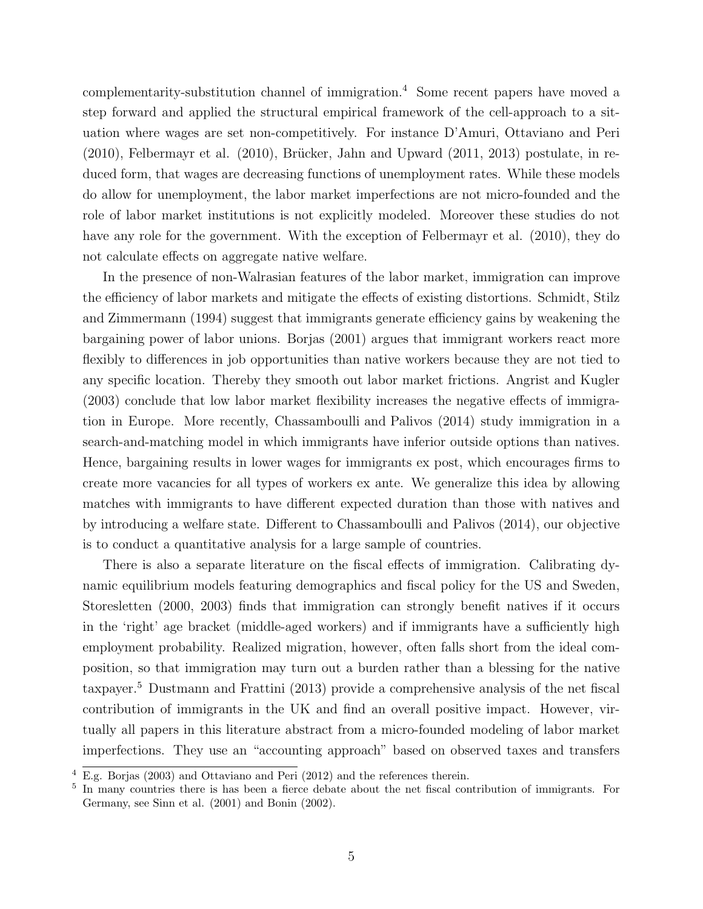complementarity-substitution channel of immigration.[4] Some recent papers have moved a step forward and applied the structural empirical framework of the cell-approach to a situation where wages are set non-competitively. For instance D'Amuri, Ottaviano and Peri (2010), Felbermayr et al. (2010), Brücker, Jahn and Upward (2011, 2013) postulate, in reduced form, that wages are decreasing functions of unemployment rates. While these models do allow for unemployment, the labor market imperfections are not micro-founded and the role of labor market institutions is not explicitly modeled. Moreover these studies do not have any role for the government. With the exception of Felbermayr et al. (2010), they do not calculate effects on aggregate native welfare.

In the presence of non-Walrasian features of the labor market, immigration can improve the efficiency of labor markets and mitigate the effects of existing distortions. Schmidt, Stilz and Zimmermann (1994) suggest that immigrants generate efficiency gains by weakening the bargaining power of labor unions. Borjas (2001) argues that immigrant workers react more flexibly to differences in job opportunities than native workers because they are not tied to any specific location. Thereby they smooth out labor market frictions. Angrist and Kugler (2003) conclude that low labor market flexibility increases the negative effects of immigration in Europe. More recently, Chassamboulli and Palivos (2014) study immigration in a search-and-matching model in which immigrants have inferior outside options than natives. Hence, bargaining results in lower wages for immigrants ex post, which encourages firms to create more vacancies for all types of workers ex ante. We generalize this idea by allowing matches with immigrants to have different expected duration than those with natives and by introducing a welfare state. Different to Chassamboulli and Palivos (2014), our objective is to conduct a quantitative analysis for a large sample of countries.

There is also a separate literature on the fiscal effects of immigration. Calibrating dynamic equilibrium models featuring demographics and fiscal policy for the US and Sweden, Storesletten (2000, 2003) finds that immigration can strongly benefit natives if it occurs in the 'right' age bracket (middle-aged workers) and if immigrants have a sufficiently high employment probability. Realized migration, however, often falls short from the ideal composition, so that immigration may turn out a burden rather than a blessing for the native taxpayer.[5] Dustmann and Frattini (2013) provide a comprehensive analysis of the net fiscal contribution of immigrants in the UK and find an overall positive impact. However, virtually all papers in this literature abstract from a micro-founded modeling of labor market imperfections. They use an "accounting approach" based on observed taxes and transfers

[4] E.g. Borjas (2003) and Ottaviano and Peri (2012) and the references therein.

[5] In many countries there is has been a fierce debate about the net fiscal contribution of immigrants. For Germany, see Sinn et al. (2001) and Bonin (2002).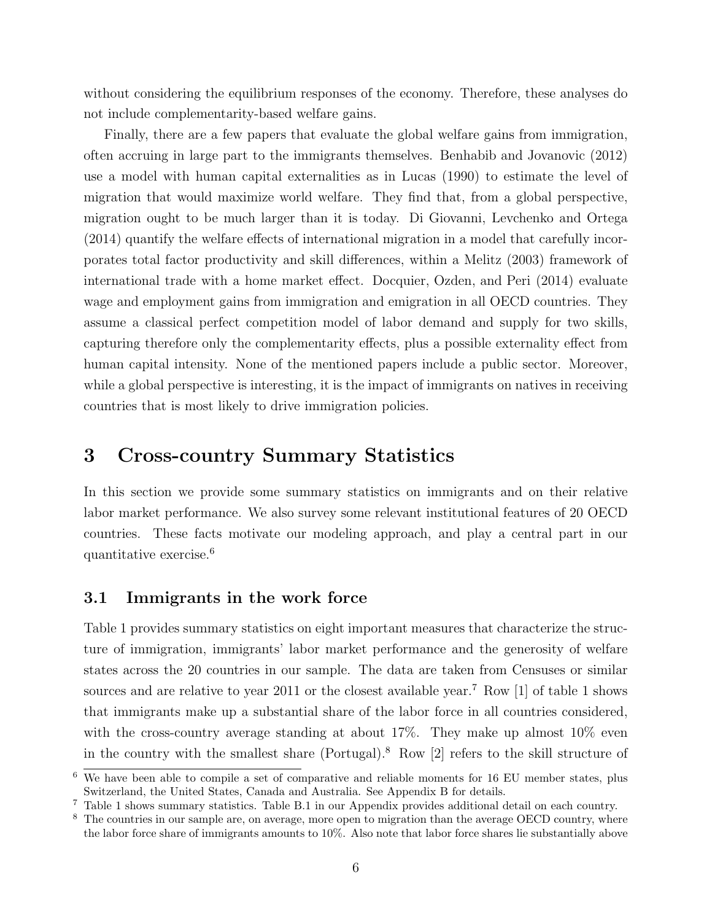without considering the equilibrium responses of the economy. Therefore, these analyses do not include complementarity-based welfare gains.

Finally, there are a few papers that evaluate the global welfare gains from immigration, often accruing in large part to the immigrants themselves. Benhabib and Jovanovic (2012) use a model with human capital externalities as in Lucas (1990) to estimate the level of migration that would maximize world welfare. They find that, from a global perspective, migration ought to be much larger than it is today. Di Giovanni, Levchenko and Ortega (2014) quantify the welfare effects of international migration in a model that carefully incorporates total factor productivity and skill differences, within a Melitz (2003) framework of international trade with a home market effect. Docquier, Ozden, and Peri (2014) evaluate wage and employment gains from immigration and emigration in all OECD countries. They assume a classical perfect competition model of labor demand and supply for two skills, capturing therefore only the complementarity effects, plus a possible externality effect from human capital intensity. None of the mentioned papers include a public sector. Moreover, while a global perspective is interesting, it is the impact of immigrants on natives in receiving countries that is most likely to drive immigration policies.

# 3 Cross-country Summary Statistics

In this section we provide some summary statistics on immigrants and on their relative labor market performance. We also survey some relevant institutional features of 20 OECD countries. These facts motivate our modeling approach, and play a central part in our quantitative exercise.[6]

## 3.1 Immigrants in the work force

Table 1 provides summary statistics on eight important measures that characterize the structure of immigration, immigrants' labor market performance and the generosity of welfare states across the 20 countries in our sample. The data are taken from Censuses or similar sources and are relative to year 2011 or the closest available year.[7] Row [1] of table 1 shows that immigrants make up a substantial share of the labor force in all countries considered, with the cross-country average standing at about 17%. They make up almost 10% even in the country with the smallest share (Portugal).[8] Row [2] refers to the skill structure of

[6] We have been able to compile a set of comparative and reliable moments for 16 EU member states, plus Switzerland, the United States, Canada and Australia. See Appendix B for details.

[7] Table 1 shows summary statistics. Table B.1 in our Appendix provides additional detail on each country.

[8] The countries in our sample are, on average, more open to migration than the average OECD country, where the labor force share of immigrants amounts to 10%. Also note that labor force shares lie substantially above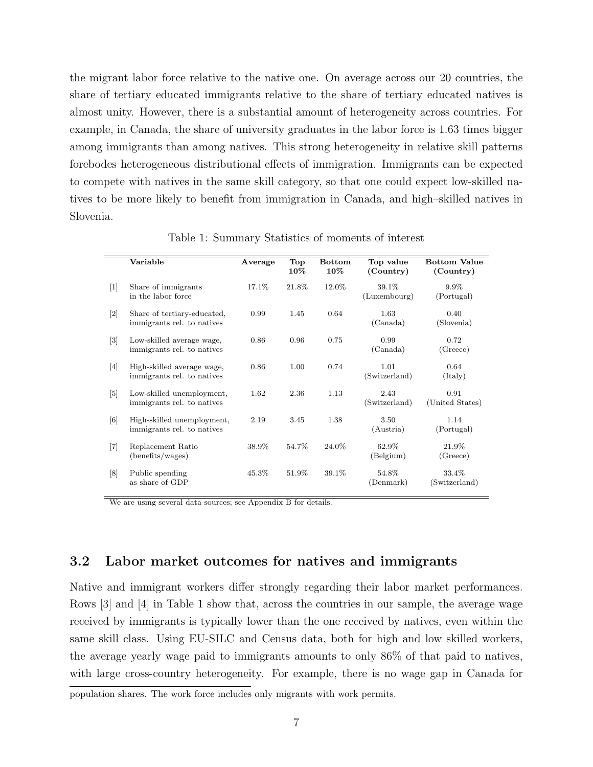the migrant labor force relative to the native one. On average across our 20 countries, the share of tertiary educated immigrants relative to the share of tertiary educated natives is almost unity. However, there is a substantial amount of heterogeneity across countries. For example, in Canada, the share of university graduates in the labor force is 1.63 times bigger among immigrants than among natives. This strong heterogeneity in relative skill patterns forebodes heterogeneous distributional effects of immigration. Immigrants can be expected to compete with natives in the same skill category, so that one could expect low-skilled natives to be more likely to benefit from immigration in Canada, and high–skilled natives in Slovenia.

Table 1: Summary Statistics of moments of interest

| | Variable | Average | Top 10% | Bottom 10% | Top value (Country) | Bottom Value (Country) |
|---|---|---|---|---|---|---|
| [1] | Share of immigrants in the labor force | 17.1% | 21.8% | 12.0% | 39.1% (Luxembourg) | 9.9% (Portugal) |
| [2] | Share of tertiary-educated, immigrants rel. to natives | 0.99 | 1.45 | 0.64 | 1.63 (Canada) | 0.40 (Slovenia) |
| [3] | Low-skilled average wage, immigrants rel. to natives | 0.86 | 0.96 | 0.75 | 0.99 (Canada) | 0.72 (Greece) |
| [4] | High-skilled average wage, immigrants rel. to natives | 0.86 | 1.00 | 0.74 | 1.01 (Switzerland) | 0.64 (Italy) |
| [5] | Low-skilled unemployment, immigrants rel. to natives | 1.62 | 2.36 | 1.13 | 2.43 (Switzerland) | 0.91 (United States) |
| [6] | High-skilled unemployment, immigrants rel. to natives | 2.19 | 3.45 | 1.38 | 3.50 (Austria) | 1.14 (Portugal) |
| [7] | Replacement Ratio (benefits/wages) | 38.9% | 54.7% | 24.0% | 62.9% (Belgium) | 21.9% (Greece) |
| [8] | Public spending as share of GDP | 45.3% | 51.9% | 39.1% | 54.8% (Denmark) | 33.4% (Switzerland) |

We are using several data sources; see Appendix B for details.

## 3.2 Labor market outcomes for natives and immigrants

Native and immigrant workers differ strongly regarding their labor market performances. Rows [3] and [4] in Table 1 show that, across the countries in our sample, the average wage received by immigrants is typically lower than the one received by natives, even within the same skill class. Using EU-SILC and Census data, both for high and low skilled workers, the average yearly wage paid to immigrants amounts to only 86% of that paid to natives, with large cross-country heterogeneity. For example, there is no wage gap in Canada for

population shares. The work force includes only migrants with work permits.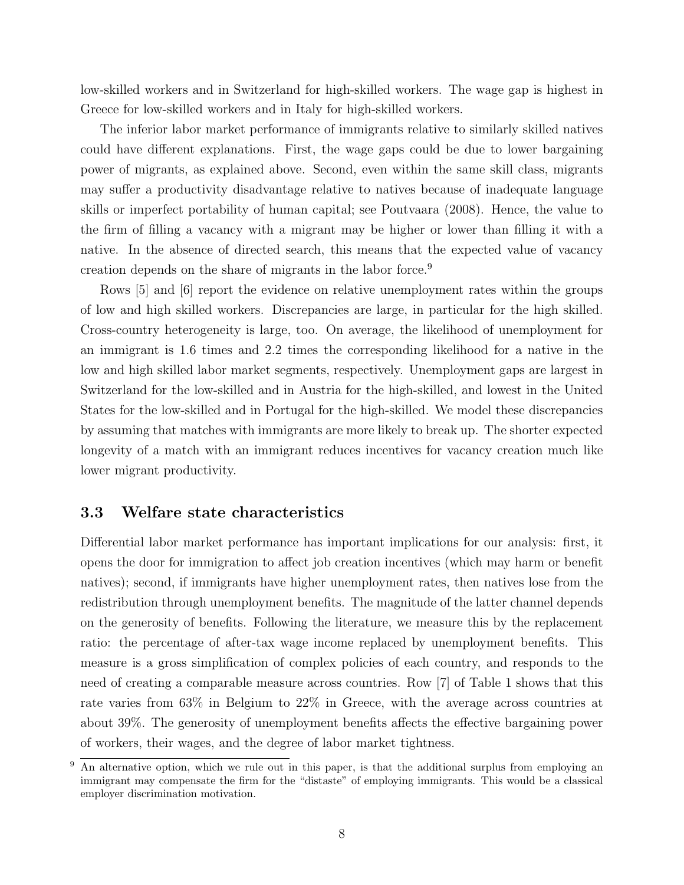low-skilled workers and in Switzerland for high-skilled workers. The wage gap is highest in Greece for low-skilled workers and in Italy for high-skilled workers.

The inferior labor market performance of immigrants relative to similarly skilled natives could have different explanations. First, the wage gaps could be due to lower bargaining power of migrants, as explained above. Second, even within the same skill class, migrants may suffer a productivity disadvantage relative to natives because of inadequate language skills or imperfect portability of human capital; see Poutvaara (2008). Hence, the value to the firm of filling a vacancy with a migrant may be higher or lower than filling it with a native. In the absence of directed search, this means that the expected value of vacancy creation depends on the share of migrants in the labor force.[9]

Rows [5] and [6] report the evidence on relative unemployment rates within the groups of low and high skilled workers. Discrepancies are large, in particular for the high skilled. Cross-country heterogeneity is large, too. On average, the likelihood of unemployment for an immigrant is 1.6 times and 2.2 times the corresponding likelihood for a native in the low and high skilled labor market segments, respectively. Unemployment gaps are largest in Switzerland for the low-skilled and in Austria for the high-skilled, and lowest in the United States for the low-skilled and in Portugal for the high-skilled. We model these discrepancies by assuming that matches with immigrants are more likely to break up. The shorter expected longevity of a match with an immigrant reduces incentives for vacancy creation much like lower migrant productivity.

### 3.3 Welfare state characteristics

Differential labor market performance has important implications for our analysis: first, it opens the door for immigration to affect job creation incentives (which may harm or benefit natives); second, if immigrants have higher unemployment rates, then natives lose from the redistribution through unemployment benefits. The magnitude of the latter channel depends on the generosity of benefits. Following the literature, we measure this by the replacement ratio: the percentage of after-tax wage income replaced by unemployment benefits. This measure is a gross simplification of complex policies of each country, and responds to the need of creating a comparable measure across countries. Row [7] of Table 1 shows that this rate varies from 63% in Belgium to 22% in Greece, with the average across countries at about 39%. The generosity of unemployment benefits affects the effective bargaining power of workers, their wages, and the degree of labor market tightness.

[9] An alternative option, which we rule out in this paper, is that the additional surplus from employing an immigrant may compensate the firm for the "distaste" of employing immigrants. This would be a classical employer discrimination motivation.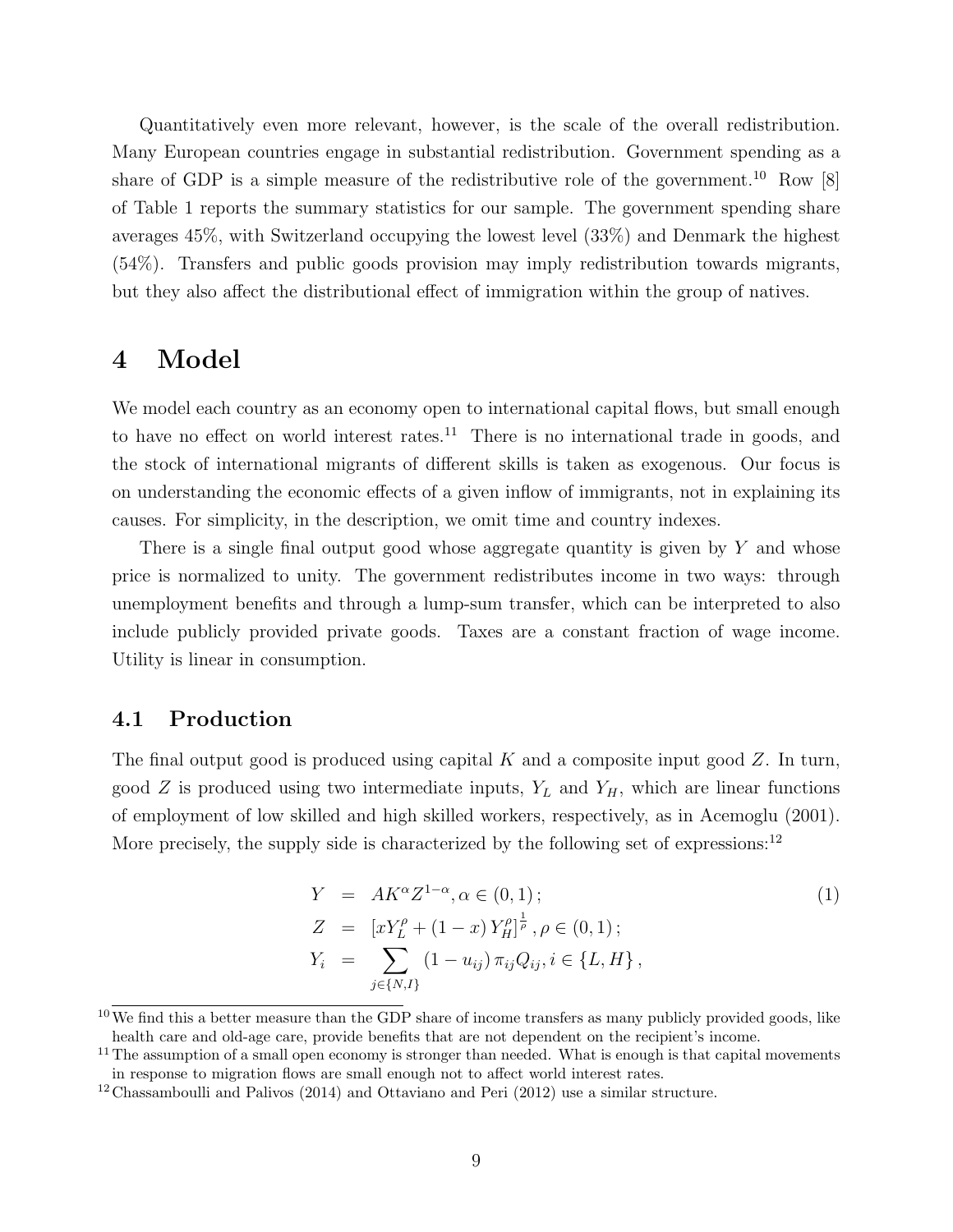Quantitatively even more relevant, however, is the scale of the overall redistribution. Many European countries engage in substantial redistribution. Government spending as a share of GDP is a simple measure of the redistributive role of the government.[10] Row [8] of Table 1 reports the summary statistics for our sample. The government spending share averages 45%, with Switzerland occupying the lowest level (33%) and Denmark the highest (54%). Transfers and public goods provision may imply redistribution towards migrants, but they also affect the distributional effect of immigration within the group of natives.

# 4 Model

We model each country as an economy open to international capital flows, but small enough to have no effect on world interest rates.[11] There is no international trade in goods, and the stock of international migrants of different skills is taken as exogenous. Our focus is on understanding the economic effects of a given inflow of immigrants, not in explaining its causes. For simplicity, in the description, we omit time and country indexes.

There is a single final output good whose aggregate quantity is given by $Y$ and whose price is normalized to unity. The government redistributes income in two ways: through unemployment benefits and through a lump-sum transfer, which can be interpreted to also include publicly provided private goods. Taxes are a constant fraction of wage income. Utility is linear in consumption.

## 4.1 Production

The final output good is produced using capital $K$ and a composite input good $Z$. In turn, good $Z$ is produced using two intermediate inputs, $Y_L$ and $Y_H$, which are linear functions of employment of low skilled and high skilled workers, respectively, as in Acemoglu (2001). More precisely, the supply side is characterized by the following set of expressions:[12]

$$
\begin{aligned}
Y &= AK^{\alpha}Z^{1-\alpha}, \alpha \in (0,1)\,; \\
Z &= \left[xY_L^{\rho} + (1-x)\,Y_H^{\rho}\right]^{\frac{1}{\rho}}, \rho \in (0,1)\,; \\
Y_i &= \sum_{j \in \{N,I\}} (1-u_{ij})\,\pi_{ij}Q_{ij}, i \in \{L,H\}\,,
\end{aligned}
\tag{1}
$$

[10] We find this a better measure than the GDP share of income transfers as many publicly provided goods, like health care and old-age care, provide benefits that are not dependent on the recipient's income.

[11] The assumption of a small open economy is stronger than needed. What is enough is that capital movements in response to migration flows are small enough not to affect world interest rates.

[12] Chassamboulli and Palivos (2014) and Ottaviano and Peri (2012) use a similar structure.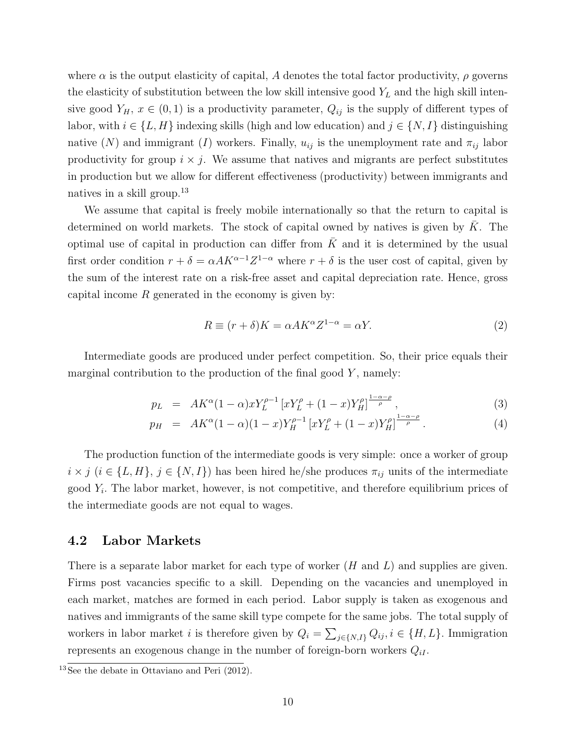where $\alpha$ is the output elasticity of capital, $A$ denotes the total factor productivity, $\rho$ governs the elasticity of substitution between the low skill intensive good $Y_L$ and the high skill intensive good $Y_H$, $x \in (0,1)$ is a productivity parameter, $Q_{ij}$ is the supply of different types of labor, with $i \in \{L, H\}$ indexing skills (high and low education) and $j \in \{N, I\}$ distinguishing native ($N$) and immigrant ($I$) workers. Finally, $u_{ij}$ is the unemployment rate and $\pi_{ij}$ labor productivity for group $i \times j$. We assume that natives and migrants are perfect substitutes in production but we allow for different effectiveness (productivity) between immigrants and natives in a skill group.[13]

We assume that capital is freely mobile internationally so that the return to capital is determined on world markets. The stock of capital owned by natives is given by $\bar{K}$. The optimal use of capital in production can differ from $\bar{K}$ and it is determined by the usual first order condition $r + \delta = \alpha A K^{\alpha-1} Z^{1-\alpha}$ where $r + \delta$ is the user cost of capital, given by the sum of the interest rate on a risk-free asset and capital depreciation rate. Hence, gross capital income $R$ generated in the economy is given by:

$$R \equiv (r + \delta)K = \alpha A K^{\alpha} Z^{1-\alpha} = \alpha Y. \tag{2}$$

Intermediate goods are produced under perfect competition. So, their price equals their marginal contribution to the production of the final good $Y$, namely:

$$p_L = AK^{\alpha}(1-\alpha)xY_L^{\rho-1}\left[xY_L^{\rho} + (1-x)Y_H^{\rho}\right]^{\frac{1-\alpha-\rho}{\rho}}, \tag{3}$$

$$p_H = AK^{\alpha}(1-\alpha)(1-x)Y_H^{\rho-1}\left[xY_L^{\rho} + (1-x)Y_H^{\rho}\right]^{\frac{1-\alpha-\rho}{\rho}}. \tag{4}$$

The production function of the intermediate goods is very simple: once a worker of group $i \times j$ ($i \in \{L, H\}$, $j \in \{N, I\}$) has been hired he/she produces $\pi_{ij}$ units of the intermediate good $Y_i$. The labor market, however, is not competitive, and therefore equilibrium prices of the intermediate goods are not equal to wages.

## 4.2 Labor Markets

There is a separate labor market for each type of worker ($H$ and $L$) and supplies are given. Firms post vacancies specific to a skill. Depending on the vacancies and unemployed in each market, matches are formed in each period. Labor supply is taken as exogenous and natives and immigrants of the same skill type compete for the same jobs. The total supply of workers in labor market $i$ is therefore given by $Q_i = \sum_{j \in \{N,I\}} Q_{ij}, i \in \{H, L\}$. Immigration represents an exogenous change in the number of foreign-born workers $Q_{iI}$.

[13] See the debate in Ottaviano and Peri (2012).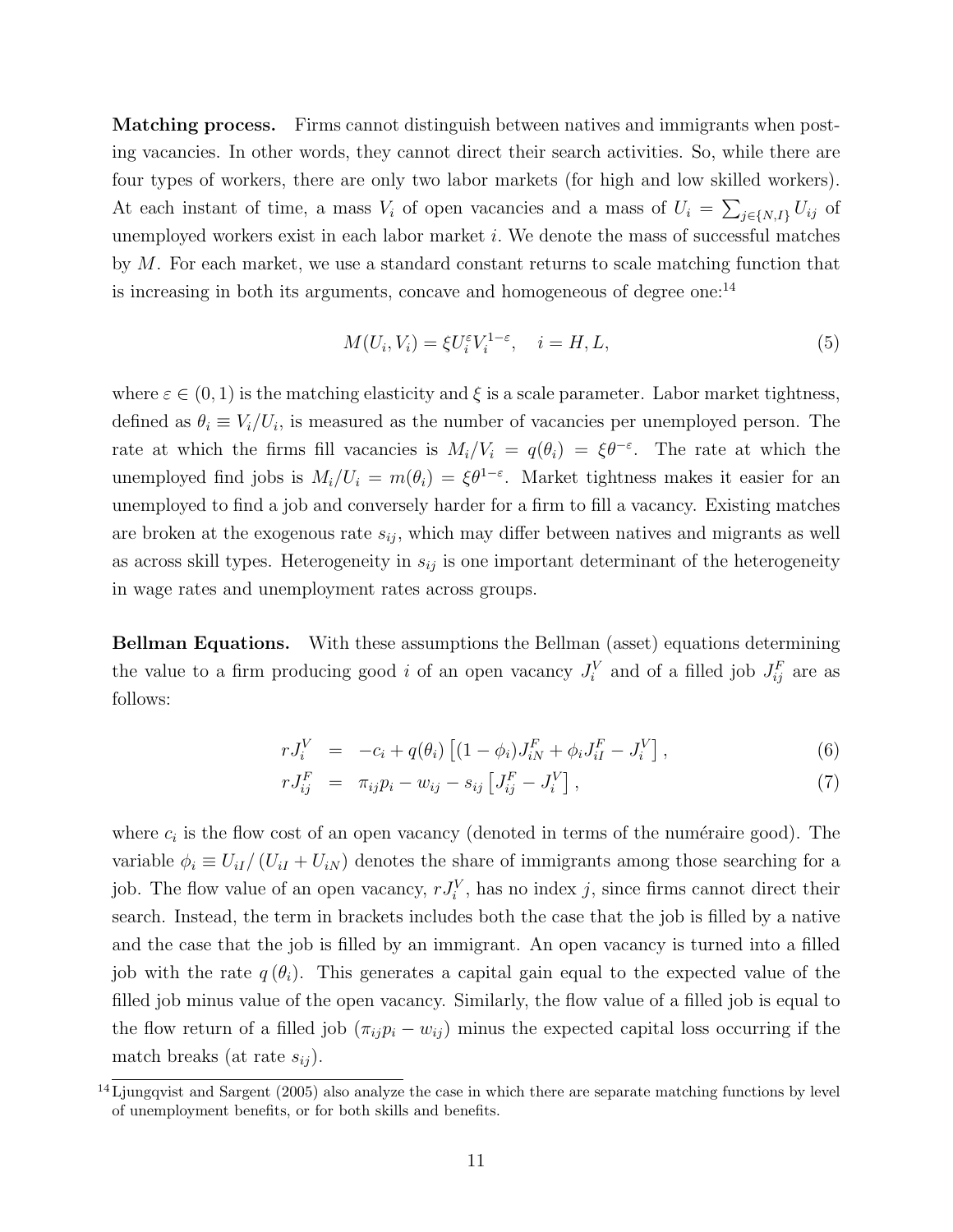**Matching process.** Firms cannot distinguish between natives and immigrants when posting vacancies. In other words, they cannot direct their search activities. So, while there are four types of workers, there are only two labor markets (for high and low skilled workers). At each instant of time, a mass $V_i$ of open vacancies and a mass of $U_i = \sum_{j \in \{N,I\}} U_{ij}$ of unemployed workers exist in each labor market $i$. We denote the mass of successful matches by $M$. For each market, we use a standard constant returns to scale matching function that is increasing in both its arguments, concave and homogeneous of degree one:[14]

$$M(U_i, V_i) = \xi U_i^{\varepsilon} V_i^{1-\varepsilon}, \quad i = H, L, \tag{5}$$

where $\varepsilon \in (0,1)$ is the matching elasticity and $\xi$ is a scale parameter. Labor market tightness, defined as $\theta_i \equiv V_i/U_i$, is measured as the number of vacancies per unemployed person. The rate at which the firms fill vacancies is $M_i/V_i = q(\theta_i) = \xi\theta^{-\varepsilon}$. The rate at which the unemployed find jobs is $M_i/U_i = m(\theta_i) = \xi\theta^{1-\varepsilon}$. Market tightness makes it easier for an unemployed to find a job and conversely harder for a firm to fill a vacancy. Existing matches are broken at the exogenous rate $s_{ij}$, which may differ between natives and migrants as well as across skill types. Heterogeneity in $s_{ij}$ is one important determinant of the heterogeneity in wage rates and unemployment rates across groups.

**Bellman Equations.** With these assumptions the Bellman (asset) equations determining the value to a firm producing good $i$ of an open vacancy $J_i^V$ and of a filled job $J_{ij}^F$ are as follows:

$$rJ_i^V = -c_i + q(\theta_i)\left[(1-\phi_i)J_{iN}^F + \phi_i J_{iI}^F - J_i^V\right], \tag{6}$$

$$rJ_{ij}^F = \pi_{ij}p_i - w_{ij} - s_{ij}\left[J_{ij}^F - J_i^V\right], \tag{7}$$

where $c_i$ is the flow cost of an open vacancy (denoted in terms of the numéraire good). The variable $\phi_i \equiv U_{iI}/\left(U_{iI} + U_{iN}\right)$ denotes the share of immigrants among those searching for a job. The flow value of an open vacancy, $rJ_i^V$, has no index $j$, since firms cannot direct their search. Instead, the term in brackets includes both the case that the job is filled by a native and the case that the job is filled by an immigrant. An open vacancy is turned into a filled job with the rate $q(\theta_i)$. This generates a capital gain equal to the expected value of the filled job minus value of the open vacancy. Similarly, the flow value of a filled job is equal to the flow return of a filled job $(\pi_{ij}p_i - w_{ij})$ minus the expected capital loss occurring if the match breaks (at rate $s_{ij}$).

[14] Ljungqvist and Sargent (2005) also analyze the case in which there are separate matching functions by level of unemployment benefits, or for both skills and benefits.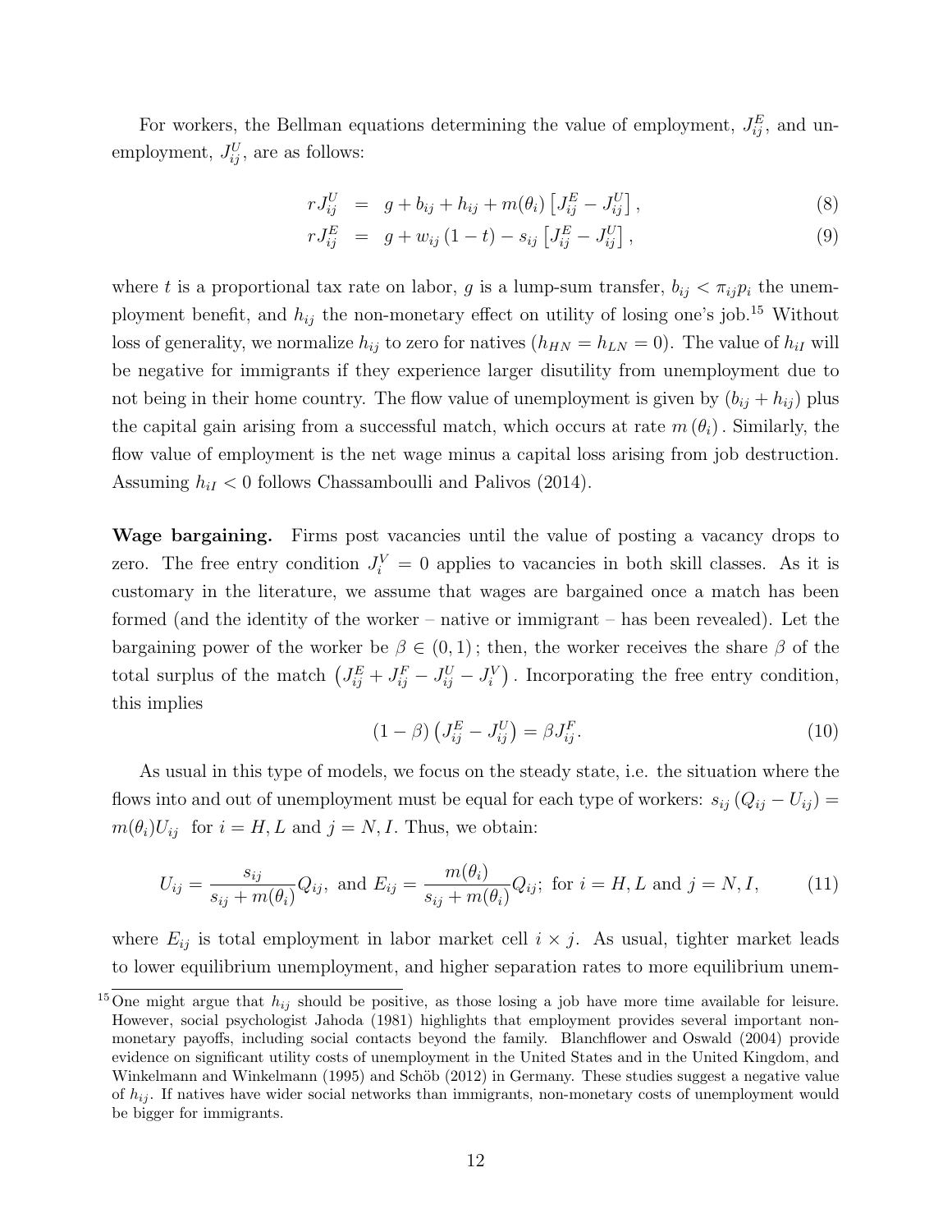For workers, the Bellman equations determining the value of employment, $J_{ij}^E$, and unemployment, $J_{ij}^U$, are as follows:

$$
\begin{aligned}
rJ_{ij}^U &= g + b_{ij} + h_{ij} + m(\theta_i)\left[J_{ij}^E - J_{ij}^U\right], &(8)\\
rJ_{ij}^E &= g + w_{ij}(1-t) - s_{ij}\left[J_{ij}^E - J_{ij}^U\right], &(9)
\end{aligned}
$$

where $t$ is a proportional tax rate on labor, $g$ is a lump-sum transfer, $b_{ij} < \pi_{ij}p_i$ the unemployment benefit, and $h_{ij}$ the non-monetary effect on utility of losing one's job.[15] Without loss of generality, we normalize $h_{ij}$ to zero for natives ($h_{HN} = h_{LN} = 0$). The value of $h_{iI}$ will be negative for immigrants if they experience larger disutility from unemployment due to not being in their home country. The flow value of unemployment is given by $(b_{ij} + h_{ij})$ plus the capital gain arising from a successful match, which occurs at rate $m(\theta_i)$. Similarly, the flow value of employment is the net wage minus a capital loss arising from job destruction. Assuming $h_{iI} < 0$ follows Chassamboulli and Palivos (2014).

**Wage bargaining.** Firms post vacancies until the value of posting a vacancy drops to zero. The free entry condition $J_i^V = 0$ applies to vacancies in both skill classes. As it is customary in the literature, we assume that wages are bargained once a match has been formed (and the identity of the worker – native or immigrant – has been revealed). Let the bargaining power of the worker be $\beta \in (0,1)$; then, the worker receives the share $\beta$ of the total surplus of the match $\left(J_{ij}^E + J_{ij}^F - J_{ij}^U - J_i^V\right)$. Incorporating the free entry condition, this implies

$$
(1-\beta)\left(J_{ij}^E - J_{ij}^U\right) = \beta J_{ij}^F. \tag{10}
$$

As usual in this type of models, we focus on the steady state, i.e. the situation where the flows into and out of unemployment must be equal for each type of workers: $s_{ij}(Q_{ij} - U_{ij}) = m(\theta_i)U_{ij}$ for $i = H, L$ and $j = N, I$. Thus, we obtain:

$$
U_{ij} = \frac{s_{ij}}{s_{ij} + m(\theta_i)}Q_{ij}, \text{ and } E_{ij} = \frac{m(\theta_i)}{s_{ij} + m(\theta_i)}Q_{ij}; \text{ for } i = H, L \text{ and } j = N, I, \tag{11}
$$

where $E_{ij}$ is total employment in labor market cell $i \times j$. As usual, tighter market leads to lower equilibrium unemployment, and higher separation rates to more equilibrium unem-

[15] One might argue that $h_{ij}$ should be positive, as those losing a job have more time available for leisure. However, social psychologist Jahoda (1981) highlights that employment provides several important non-monetary payoffs, including social contacts beyond the family. Blanchflower and Oswald (2004) provide evidence on significant utility costs of unemployment in the United States and in the United Kingdom, and Winkelmann and Winkelmann (1995) and Schöb (2012) in Germany. These studies suggest a negative value of $h_{ij}$. If natives have wider social networks than immigrants, non-monetary costs of unemployment would be bigger for immigrants.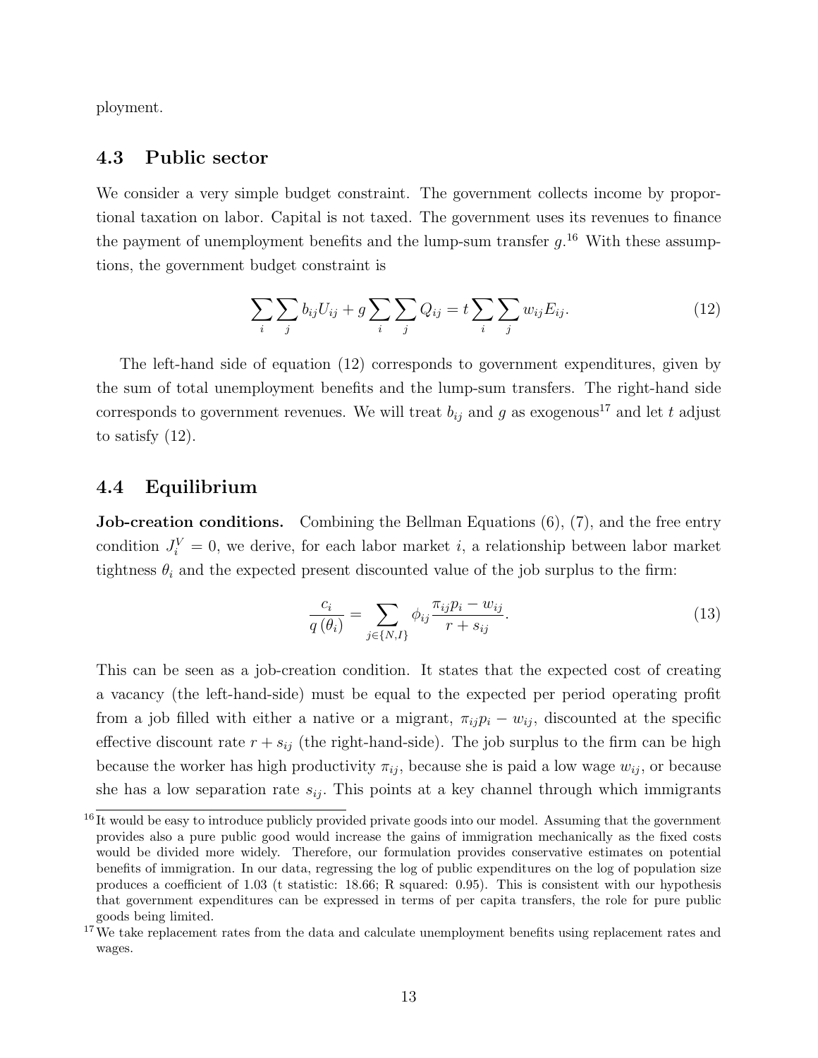ployment.

## 4.3 Public sector

We consider a very simple budget constraint. The government collects income by proportional taxation on labor. Capital is not taxed. The government uses its revenues to finance the payment of unemployment benefits and the lump-sum transfer $g$.[16] With these assumptions, the government budget constraint is

$$\sum_i \sum_j b_{ij} U_{ij} + g \sum_i \sum_j Q_{ij} = t \sum_i \sum_j w_{ij} E_{ij}. \tag{12}$$

The left-hand side of equation (12) corresponds to government expenditures, given by the sum of total unemployment benefits and the lump-sum transfers. The right-hand side corresponds to government revenues. We will treat $b_{ij}$ and $g$ as exogenous[17] and let $t$ adjust to satisfy (12).

## 4.4 Equilibrium

**Job-creation conditions.** Combining the Bellman Equations (6), (7), and the free entry condition $J_i^V = 0$, we derive, for each labor market $i$, a relationship between labor market tightness $\theta_i$ and the expected present discounted value of the job surplus to the firm:

$$\frac{c_i}{q(\theta_i)} = \sum_{j \in \{N,I\}} \phi_{ij} \frac{\pi_{ij} p_i - w_{ij}}{r + s_{ij}}. \tag{13}$$

This can be seen as a job-creation condition. It states that the expected cost of creating a vacancy (the left-hand-side) must be equal to the expected per period operating profit from a job filled with either a native or a migrant, $\pi_{ij} p_i - w_{ij}$, discounted at the specific effective discount rate $r + s_{ij}$ (the right-hand-side). The job surplus to the firm can be high because the worker has high productivity $\pi_{ij}$, because she is paid a low wage $w_{ij}$, or because she has a low separation rate $s_{ij}$. This points at a key channel through which immigrants

[16] It would be easy to introduce publicly provided private goods into our model. Assuming that the government provides also a pure public good would increase the gains of immigration mechanically as the fixed costs would be divided more widely. Therefore, our formulation provides conservative estimates on potential benefits of immigration. In our data, regressing the log of public expenditures on the log of population size produces a coefficient of 1.03 (t statistic: 18.66; R squared: 0.95). This is consistent with our hypothesis that government expenditures can be expressed in terms of per capita transfers, the role for pure public goods being limited.

[17] We take replacement rates from the data and calculate unemployment benefits using replacement rates and wages.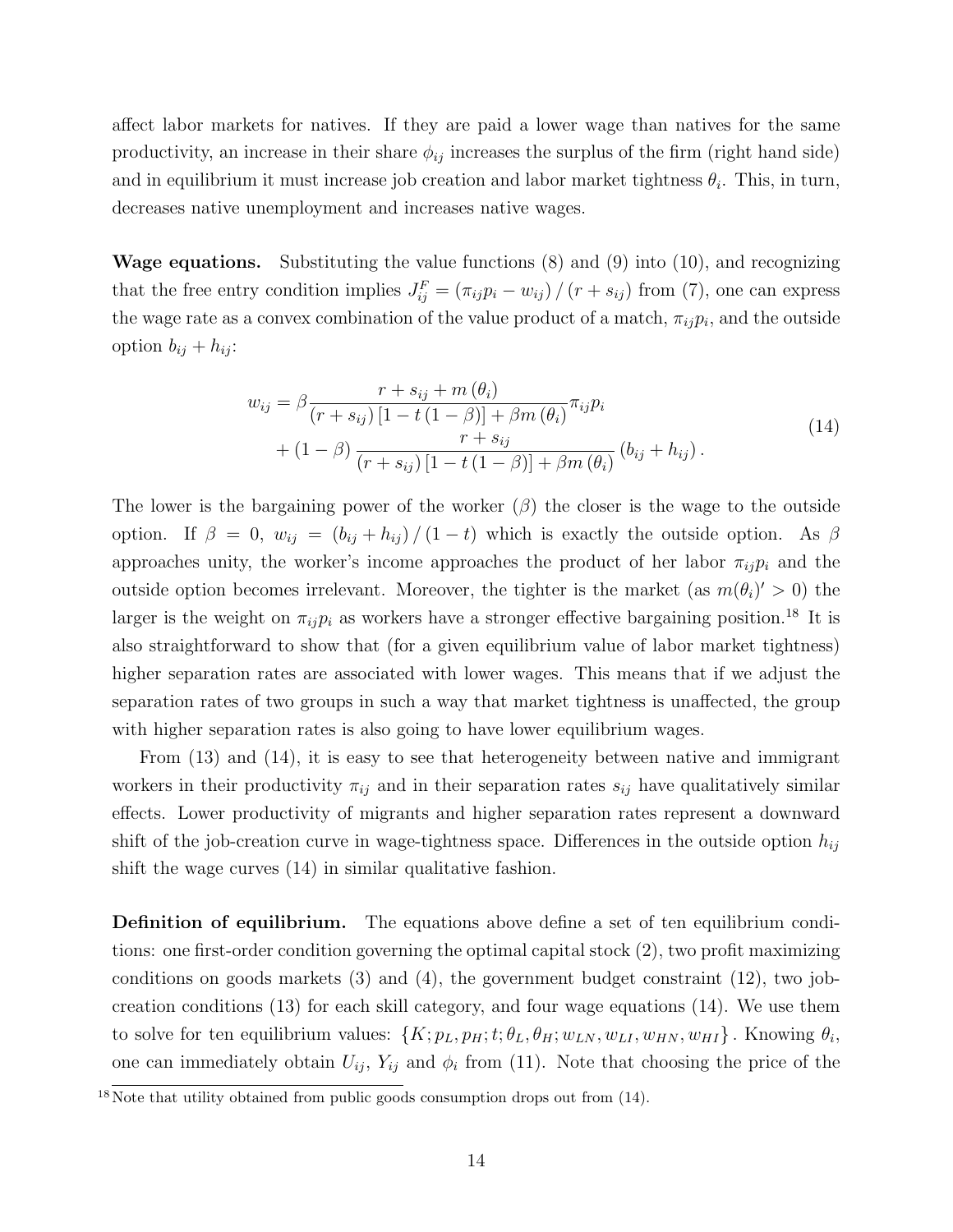affect labor markets for natives. If they are paid a lower wage than natives for the same productivity, an increase in their share $\phi_{ij}$ increases the surplus of the firm (right hand side) and in equilibrium it must increase job creation and labor market tightness $\theta_i$. This, in turn, decreases native unemployment and increases native wages.

**Wage equations.** Substituting the value functions (8) and (9) into (10), and recognizing that the free entry condition implies $J_{ij}^F = (\pi_{ij}p_i - w_{ij}) / (r + s_{ij})$ from (7), one can express the wage rate as a convex combination of the value product of a match, $\pi_{ij}p_i$, and the outside option $b_{ij} + h_{ij}$:

$$
\begin{aligned}
w_{ij} = {} & \beta \frac{r + s_{ij} + m(\theta_i)}{(r + s_{ij})[1 - t(1 - \beta)] + \beta m(\theta_i)} \pi_{ij} p_i \\
& + (1 - \beta) \frac{r + s_{ij}}{(r + s_{ij})[1 - t(1 - \beta)] + \beta m(\theta_i)} (b_{ij} + h_{ij}).
\end{aligned}
\tag{14}
$$

The lower is the bargaining power of the worker ($\beta$) the closer is the wage to the outside option. If $\beta = 0$, $w_{ij} = (b_{ij} + h_{ij}) / (1 - t)$ which is exactly the outside option. As $\beta$ approaches unity, the worker's income approaches the product of her labor $\pi_{ij}p_i$ and the outside option becomes irrelevant. Moreover, the tighter is the market (as $m(\theta_i)' > 0$) the larger is the weight on $\pi_{ij}p_i$ as workers have a stronger effective bargaining position.[18] It is also straightforward to show that (for a given equilibrium value of labor market tightness) higher separation rates are associated with lower wages. This means that if we adjust the separation rates of two groups in such a way that market tightness is unaffected, the group with higher separation rates is also going to have lower equilibrium wages.

From (13) and (14), it is easy to see that heterogeneity between native and immigrant workers in their productivity $\pi_{ij}$ and in their separation rates $s_{ij}$ have qualitatively similar effects. Lower productivity of migrants and higher separation rates represent a downward shift of the job-creation curve in wage-tightness space. Differences in the outside option $h_{ij}$ shift the wage curves (14) in similar qualitative fashion.

**Definition of equilibrium.** The equations above define a set of ten equilibrium conditions: one first-order condition governing the optimal capital stock (2), two profit maximizing conditions on goods markets (3) and (4), the government budget constraint (12), two job-creation conditions (13) for each skill category, and four wage equations (14). We use them to solve for ten equilibrium values: $\{K; p_L, p_H; t; \theta_L, \theta_H; w_{LN}, w_{LI}, w_{HN}, w_{HI}\}$. Knowing $\theta_i$, one can immediately obtain $U_{ij}$, $Y_{ij}$ and $\phi_i$ from (11). Note that choosing the price of the

[18] Note that utility obtained from public goods consumption drops out from (14).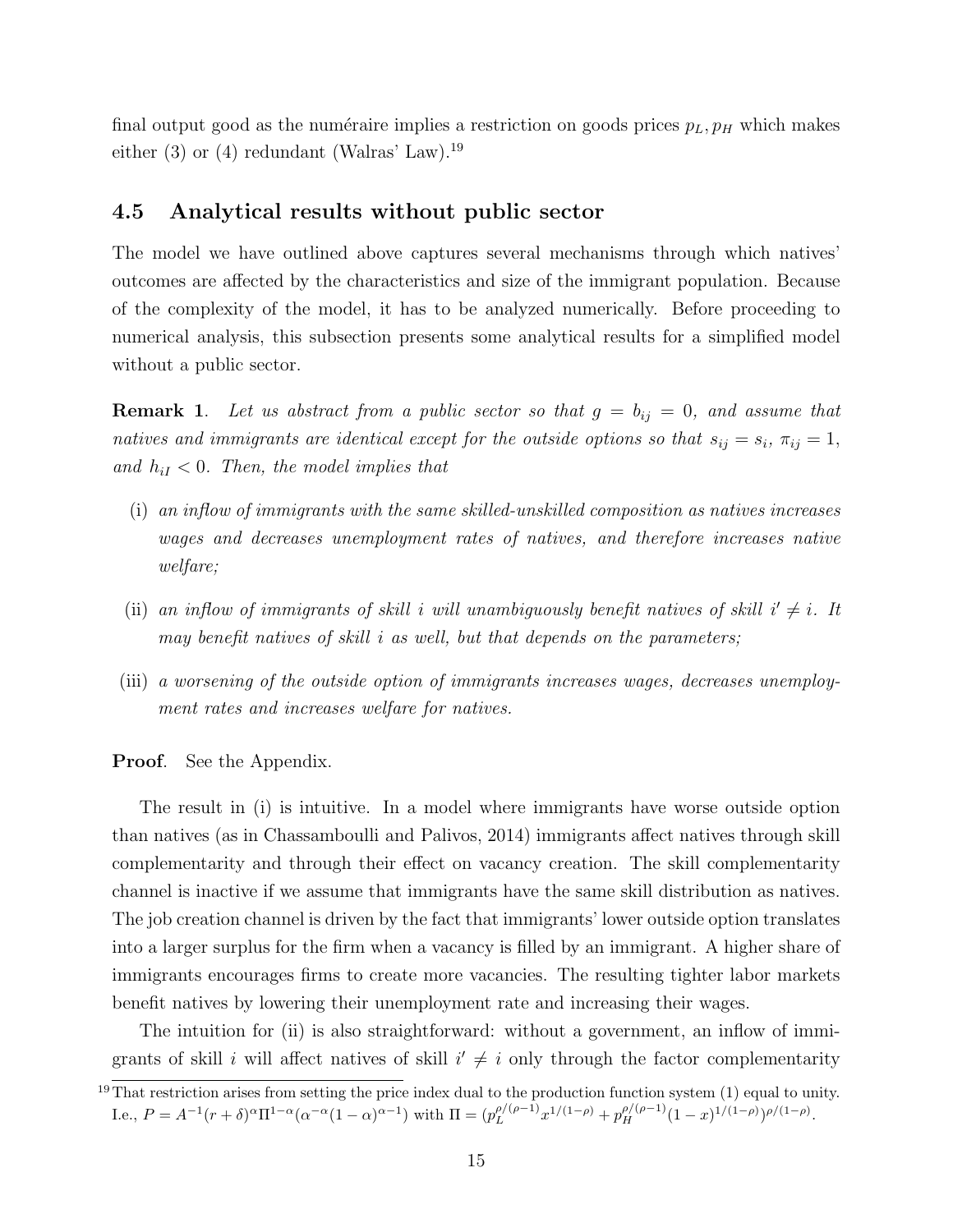final output good as the numéraire implies a restriction on goods prices $p_L, p_H$ which makes either (3) or (4) redundant (Walras' Law).[19]

### 4.5 Analytical results without public sector

The model we have outlined above captures several mechanisms through which natives' outcomes are affected by the characteristics and size of the immigrant population. Because of the complexity of the model, it has to be analyzed numerically. Before proceeding to numerical analysis, this subsection presents some analytical results for a simplified model without a public sector.

**Remark 1**. *Let us abstract from a public sector so that $g = b_{ij} = 0$, and assume that natives and immigrants are identical except for the outside options so that $s_{ij} = s_i$, $\pi_{ij} = 1$, and $h_{iI} < 0$. Then, the model implies that*

(i) *an inflow of immigrants with the same skilled-unskilled composition as natives increases wages and decreases unemployment rates of natives, and therefore increases native welfare;*

(ii) *an inflow of immigrants of skill $i$ will unambiguously benefit natives of skill $i' \neq i$. It may benefit natives of skill $i$ as well, but that depends on the parameters;*

(iii) *a worsening of the outside option of immigrants increases wages, decreases unemployment rates and increases welfare for natives.*

**Proof**. See the Appendix.

The result in (i) is intuitive. In a model where immigrants have worse outside option than natives (as in Chassamboulli and Palivos, 2014) immigrants affect natives through skill complementarity and through their effect on vacancy creation. The skill complementarity channel is inactive if we assume that immigrants have the same skill distribution as natives. The job creation channel is driven by the fact that immigrants' lower outside option translates into a larger surplus for the firm when a vacancy is filled by an immigrant. A higher share of immigrants encourages firms to create more vacancies. The resulting tighter labor markets benefit natives by lowering their unemployment rate and increasing their wages.

The intuition for (ii) is also straightforward: without a government, an inflow of immigrants of skill $i$ will affect natives of skill $i' \neq i$ only through the factor complementarity

[19] That restriction arises from setting the price index dual to the production function system (1) equal to unity. I.e., $P = A^{-1}(r+\delta)^{\alpha}\Pi^{1-\alpha}(\alpha^{-\alpha}(1-\alpha)^{\alpha-1})$ with $\Pi = (p_L^{\rho/(\rho-1)}x^{1/(1-\rho)} + p_H^{\rho/(\rho-1)}(1-x)^{1/(1-\rho)})^{\rho/(1-\rho)}$.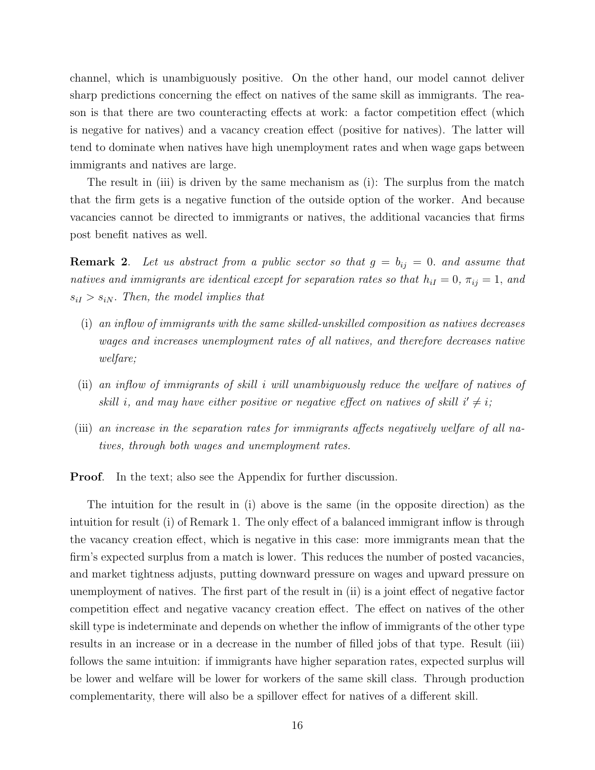channel, which is unambiguously positive. On the other hand, our model cannot deliver sharp predictions concerning the effect on natives of the same skill as immigrants. The reason is that there are two counteracting effects at work: a factor competition effect (which is negative for natives) and a vacancy creation effect (positive for natives). The latter will tend to dominate when natives have high unemployment rates and when wage gaps between immigrants and natives are large.

The result in (iii) is driven by the same mechanism as (i): The surplus from the match that the firm gets is a negative function of the outside option of the worker. And because vacancies cannot be directed to immigrants or natives, the additional vacancies that firms post benefit natives as well.

**Remark 2**. *Let us abstract from a public sector so that $g = b_{ij} = 0$. and assume that natives and immigrants are identical except for separation rates so that $h_{iI} = 0$, $\pi_{ij} = 1$, and $s_{iI} > s_{iN}$. Then, the model implies that*

(i) *an inflow of immigrants with the same skilled-unskilled composition as natives decreases wages and increases unemployment rates of all natives, and therefore decreases native welfare;*

(ii) *an inflow of immigrants of skill $i$ will unambiguously reduce the welfare of natives of skill $i$, and may have either positive or negative effect on natives of skill $i' \neq i$;*

(iii) *an increase in the separation rates for immigrants affects negatively welfare of all natives, through both wages and unemployment rates.*

**Proof**. In the text; also see the Appendix for further discussion.

The intuition for the result in (i) above is the same (in the opposite direction) as the intuition for result (i) of Remark 1. The only effect of a balanced immigrant inflow is through the vacancy creation effect, which is negative in this case: more immigrants mean that the firm's expected surplus from a match is lower. This reduces the number of posted vacancies, and market tightness adjusts, putting downward pressure on wages and upward pressure on unemployment of natives. The first part of the result in (ii) is a joint effect of negative factor competition effect and negative vacancy creation effect. The effect on natives of the other skill type is indeterminate and depends on whether the inflow of immigrants of the other type results in an increase or in a decrease in the number of filled jobs of that type. Result (iii) follows the same intuition: if immigrants have higher separation rates, expected surplus will be lower and welfare will be lower for workers of the same skill class. Through production complementarity, there will also be a spillover effect for natives of a different skill.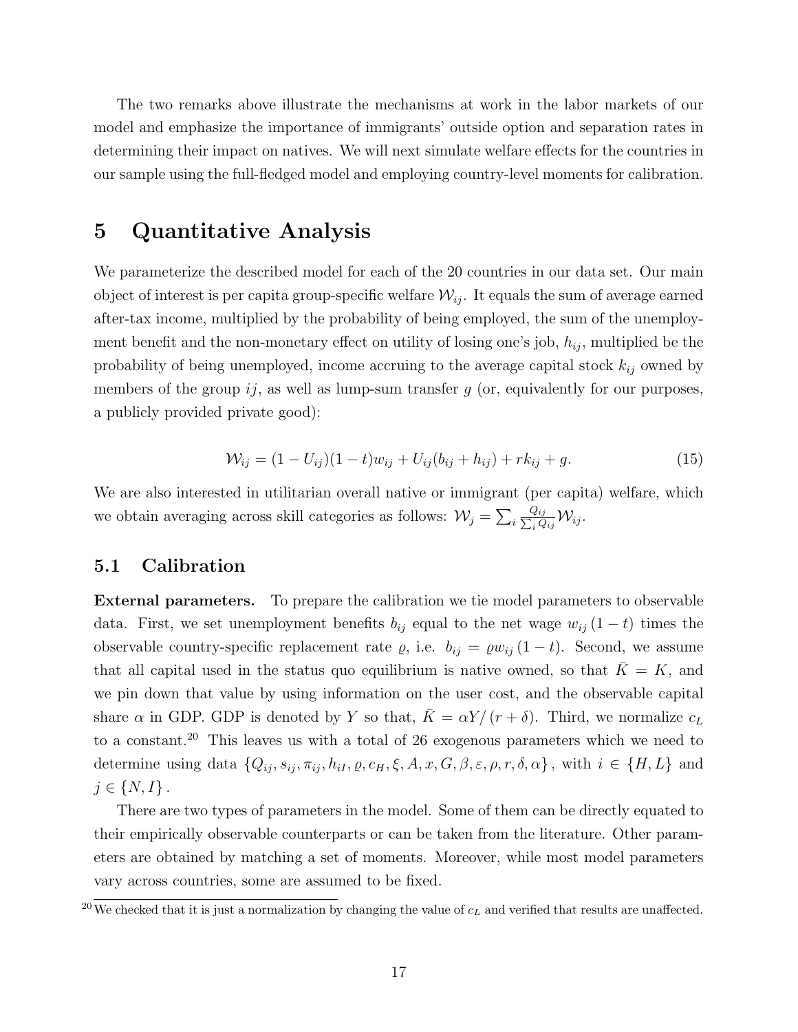The two remarks above illustrate the mechanisms at work in the labor markets of our model and emphasize the importance of immigrants' outside option and separation rates in determining their impact on natives. We will next simulate welfare effects for the countries in our sample using the full-fledged model and employing country-level moments for calibration.

# 5 Quantitative Analysis

We parameterize the described model for each of the 20 countries in our data set. Our main object of interest is per capita group-specific welfare $\mathcal{W}_{ij}$. It equals the sum of average earned after-tax income, multiplied by the probability of being employed, the sum of the unemployment benefit and the non-monetary effect on utility of losing one's job, $h_{ij}$, multiplied be the probability of being unemployed, income accruing to the average capital stock $k_{ij}$ owned by members of the group $ij$, as well as lump-sum transfer $g$ (or, equivalently for our purposes, a publicly provided private good):

$$\mathcal{W}_{ij} = (1 - U_{ij})(1 - t)w_{ij} + U_{ij}(b_{ij} + h_{ij}) + rk_{ij} + g. \tag{15}$$

We are also interested in utilitarian overall native or immigrant (per capita) welfare, which we obtain averaging across skill categories as follows: $\mathcal{W}_j = \sum_i \frac{Q_{ij}}{\sum_i Q_{ij}} \mathcal{W}_{ij}$.

## 5.1 Calibration

**External parameters.** To prepare the calibration we tie model parameters to observable data. First, we set unemployment benefits $b_{ij}$ equal to the net wage $w_{ij}(1-t)$ times the observable country-specific replacement rate $\varrho$, i.e. $b_{ij} = \varrho w_{ij}(1-t)$. Second, we assume that all capital used in the status quo equilibrium is native owned, so that $\bar{K} = K$, and we pin down that value by using information on the user cost, and the observable capital share $\alpha$ in GDP. GDP is denoted by $Y$ so that, $\bar{K} = \alpha Y / (r + \delta)$. Third, we normalize $c_L$ to a constant.[20] This leaves us with a total of 26 exogenous parameters which we need to determine using data $\{Q_{ij}, s_{ij}, \pi_{ij}, h_{iI}, \varrho, c_H, \xi, A, x, G, \beta, \varepsilon, \rho, r, \delta, \alpha\}$, with $i \in \{H, L\}$ and $j \in \{N, I\}$.

There are two types of parameters in the model. Some of them can be directly equated to their empirically observable counterparts or can be taken from the literature. Other parameters are obtained by matching a set of moments. Moreover, while most model parameters vary across countries, some are assumed to be fixed.

[20] We checked that it is just a normalization by changing the value of $c_L$ and verified that results are unaffected.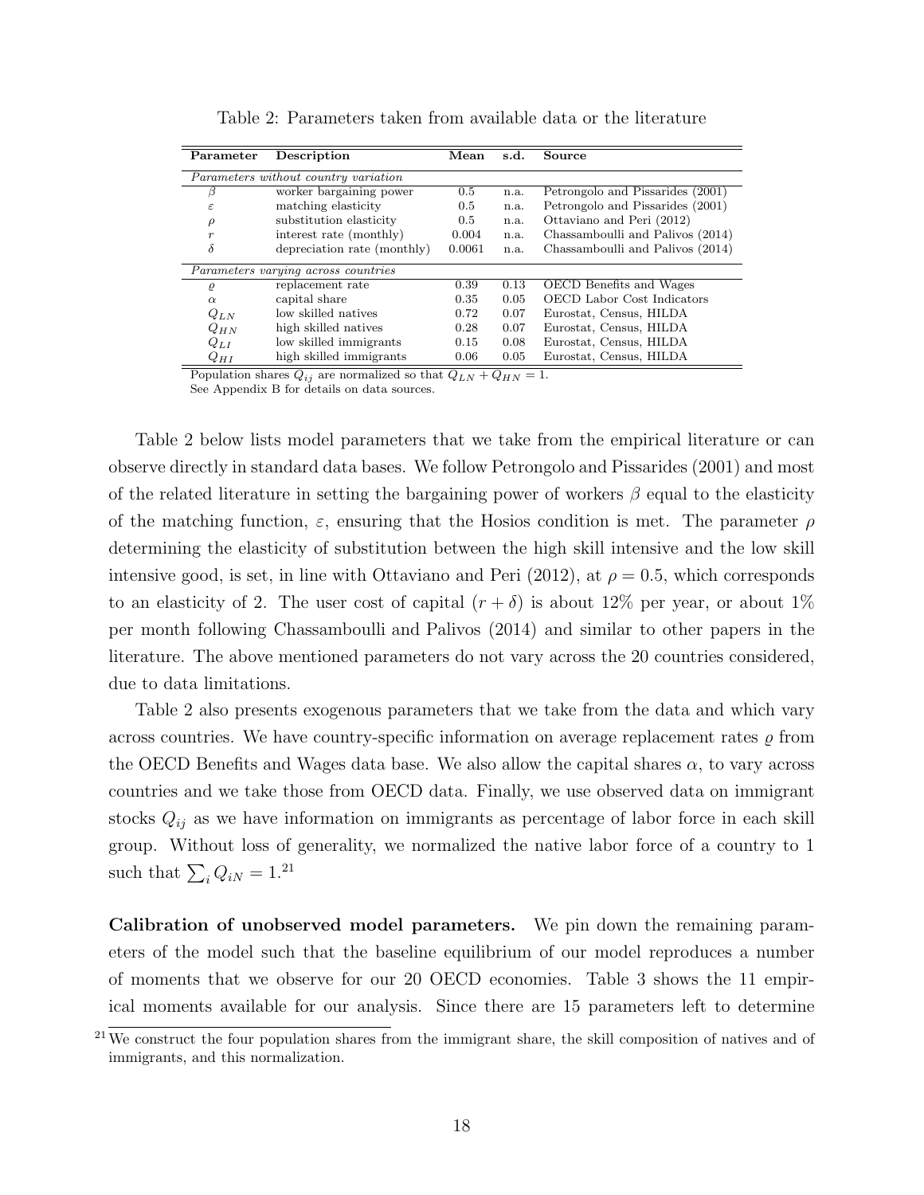Table 2: Parameters taken from available data or the literature

| Parameter | Description | Mean | s.d. | Source |
|---|---|---|---|---|
| *Parameters without country variation* | | | | |
| $\beta$ | worker bargaining power | 0.5 | n.a. | Petrongolo and Pissarides (2001) |
| $\varepsilon$ | matching elasticity | 0.5 | n.a. | Petrongolo and Pissarides (2001) |
| $\rho$ | substitution elasticity | 0.5 | n.a. | Ottaviano and Peri (2012) |
| $r$ | interest rate (monthly) | 0.004 | n.a. | Chassamboulli and Palivos (2014) |
| $\delta$ | depreciation rate (monthly) | 0.0061 | n.a. | Chassamboulli and Palivos (2014) |
| *Parameters varying across countries* | | | | |
| $\varrho$ | replacement rate | 0.39 | 0.13 | OECD Benefits and Wages |
| $\alpha$ | capital share | 0.35 | 0.05 | OECD Labor Cost Indicators |
| $Q_{LN}$ | low skilled natives | 0.72 | 0.07 | Eurostat, Census, HILDA |
| $Q_{HN}$ | high skilled natives | 0.28 | 0.07 | Eurostat, Census, HILDA |
| $Q_{LI}$ | low skilled immigrants | 0.15 | 0.08 | Eurostat, Census, HILDA |
| $Q_{HI}$ | high skilled immigrants | 0.06 | 0.05 | Eurostat, Census, HILDA |

Population shares $Q_{ij}$ are normalized so that $Q_{LN} + Q_{HN} = 1$.
See Appendix B for details on data sources.

Table 2 below lists model parameters that we take from the empirical literature or can observe directly in standard data bases. We follow Petrongolo and Pissarides (2001) and most of the related literature in setting the bargaining power of workers $\beta$ equal to the elasticity of the matching function, $\varepsilon$, ensuring that the Hosios condition is met. The parameter $\rho$ determining the elasticity of substitution between the high skill intensive and the low skill intensive good, is set, in line with Ottaviano and Peri (2012), at $\rho = 0.5$, which corresponds to an elasticity of 2. The user cost of capital $(r + \delta)$ is about 12% per year, or about 1% per month following Chassamboulli and Palivos (2014) and similar to other papers in the literature. The above mentioned parameters do not vary across the 20 countries considered, due to data limitations.

Table 2 also presents exogenous parameters that we take from the data and which vary across countries. We have country-specific information on average replacement rates $\varrho$ from the OECD Benefits and Wages data base. We also allow the capital shares $\alpha$, to vary across countries and we take those from OECD data. Finally, we use observed data on immigrant stocks $Q_{ij}$ as we have information on immigrants as percentage of labor force in each skill group. Without loss of generality, we normalized the native labor force of a country to 1 such that $\sum_i Q_{iN} = 1$.[21]

**Calibration of unobserved model parameters.** We pin down the remaining parameters of the model such that the baseline equilibrium of our model reproduces a number of moments that we observe for our 20 OECD economies. Table 3 shows the 11 empirical moments available for our analysis. Since there are 15 parameters left to determine

[21] We construct the four population shares from the immigrant share, the skill composition of natives and of immigrants, and this normalization.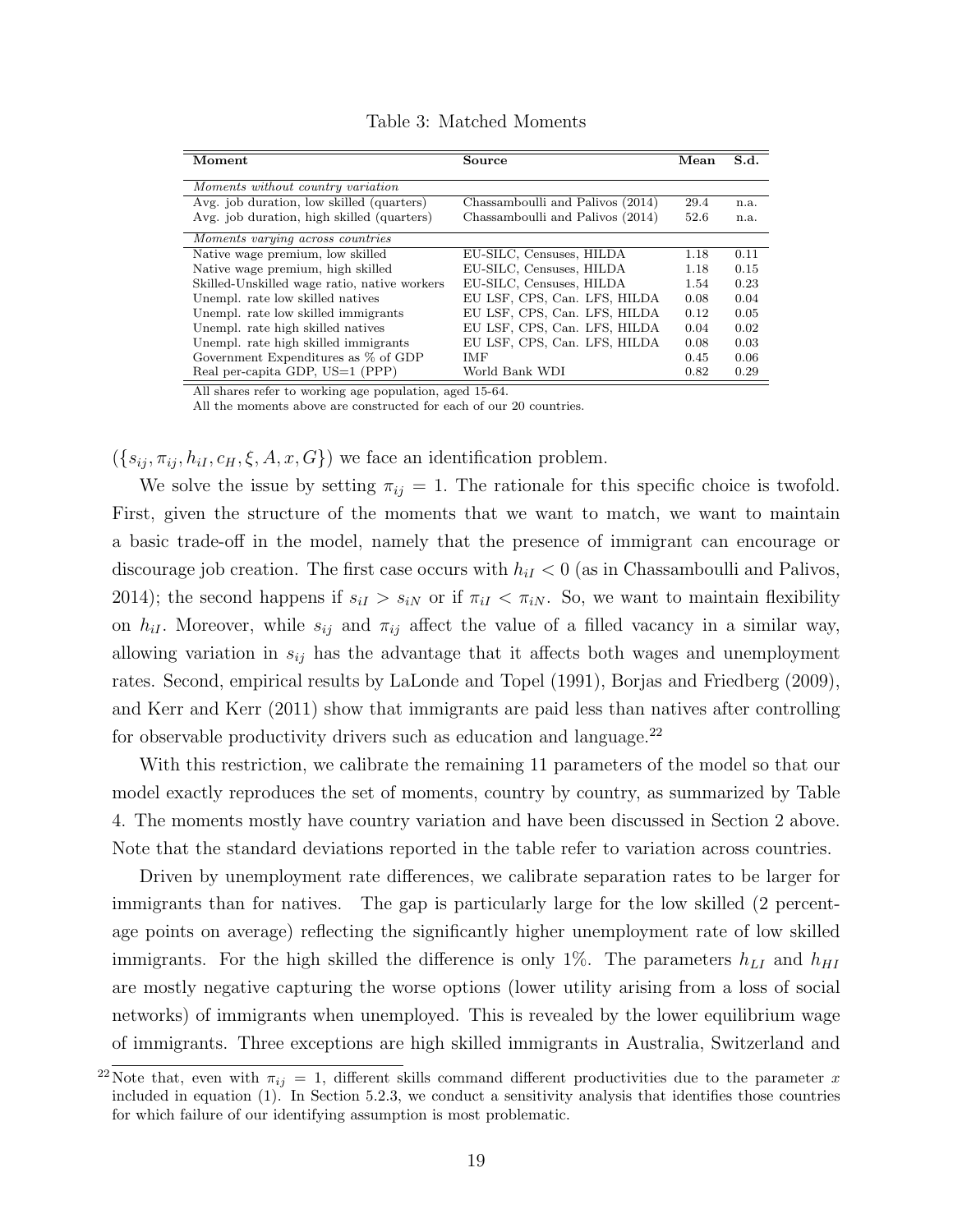Table 3: Matched Moments

| **Moment** | **Source** | **Mean** | **S.d.** |
|---|---|---|---|
| *Moments without country variation* | | | |
| Avg. job duration, low skilled (quarters) | Chassamboulli and Palivos (2014) | 29.4 | n.a. |
| Avg. job duration, high skilled (quarters) | Chassamboulli and Palivos (2014) | 52.6 | n.a. |
| *Moments varying across countries* | | | |
| Native wage premium, low skilled | EU-SILC, Censuses, HILDA | 1.18 | 0.11 |
| Native wage premium, high skilled | EU-SILC, Censuses, HILDA | 1.18 | 0.15 |
| Skilled-Unskilled wage ratio, native workers | EU-SILC, Censuses, HILDA | 1.54 | 0.23 |
| Unempl. rate low skilled natives | EU LSF, CPS, Can. LFS, HILDA | 0.08 | 0.04 |
| Unempl. rate low skilled immigrants | EU LSF, CPS, Can. LFS, HILDA | 0.12 | 0.05 |
| Unempl. rate high skilled natives | EU LSF, CPS, Can. LFS, HILDA | 0.04 | 0.02 |
| Unempl. rate high skilled immigrants | EU LSF, CPS, Can. LFS, HILDA | 0.08 | 0.03 |
| Government Expenditures as % of GDP | IMF | 0.45 | 0.06 |
| Real per-capita GDP, US=1 (PPP) | World Bank WDI | 0.82 | 0.29 |

All shares refer to working age population, aged 15-64.
All the moments above are constructed for each of our 20 countries.

($\{s_{ij}, \pi_{ij}, h_{iI}, c_H, \xi, A, x, G\}$) we face an identification problem.

We solve the issue by setting $\pi_{ij} = 1$. The rationale for this specific choice is twofold. First, given the structure of the moments that we want to match, we want to maintain a basic trade-off in the model, namely that the presence of immigrant can encourage or discourage job creation. The first case occurs with $h_{iI} < 0$ (as in Chassamboulli and Palivos, 2014); the second happens if $s_{iI} > s_{iN}$ or if $\pi_{iI} < \pi_{iN}$. So, we want to maintain flexibility on $h_{iI}$. Moreover, while $s_{ij}$ and $\pi_{ij}$ affect the value of a filled vacancy in a similar way, allowing variation in $s_{ij}$ has the advantage that it affects both wages and unemployment rates. Second, empirical results by LaLonde and Topel (1991), Borjas and Friedberg (2009), and Kerr and Kerr (2011) show that immigrants are paid less than natives after controlling for observable productivity drivers such as education and language.[22]

With this restriction, we calibrate the remaining 11 parameters of the model so that our model exactly reproduces the set of moments, country by country, as summarized by Table 4. The moments mostly have country variation and have been discussed in Section 2 above. Note that the standard deviations reported in the table refer to variation across countries.

Driven by unemployment rate differences, we calibrate separation rates to be larger for immigrants than for natives. The gap is particularly large for the low skilled (2 percentage points on average) reflecting the significantly higher unemployment rate of low skilled immigrants. For the high skilled the difference is only 1%. The parameters $h_{LI}$ and $h_{HI}$ are mostly negative capturing the worse options (lower utility arising from a loss of social networks) of immigrants when unemployed. This is revealed by the lower equilibrium wage of immigrants. Three exceptions are high skilled immigrants in Australia, Switzerland and

[22] Note that, even with $\pi_{ij} = 1$, different skills command different productivities due to the parameter $x$ included in equation (1). In Section 5.2.3, we conduct a sensitivity analysis that identifies those countries for which failure of our identifying assumption is most problematic.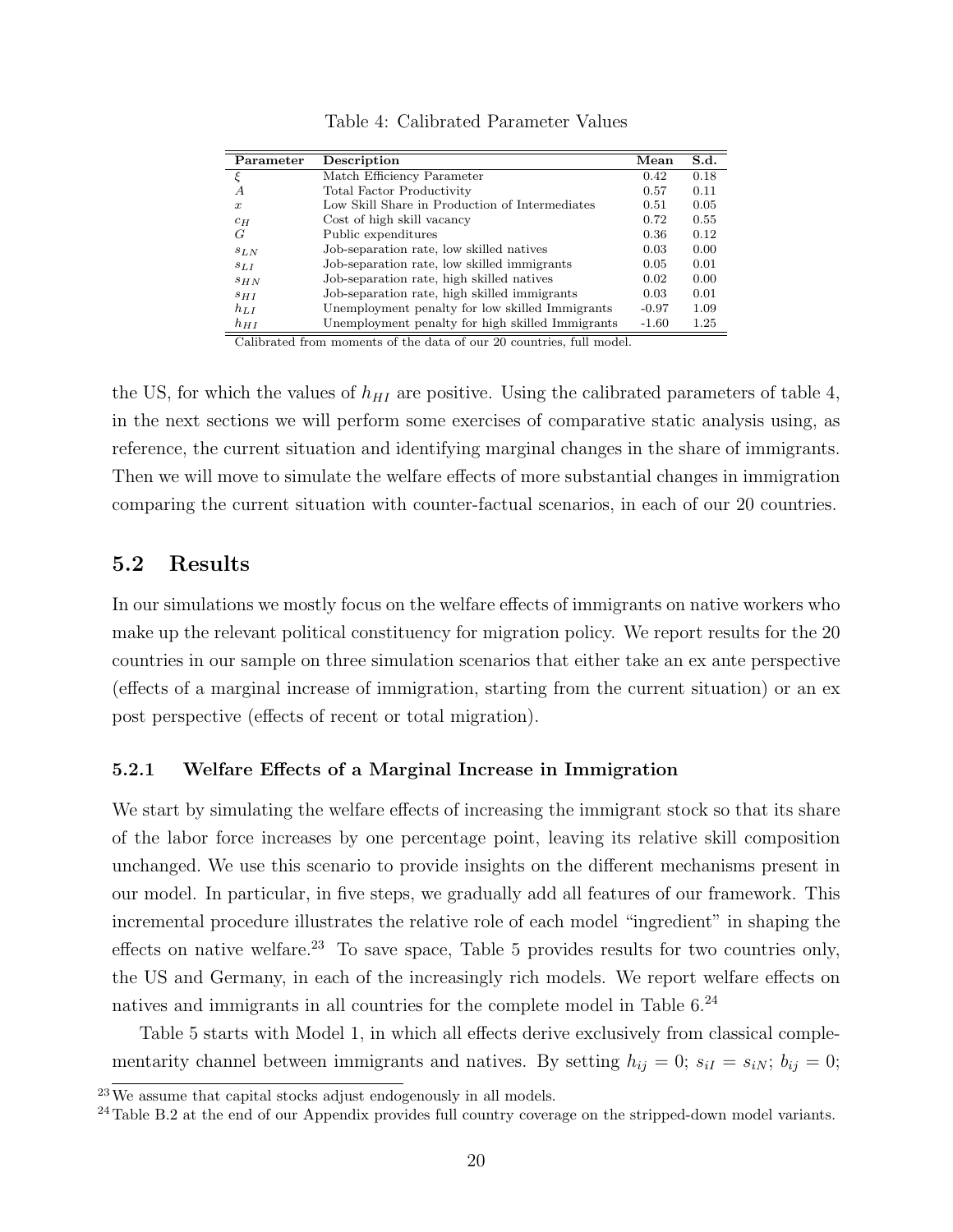Table 4: Calibrated Parameter Values

| Parameter | Description | Mean | S.d. |
|---|---|---|---|
| $\xi$ | Match Efficiency Parameter | 0.42 | 0.18 |
| $A$ | Total Factor Productivity | 0.57 | 0.11 |
| $x$ | Low Skill Share in Production of Intermediates | 0.51 | 0.05 |
| $c_H$ | Cost of high skill vacancy | 0.72 | 0.55 |
| $G$ | Public expenditures | 0.36 | 0.12 |
| $s_{LN}$ | Job-separation rate, low skilled natives | 0.03 | 0.00 |
| $s_{LI}$ | Job-separation rate, low skilled immigrants | 0.05 | 0.01 |
| $s_{HN}$ | Job-separation rate, high skilled natives | 0.02 | 0.00 |
| $s_{HI}$ | Job-separation rate, high skilled immigrants | 0.03 | 0.01 |
| $h_{LI}$ | Unemployment penalty for low skilled Immigrants | -0.97 | 1.09 |
| $h_{HI}$ | Unemployment penalty for high skilled Immigrants | -1.60 | 1.25 |

Calibrated from moments of the data of our 20 countries, full model.

the US, for which the values of $h_{HI}$ are positive. Using the calibrated parameters of table 4, in the next sections we will perform some exercises of comparative static analysis using, as reference, the current situation and identifying marginal changes in the share of immigrants. Then we will move to simulate the welfare effects of more substantial changes in immigration comparing the current situation with counter-factual scenarios, in each of our 20 countries.

## 5.2 Results

In our simulations we mostly focus on the welfare effects of immigrants on native workers who make up the relevant political constituency for migration policy. We report results for the 20 countries in our sample on three simulation scenarios that either take an ex ante perspective (effects of a marginal increase of immigration, starting from the current situation) or an ex post perspective (effects of recent or total migration).

### 5.2.1 Welfare Effects of a Marginal Increase in Immigration

We start by simulating the welfare effects of increasing the immigrant stock so that its share of the labor force increases by one percentage point, leaving its relative skill composition unchanged. We use this scenario to provide insights on the different mechanisms present in our model. In particular, in five steps, we gradually add all features of our framework. This incremental procedure illustrates the relative role of each model "ingredient" in shaping the effects on native welfare.[23] To save space, Table 5 provides results for two countries only, the US and Germany, in each of the increasingly rich models. We report welfare effects on natives and immigrants in all countries for the complete model in Table 6.[24]

Table 5 starts with Model 1, in which all effects derive exclusively from classical complementarity channel between immigrants and natives. By setting $h_{ij} = 0$; $s_{iI} = s_{iN}$; $b_{ij} = 0$;

[23] We assume that capital stocks adjust endogenously in all models.

[24] Table B.2 at the end of our Appendix provides full country coverage on the stripped-down model variants.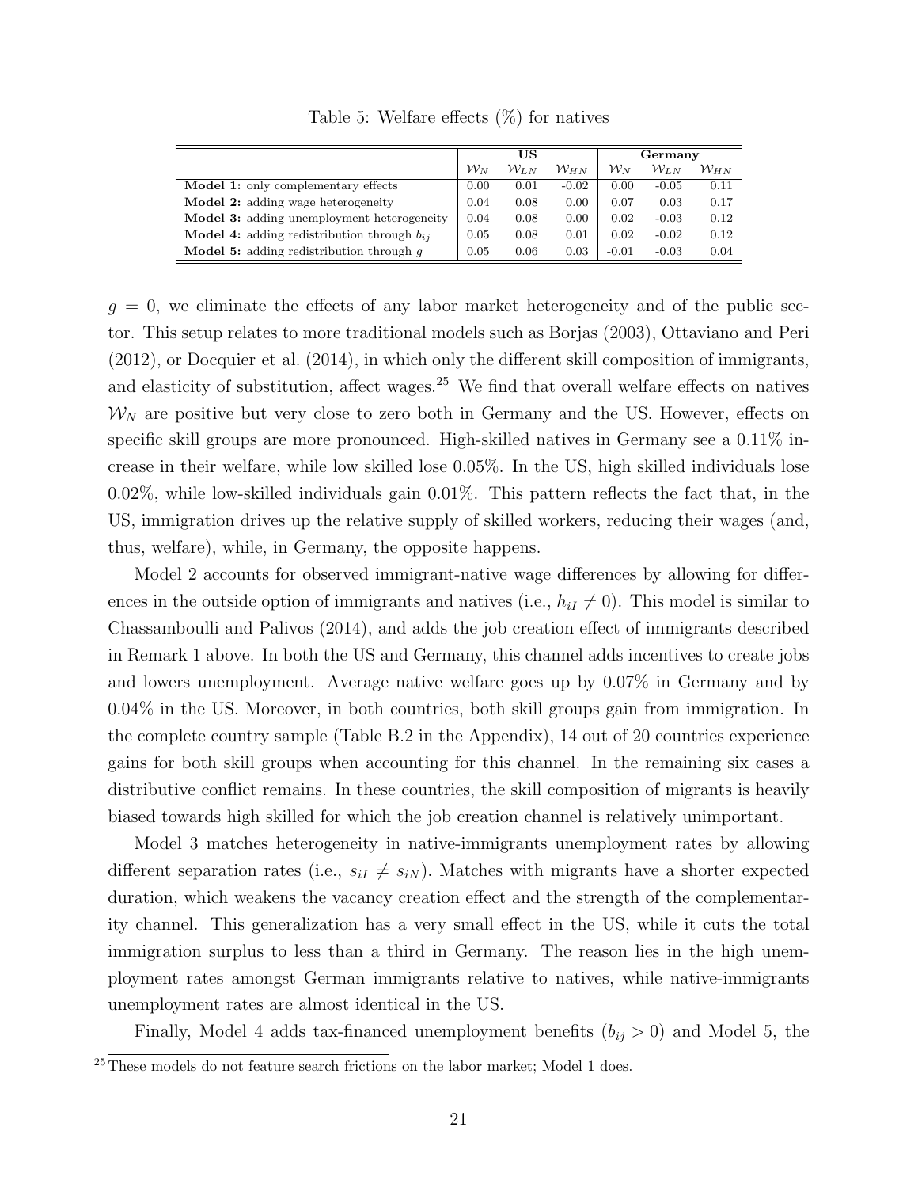Table 5: Welfare effects (%) for natives

| | US | | | Germany | | |
|---|---|---|---|---|---|---|
| | $\mathcal{W}_N$ | $\mathcal{W}_{LN}$ | $\mathcal{W}_{HN}$ | $\mathcal{W}_N$ | $\mathcal{W}_{LN}$ | $\mathcal{W}_{HN}$ |
| **Model 1:** only complementary effects | 0.00 | 0.01 | -0.02 | 0.00 | -0.05 | 0.11 |
| **Model 2:** adding wage heterogeneity | 0.04 | 0.08 | 0.00 | 0.07 | 0.03 | 0.17 |
| **Model 3:** adding unemployment heterogeneity | 0.04 | 0.08 | 0.00 | 0.02 | -0.03 | 0.12 |
| **Model 4:** adding redistribution through $b_{ij}$ | 0.05 | 0.08 | 0.01 | 0.02 | -0.02 | 0.12 |
| **Model 5:** adding redistribution through $g$ | 0.05 | 0.06 | 0.03 | -0.01 | -0.03 | 0.04 |

$g = 0$, we eliminate the effects of any labor market heterogeneity and of the public sector. This setup relates to more traditional models such as Borjas (2003), Ottaviano and Peri (2012), or Docquier et al. (2014), in which only the different skill composition of immigrants, and elasticity of substitution, affect wages.[25] We find that overall welfare effects on natives $\mathcal{W}_N$ are positive but very close to zero both in Germany and the US. However, effects on specific skill groups are more pronounced. High-skilled natives in Germany see a 0.11% increase in their welfare, while low skilled lose 0.05%. In the US, high skilled individuals lose 0.02%, while low-skilled individuals gain 0.01%. This pattern reflects the fact that, in the US, immigration drives up the relative supply of skilled workers, reducing their wages (and, thus, welfare), while, in Germany, the opposite happens.

Model 2 accounts for observed immigrant-native wage differences by allowing for differences in the outside option of immigrants and natives (i.e., $h_{iI} \neq 0$). This model is similar to Chassamboulli and Palivos (2014), and adds the job creation effect of immigrants described in Remark 1 above. In both the US and Germany, this channel adds incentives to create jobs and lowers unemployment. Average native welfare goes up by 0.07% in Germany and by 0.04% in the US. Moreover, in both countries, both skill groups gain from immigration. In the complete country sample (Table B.2 in the Appendix), 14 out of 20 countries experience gains for both skill groups when accounting for this channel. In the remaining six cases a distributive conflict remains. In these countries, the skill composition of migrants is heavily biased towards high skilled for which the job creation channel is relatively unimportant.

Model 3 matches heterogeneity in native-immigrants unemployment rates by allowing different separation rates (i.e., $s_{iI} \neq s_{iN}$). Matches with migrants have a shorter expected duration, which weakens the vacancy creation effect and the strength of the complementarity channel. This generalization has a very small effect in the US, while it cuts the total immigration surplus to less than a third in Germany. The reason lies in the high unemployment rates amongst German immigrants relative to natives, while native-immigrants unemployment rates are almost identical in the US.

Finally, Model 4 adds tax-financed unemployment benefits ($b_{ij} > 0$) and Model 5, the

[25] These models do not feature search frictions on the labor market; Model 1 does.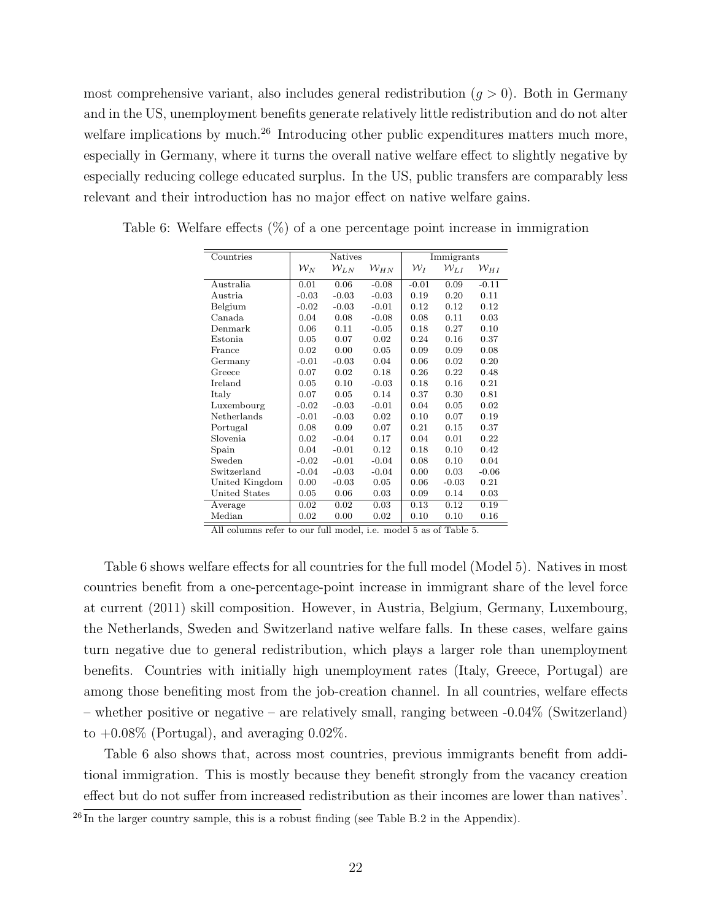most comprehensive variant, also includes general redistribution ($g > 0$). Both in Germany and in the US, unemployment benefits generate relatively little redistribution and do not alter welfare implications by much.[26] Introducing other public expenditures matters much more, especially in Germany, where it turns the overall native welfare effect to slightly negative by especially reducing college educated surplus. In the US, public transfers are comparably less relevant and their introduction has no major effect on native welfare gains.

Table 6: Welfare effects (%) of a one percentage point increase in immigration

| Countries | Natives | | | Immigrants | | |
|---|---|---|---|---|---|---|
| | $\mathcal{W}_N$ | $\mathcal{W}_{LN}$ | $\mathcal{W}_{HN}$ | $\mathcal{W}_I$ | $\mathcal{W}_{LI}$ | $\mathcal{W}_{HI}$ |
| Australia | 0.01 | 0.06 | -0.08 | -0.01 | 0.09 | -0.11 |
| Austria | -0.03 | -0.03 | -0.03 | 0.19 | 0.20 | 0.11 |
| Belgium | -0.02 | -0.03 | -0.01 | 0.12 | 0.12 | 0.12 |
| Canada | 0.04 | 0.08 | -0.08 | 0.08 | 0.11 | 0.03 |
| Denmark | 0.06 | 0.11 | -0.05 | 0.18 | 0.27 | 0.10 |
| Estonia | 0.05 | 0.07 | 0.02 | 0.24 | 0.16 | 0.37 |
| France | 0.02 | 0.00 | 0.05 | 0.09 | 0.09 | 0.08 |
| Germany | -0.01 | -0.03 | 0.04 | 0.06 | 0.02 | 0.20 |
| Greece | 0.07 | 0.02 | 0.18 | 0.26 | 0.22 | 0.48 |
| Ireland | 0.05 | 0.10 | -0.03 | 0.18 | 0.16 | 0.21 |
| Italy | 0.07 | 0.05 | 0.14 | 0.37 | 0.30 | 0.81 |
| Luxembourg | -0.02 | -0.03 | -0.01 | 0.04 | 0.05 | 0.02 |
| Netherlands | -0.01 | -0.03 | 0.02 | 0.10 | 0.07 | 0.19 |
| Portugal | 0.08 | 0.09 | 0.07 | 0.21 | 0.15 | 0.37 |
| Slovenia | 0.02 | -0.04 | 0.17 | 0.04 | 0.01 | 0.22 |
| Spain | 0.04 | -0.01 | 0.12 | 0.18 | 0.10 | 0.42 |
| Sweden | -0.02 | -0.01 | -0.04 | 0.08 | 0.10 | 0.04 |
| Switzerland | -0.04 | -0.03 | -0.04 | 0.00 | 0.03 | -0.06 |
| United Kingdom | 0.00 | -0.03 | 0.05 | 0.06 | -0.03 | 0.21 |
| United States | 0.05 | 0.06 | 0.03 | 0.09 | 0.14 | 0.03 |
| Average | 0.02 | 0.02 | 0.03 | 0.13 | 0.12 | 0.19 |
| Median | 0.02 | 0.00 | 0.02 | 0.10 | 0.10 | 0.16 |

All columns refer to our full model, i.e. model 5 as of Table 5.

Table 6 shows welfare effects for all countries for the full model (Model 5). Natives in most countries benefit from a one-percentage-point increase in immigrant share of the level force at current (2011) skill composition. However, in Austria, Belgium, Germany, Luxembourg, the Netherlands, Sweden and Switzerland native welfare falls. In these cases, welfare gains turn negative due to general redistribution, which plays a larger role than unemployment benefits. Countries with initially high unemployment rates (Italy, Greece, Portugal) are among those benefiting most from the job-creation channel. In all countries, welfare effects – whether positive or negative – are relatively small, ranging between -0.04% (Switzerland) to +0.08% (Portugal), and averaging 0.02%.

Table 6 also shows that, across most countries, previous immigrants benefit from additional immigration. This is mostly because they benefit strongly from the vacancy creation effect but do not suffer from increased redistribution as their incomes are lower than natives'.

[26] In the larger country sample, this is a robust finding (see Table B.2 in the Appendix).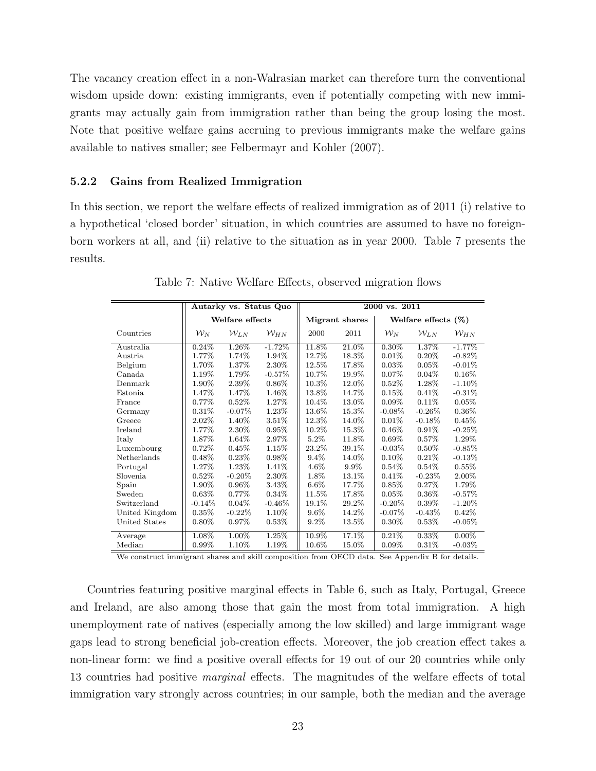The vacancy creation effect in a non-Walrasian market can therefore turn the conventional wisdom upside down: existing immigrants, even if potentially competing with new immigrants may actually gain from immigration rather than being the group losing the most. Note that positive welfare gains accruing to previous immigrants make the welfare gains available to natives smaller; see Felbermayr and Kohler (2007).

### 5.2.2 Gains from Realized Immigration

In this section, we report the welfare effects of realized immigration as of 2011 (i) relative to a hypothetical 'closed border' situation, in which countries are assumed to have no foreign-born workers at all, and (ii) relative to the situation as in year 2000. Table 7 presents the results.

Table 7: Native Welfare Effects, observed migration flows

| | **Autarky vs. Status Quo** | | | **2000 vs. 2011** | | | | |
|---|---|---|---|---|---|---|---|---|
| | **Welfare effects** | | | **Migrant shares** | | **Welfare effects (%)** | | |
| Countries | $\mathcal{W}_N$ | $\mathcal{W}_{LN}$ | $\mathcal{W}_{HN}$ | 2000 | 2011 | $\mathcal{W}_N$ | $\mathcal{W}_{LN}$ | $\mathcal{W}_{HN}$ |
| Australia | 0.24% | 1.26% | -1.72% | 11.8% | 21.0% | 0.30% | 1.37% | -1.77% |
| Austria | 1.77% | 1.74% | 1.94% | 12.7% | 18.3% | 0.01% | 0.20% | -0.82% |
| Belgium | 1.70% | 1.37% | 2.30% | 12.5% | 17.8% | 0.03% | 0.05% | -0.01% |
| Canada | 1.19% | 1.79% | -0.57% | 10.7% | 19.9% | 0.07% | 0.04% | 0.16% |
| Denmark | 1.90% | 2.39% | 0.86% | 10.3% | 12.0% | 0.52% | 1.28% | -1.10% |
| Estonia | 1.47% | 1.47% | 1.46% | 13.8% | 14.7% | 0.15% | 0.41% | -0.31% |
| France | 0.77% | 0.52% | 1.27% | 10.4% | 13.0% | 0.09% | 0.11% | 0.05% |
| Germany | 0.31% | -0.07% | 1.23% | 13.6% | 15.3% | -0.08% | -0.26% | 0.36% |
| Greece | 2.02% | 1.40% | 3.51% | 12.3% | 14.0% | 0.01% | -0.18% | 0.45% |
| Ireland | 1.77% | 2.30% | 0.95% | 10.2% | 15.3% | 0.46% | 0.91% | -0.25% |
| Italy | 1.87% | 1.64% | 2.97% | 5.2% | 11.8% | 0.69% | 0.57% | 1.29% |
| Luxembourg | 0.72% | 0.45% | 1.15% | 23.2% | 39.1% | -0.03% | 0.50% | -0.85% |
| Netherlands | 0.48% | 0.23% | 0.98% | 9.4% | 14.0% | 0.10% | 0.21% | -0.13% |
| Portugal | 1.27% | 1.23% | 1.41% | 4.6% | 9.9% | 0.54% | 0.54% | 0.55% |
| Slovenia | 0.52% | -0.20% | 2.30% | 1.8% | 13.1% | 0.41% | -0.23% | 2.00% |
| Spain | 1.90% | 0.96% | 3.43% | 6.6% | 17.7% | 0.85% | 0.27% | 1.79% |
| Sweden | 0.63% | 0.77% | 0.34% | 11.5% | 17.8% | 0.05% | 0.36% | -0.57% |
| Switzerland | -0.14% | 0.04% | -0.46% | 19.1% | 29.2% | -0.20% | 0.39% | -1.20% |
| United Kingdom | 0.35% | -0.22% | 1.10% | 9.6% | 14.2% | -0.07% | -0.43% | 0.42% |
| United States | 0.80% | 0.97% | 0.53% | 9.2% | 13.5% | 0.30% | 0.53% | -0.05% |
| Average | 1.08% | 1.00% | 1.25% | 10.9% | 17.1% | 0.21% | 0.33% | 0.00% |
| Median | 0.99% | 1.10% | 1.19% | 10.6% | 15.0% | 0.09% | 0.31% | -0.03% |

We construct immigrant shares and skill composition from OECD data. See Appendix B for details.

Countries featuring positive marginal effects in Table 6, such as Italy, Portugal, Greece and Ireland, are also among those that gain the most from total immigration. A high unemployment rate of natives (especially among the low skilled) and large immigrant wage gaps lead to strong beneficial job-creation effects. Moreover, the job creation effect takes a non-linear form: we find a positive overall effects for 19 out of our 20 countries while only 13 countries had positive *marginal* effects. The magnitudes of the welfare effects of total immigration vary strongly across countries; in our sample, both the median and the average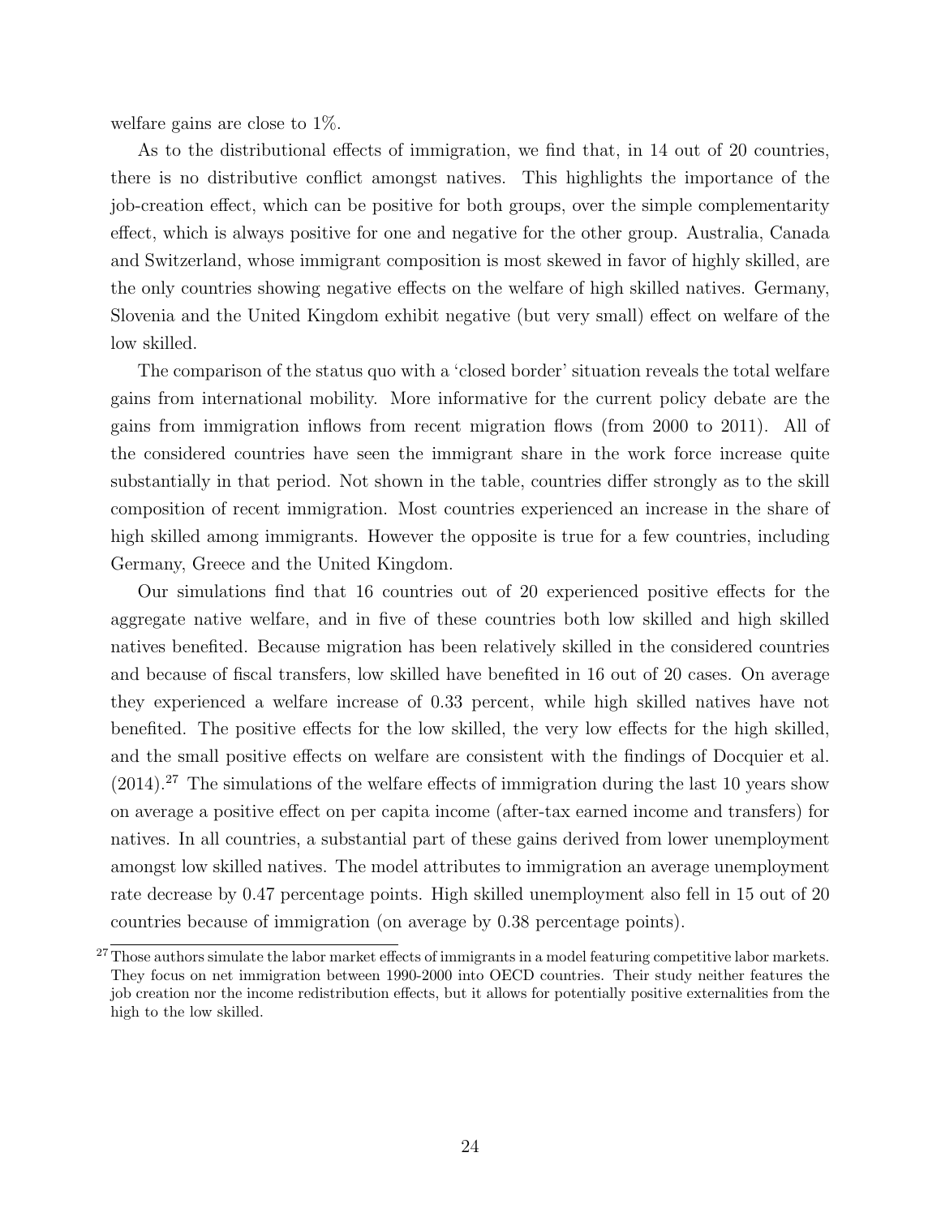welfare gains are close to 1%.

As to the distributional effects of immigration, we find that, in 14 out of 20 countries, there is no distributive conflict amongst natives. This highlights the importance of the job-creation effect, which can be positive for both groups, over the simple complementarity effect, which is always positive for one and negative for the other group. Australia, Canada and Switzerland, whose immigrant composition is most skewed in favor of highly skilled, are the only countries showing negative effects on the welfare of high skilled natives. Germany, Slovenia and the United Kingdom exhibit negative (but very small) effect on welfare of the low skilled.

The comparison of the status quo with a 'closed border' situation reveals the total welfare gains from international mobility. More informative for the current policy debate are the gains from immigration inflows from recent migration flows (from 2000 to 2011). All of the considered countries have seen the immigrant share in the work force increase quite substantially in that period. Not shown in the table, countries differ strongly as to the skill composition of recent immigration. Most countries experienced an increase in the share of high skilled among immigrants. However the opposite is true for a few countries, including Germany, Greece and the United Kingdom.

Our simulations find that 16 countries out of 20 experienced positive effects for the aggregate native welfare, and in five of these countries both low skilled and high skilled natives benefited. Because migration has been relatively skilled in the considered countries and because of fiscal transfers, low skilled have benefited in 16 out of 20 cases. On average they experienced a welfare increase of 0.33 percent, while high skilled natives have not benefited. The positive effects for the low skilled, the very low effects for the high skilled, and the small positive effects on welfare are consistent with the findings of Docquier et al. (2014).[27] The simulations of the welfare effects of immigration during the last 10 years show on average a positive effect on per capita income (after-tax earned income and transfers) for natives. In all countries, a substantial part of these gains derived from lower unemployment amongst low skilled natives. The model attributes to immigration an average unemployment rate decrease by 0.47 percentage points. High skilled unemployment also fell in 15 out of 20 countries because of immigration (on average by 0.38 percentage points).

[27] Those authors simulate the labor market effects of immigrants in a model featuring competitive labor markets. They focus on net immigration between 1990-2000 into OECD countries. Their study neither features the job creation nor the income redistribution effects, but it allows for potentially positive externalities from the high to the low skilled.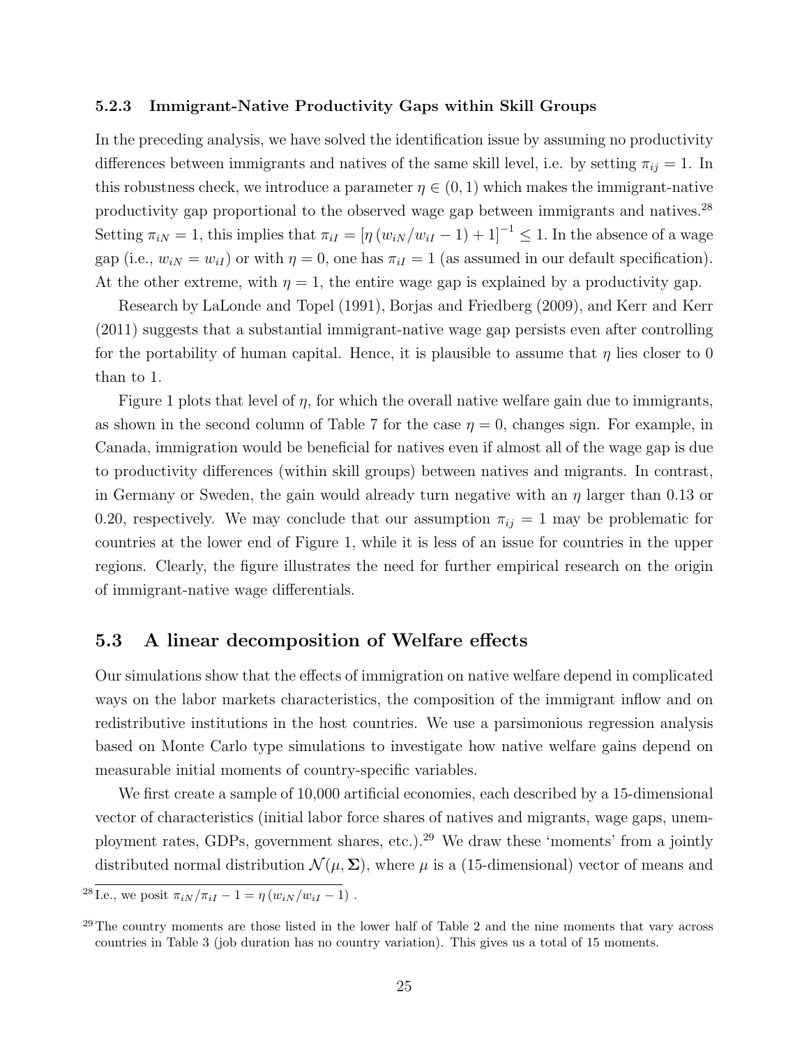### 5.2.3 Immigrant-Native Productivity Gaps within Skill Groups

In the preceding analysis, we have solved the identification issue by assuming no productivity differences between immigrants and natives of the same skill level, i.e. by setting $\pi_{ij} = 1$. In this robustness check, we introduce a parameter $\eta \in (0, 1)$ which makes the immigrant-native productivity gap proportional to the observed wage gap between immigrants and natives.[28] Setting $\pi_{iN} = 1$, this implies that $\pi_{iI} = [\eta (w_{iN}/w_{iI} - 1) + 1]^{-1} \leq 1$. In the absence of a wage gap (i.e., $w_{iN} = w_{iI}$) or with $\eta = 0$, one has $\pi_{iI} = 1$ (as assumed in our default specification). At the other extreme, with $\eta = 1$, the entire wage gap is explained by a productivity gap.

Research by LaLonde and Topel (1991), Borjas and Friedberg (2009), and Kerr and Kerr (2011) suggests that a substantial immigrant-native wage gap persists even after controlling for the portability of human capital. Hence, it is plausible to assume that $\eta$ lies closer to 0 than to 1.

Figure 1 plots that level of $\eta$, for which the overall native welfare gain due to immigrants, as shown in the second column of Table 7 for the case $\eta = 0$, changes sign. For example, in Canada, immigration would be beneficial for natives even if almost all of the wage gap is due to productivity differences (within skill groups) between natives and migrants. In contrast, in Germany or Sweden, the gain would already turn negative with an $\eta$ larger than 0.13 or 0.20, respectively. We may conclude that our assumption $\pi_{ij} = 1$ may be problematic for countries at the lower end of Figure 1, while it is less of an issue for countries in the upper regions. Clearly, the figure illustrates the need for further empirical research on the origin of immigrant-native wage differentials.

## 5.3 A linear decomposition of Welfare effects

Our simulations show that the effects of immigration on native welfare depend in complicated ways on the labor markets characteristics, the composition of the immigrant inflow and on redistributive institutions in the host countries. We use a parsimonious regression analysis based on Monte Carlo type simulations to investigate how native welfare gains depend on measurable initial moments of country-specific variables.

We first create a sample of 10,000 artificial economies, each described by a 15-dimensional vector of characteristics (initial labor force shares of natives and migrants, wage gaps, unemployment rates, GDPs, government shares, etc.).[29] We draw these 'moments' from a jointly distributed normal distribution $\mathcal{N}(\mu, \mathbf{\Sigma})$, where $\mu$ is a (15-dimensional) vector of means and

[28] I.e., we posit $\pi_{iN}/\pi_{iI} - 1 = \eta (w_{iN}/w_{iI} - 1)$ .

[29] The country moments are those listed in the lower half of Table 2 and the nine moments that vary across countries in Table 3 (job duration has no country variation). This gives us a total of 15 moments.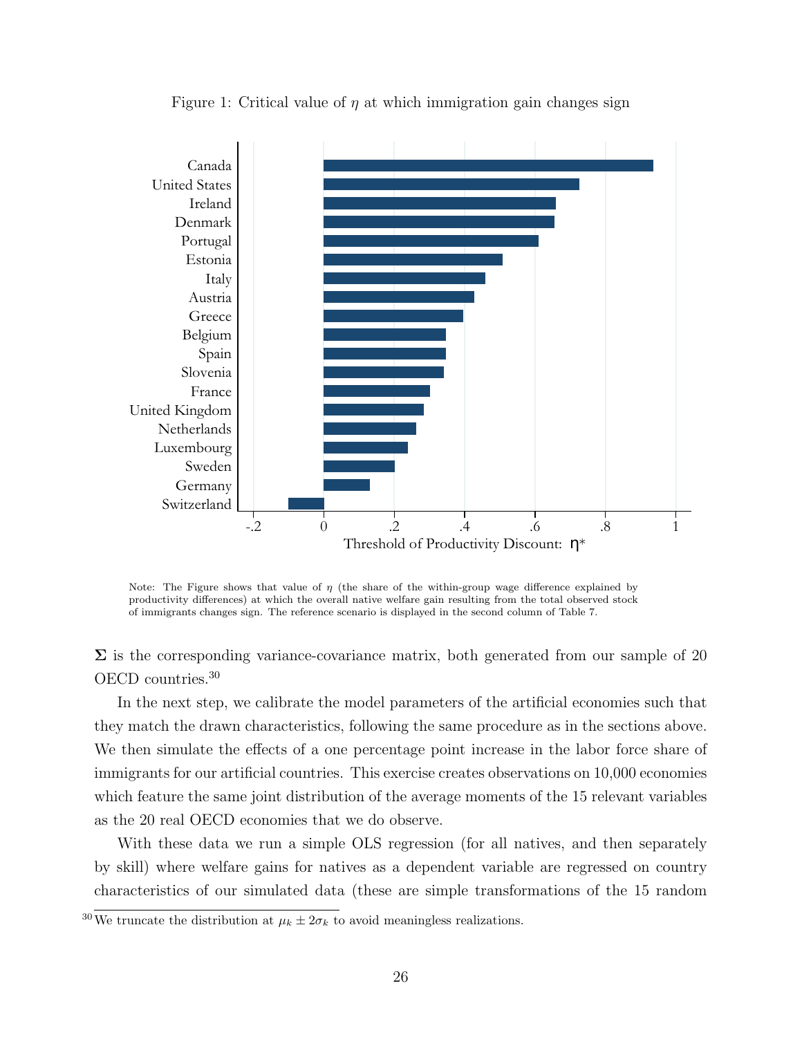Figure 1: Critical value of $\eta$ at which immigration gain changes sign

Note: The Figure shows that value of $\eta$ (the share of the within-group wage difference explained by productivity differences) at which the overall native welfare gain resulting from the total observed stock of immigrants changes sign. The reference scenario is displayed in the second column of Table 7.

$\mathbf{\Sigma}$ is the corresponding variance-covariance matrix, both generated from our sample of 20 OECD countries.[30]

In the next step, we calibrate the model parameters of the artificial economies such that they match the drawn characteristics, following the same procedure as in the sections above. We then simulate the effects of a one percentage point increase in the labor force share of immigrants for our artificial countries. This exercise creates observations on 10,000 economies which feature the same joint distribution of the average moments of the 15 relevant variables as the 20 real OECD economies that we do observe.

With these data we run a simple OLS regression (for all natives, and then separately by skill) where welfare gains for natives as a dependent variable are regressed on country characteristics of our simulated data (these are simple transformations of the 15 random

[30] We truncate the distribution at $\mu_k \pm 2\sigma_k$ to avoid meaningless realizations.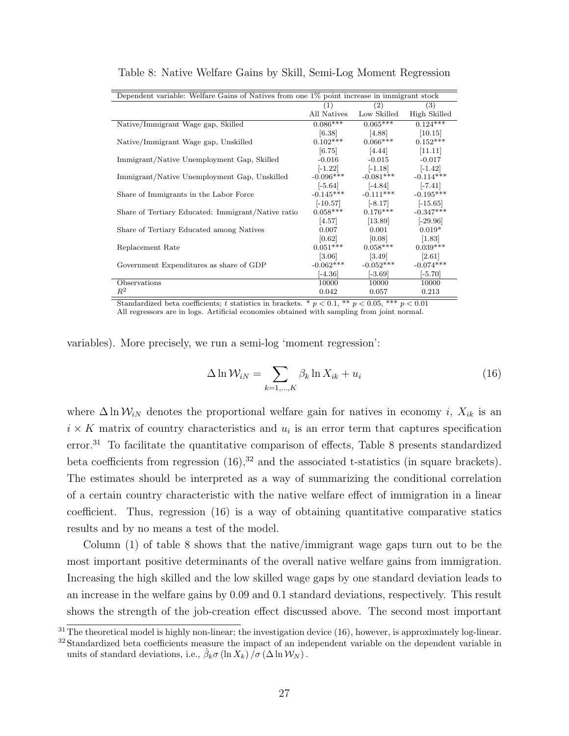Table 8: Native Welfare Gains by Skill, Semi-Log Moment Regression

| Dependent variable: Welfare Gains of Natives from one 1% point increase in immigrant stock | | | |
|---|---|---|---|
| | (1) | (2) | (3) |
| | All Natives | Low Skilled | High Skilled |
| Native/Immigrant Wage gap, Skilled | 0.086*** | 0.065*** | 0.124*** |
| | [6.38] | [4.88] | [10.15] |
| Native/Immigrant Wage gap, Unskilled | 0.102*** | 0.066*** | 0.152*** |
| | [6.75] | [4.44] | [11.11] |
| Immigrant/Native Unemployment Gap, Skilled | -0.016 | -0.015 | -0.017 |
| | [-1.22] | [-1.18] | [-1.42] |
| Immigrant/Native Unemployment Gap, Unskilled | -0.096*** | -0.081*** | -0.114*** |
| | [-5.64] | [-4.84] | [-7.41] |
| Share of Immigrants in the Labor Force | -0.145*** | -0.111*** | -0.195*** |
| | [-10.57] | [-8.17] | [-15.65] |
| Share of Tertiary Educated: Immigrant/Native ratio | 0.058*** | 0.176*** | -0.347*** |
| | [4.57] | [13.89] | [-29.96] |
| Share of Tertiary Educated among Natives | 0.007 | 0.001 | 0.019* |
| | [0.62] | [0.08] | [1.83] |
| Replacement Rate | 0.051*** | 0.058*** | 0.039*** |
| | [3.06] | [3.49] | [2.61] |
| Government Expenditures as share of GDP | -0.062*** | -0.052*** | -0.074*** |
| | [-4.36] | [-3.69] | [-5.70] |
| Observations | 10000 | 10000 | 10000 |
| $R^2$ | 0.042 | 0.057 | 0.213 |

Standardized beta coefficients; $t$ statistics in brackets. * $p < 0.1$, ** $p < 0.05$, *** $p < 0.01$
All regressors are in logs. Artificial economies obtained with sampling from joint normal.

variables). More precisely, we run a semi-log 'moment regression':

$$\Delta \ln \mathcal{W}_{iN} = \sum_{k=1,\dots,K} \beta_k \ln X_{ik} + u_i \tag{16}$$

where $\Delta \ln \mathcal{W}_{iN}$ denotes the proportional welfare gain for natives in economy $i$, $X_{ik}$ is an $i \times K$ matrix of country characteristics and $u_i$ is an error term that captures specification error.[31] To facilitate the quantitative comparison of effects, Table 8 presents standardized beta coefficients from regression (16),[32] and the associated t-statistics (in square brackets). The estimates should be interpreted as a way of summarizing the conditional correlation of a certain country characteristic with the native welfare effect of immigration in a linear coefficient. Thus, regression (16) is a way of obtaining quantitative comparative statics results and by no means a test of the model.

Column (1) of table 8 shows that the native/immigrant wage gaps turn out to be the most important positive determinants of the overall native welfare gains from immigration. Increasing the high skilled and the low skilled wage gaps by one standard deviation leads to an increase in the welfare gains by 0.09 and 0.1 standard deviations, respectively. This result shows the strength of the job-creation effect discussed above. The second most important

[31] The theoretical model is highly non-linear; the investigation device (16), however, is approximately log-linear.

[32] Standardized beta coefficients measure the impact of an independent variable on the dependent variable in units of standard deviations, i.e., $\hat{\beta}_k \sigma (\ln X_k) / \sigma (\Delta \ln \mathcal{W}_N)$.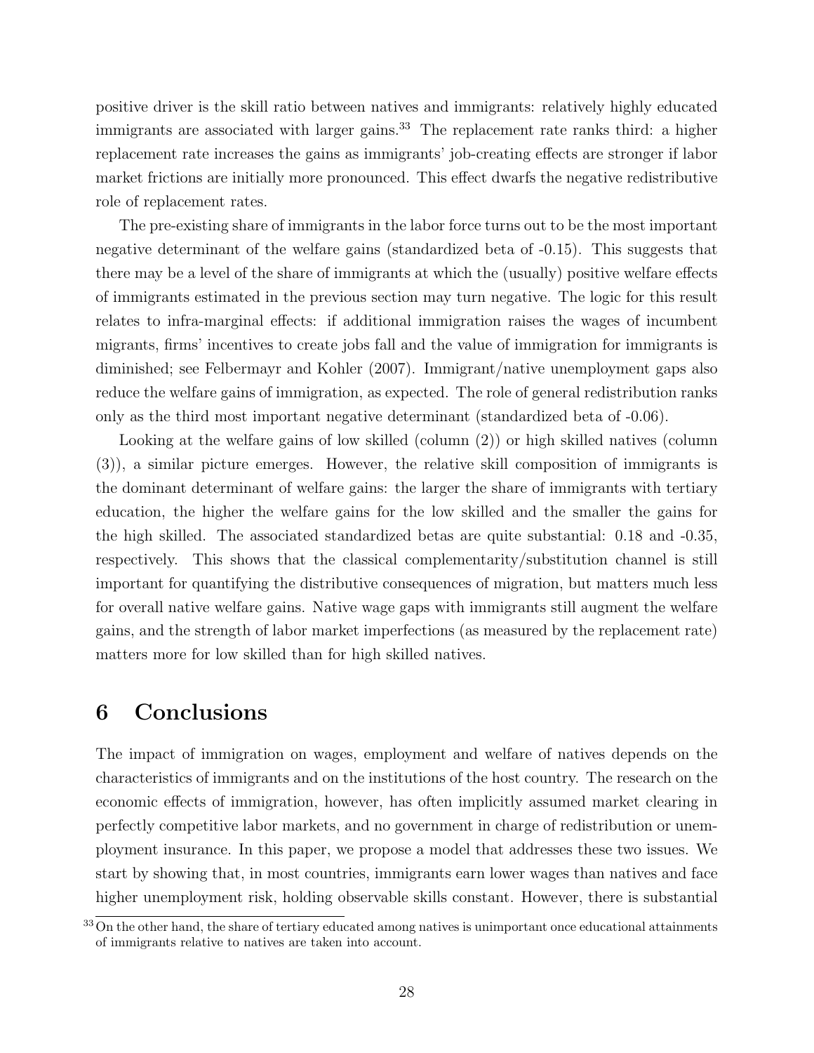positive driver is the skill ratio between natives and immigrants: relatively highly educated immigrants are associated with larger gains.[33] The replacement rate ranks third: a higher replacement rate increases the gains as immigrants' job-creating effects are stronger if labor market frictions are initially more pronounced. This effect dwarfs the negative redistributive role of replacement rates.

The pre-existing share of immigrants in the labor force turns out to be the most important negative determinant of the welfare gains (standardized beta of -0.15). This suggests that there may be a level of the share of immigrants at which the (usually) positive welfare effects of immigrants estimated in the previous section may turn negative. The logic for this result relates to infra-marginal effects: if additional immigration raises the wages of incumbent migrants, firms' incentives to create jobs fall and the value of immigration for immigrants is diminished; see Felbermayr and Kohler (2007). Immigrant/native unemployment gaps also reduce the welfare gains of immigration, as expected. The role of general redistribution ranks only as the third most important negative determinant (standardized beta of -0.06).

Looking at the welfare gains of low skilled (column (2)) or high skilled natives (column (3)), a similar picture emerges. However, the relative skill composition of immigrants is the dominant determinant of welfare gains: the larger the share of immigrants with tertiary education, the higher the welfare gains for the low skilled and the smaller the gains for the high skilled. The associated standardized betas are quite substantial: 0.18 and -0.35, respectively. This shows that the classical complementarity/substitution channel is still important for quantifying the distributive consequences of migration, but matters much less for overall native welfare gains. Native wage gaps with immigrants still augment the welfare gains, and the strength of labor market imperfections (as measured by the replacement rate) matters more for low skilled than for high skilled natives.

# 6 Conclusions

The impact of immigration on wages, employment and welfare of natives depends on the characteristics of immigrants and on the institutions of the host country. The research on the economic effects of immigration, however, has often implicitly assumed market clearing in perfectly competitive labor markets, and no government in charge of redistribution or unemployment insurance. In this paper, we propose a model that addresses these two issues. We start by showing that, in most countries, immigrants earn lower wages than natives and face higher unemployment risk, holding observable skills constant. However, there is substantial

[33] On the other hand, the share of tertiary educated among natives is unimportant once educational attainments of immigrants relative to natives are taken into account.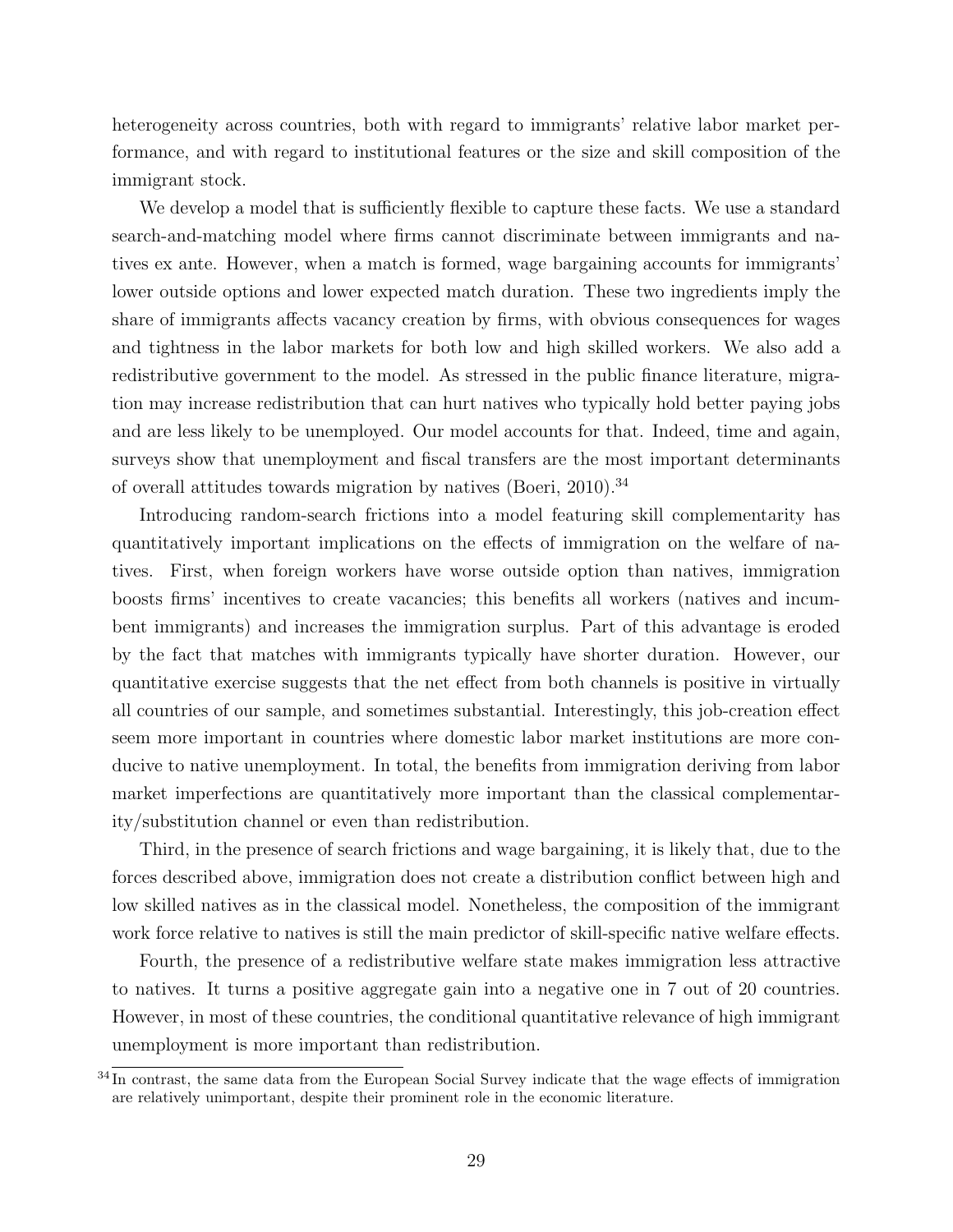heterogeneity across countries, both with regard to immigrants' relative labor market performance, and with regard to institutional features or the size and skill composition of the immigrant stock.

We develop a model that is sufficiently flexible to capture these facts. We use a standard search-and-matching model where firms cannot discriminate between immigrants and natives ex ante. However, when a match is formed, wage bargaining accounts for immigrants' lower outside options and lower expected match duration. These two ingredients imply the share of immigrants affects vacancy creation by firms, with obvious consequences for wages and tightness in the labor markets for both low and high skilled workers. We also add a redistributive government to the model. As stressed in the public finance literature, migration may increase redistribution that can hurt natives who typically hold better paying jobs and are less likely to be unemployed. Our model accounts for that. Indeed, time and again, surveys show that unemployment and fiscal transfers are the most important determinants of overall attitudes towards migration by natives (Boeri, 2010).[34]

Introducing random-search frictions into a model featuring skill complementarity has quantitatively important implications on the effects of immigration on the welfare of natives. First, when foreign workers have worse outside option than natives, immigration boosts firms' incentives to create vacancies; this benefits all workers (natives and incumbent immigrants) and increases the immigration surplus. Part of this advantage is eroded by the fact that matches with immigrants typically have shorter duration. However, our quantitative exercise suggests that the net effect from both channels is positive in virtually all countries of our sample, and sometimes substantial. Interestingly, this job-creation effect seem more important in countries where domestic labor market institutions are more conducive to native unemployment. In total, the benefits from immigration deriving from labor market imperfections are quantitatively more important than the classical complementarity/substitution channel or even than redistribution.

Third, in the presence of search frictions and wage bargaining, it is likely that, due to the forces described above, immigration does not create a distribution conflict between high and low skilled natives as in the classical model. Nonetheless, the composition of the immigrant work force relative to natives is still the main predictor of skill-specific native welfare effects.

Fourth, the presence of a redistributive welfare state makes immigration less attractive to natives. It turns a positive aggregate gain into a negative one in 7 out of 20 countries. However, in most of these countries, the conditional quantitative relevance of high immigrant unemployment is more important than redistribution.

[34] In contrast, the same data from the European Social Survey indicate that the wage effects of immigration are relatively unimportant, despite their prominent role in the economic literature.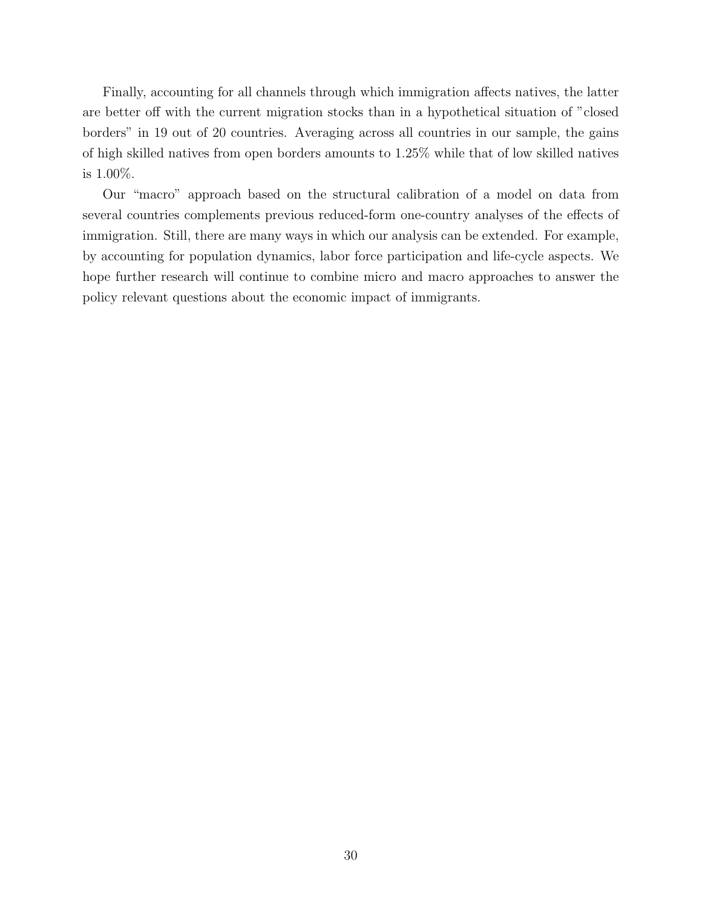Finally, accounting for all channels through which immigration affects natives, the latter are better off with the current migration stocks than in a hypothetical situation of "closed borders" in 19 out of 20 countries. Averaging across all countries in our sample, the gains of high skilled natives from open borders amounts to 1.25% while that of low skilled natives is 1.00%.

Our "macro" approach based on the structural calibration of a model on data from several countries complements previous reduced-form one-country analyses of the effects of immigration. Still, there are many ways in which our analysis can be extended. For example, by accounting for population dynamics, labor force participation and life-cycle aspects. We hope further research will continue to combine micro and macro approaches to answer the policy relevant questions about the economic impact of immigrants.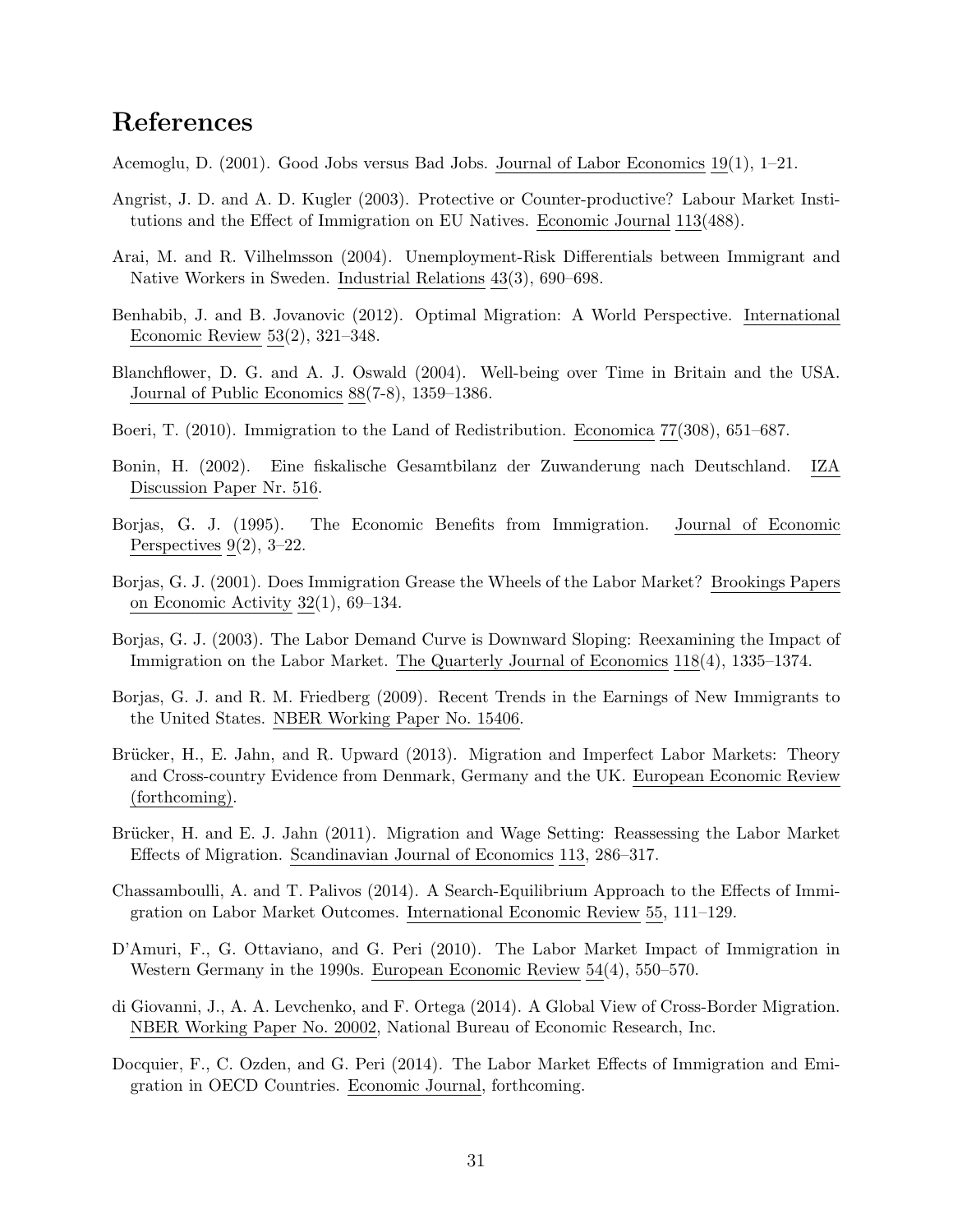## References

Acemoglu, D. (2001). Good Jobs versus Bad Jobs. Journal of Labor Economics 19(1), 1–21.

Angrist, J. D. and A. D. Kugler (2003). Protective or Counter-productive? Labour Market Institutions and the Effect of Immigration on EU Natives. Economic Journal 113(488).

Arai, M. and R. Vilhelmsson (2004). Unemployment-Risk Differentials between Immigrant and Native Workers in Sweden. Industrial Relations 43(3), 690–698.

Benhabib, J. and B. Jovanovic (2012). Optimal Migration: A World Perspective. International Economic Review 53(2), 321–348.

Blanchflower, D. G. and A. J. Oswald (2004). Well-being over Time in Britain and the USA. Journal of Public Economics 88(7-8), 1359–1386.

Boeri, T. (2010). Immigration to the Land of Redistribution. Economica 77(308), 651–687.

Bonin, H. (2002). Eine fiskalische Gesamtbilanz der Zuwanderung nach Deutschland. IZA Discussion Paper Nr. 516.

Borjas, G. J. (1995). The Economic Benefits from Immigration. Journal of Economic Perspectives 9(2), 3–22.

Borjas, G. J. (2001). Does Immigration Grease the Wheels of the Labor Market? Brookings Papers on Economic Activity 32(1), 69–134.

Borjas, G. J. (2003). The Labor Demand Curve is Downward Sloping: Reexamining the Impact of Immigration on the Labor Market. The Quarterly Journal of Economics 118(4), 1335–1374.

Borjas, G. J. and R. M. Friedberg (2009). Recent Trends in the Earnings of New Immigrants to the United States. NBER Working Paper No. 15406.

Brücker, H., E. Jahn, and R. Upward (2013). Migration and Imperfect Labor Markets: Theory and Cross-country Evidence from Denmark, Germany and the UK. European Economic Review (forthcoming).

Brücker, H. and E. J. Jahn (2011). Migration and Wage Setting: Reassessing the Labor Market Effects of Migration. Scandinavian Journal of Economics 113, 286–317.

Chassamboulli, A. and T. Palivos (2014). A Search-Equilibrium Approach to the Effects of Immigration on Labor Market Outcomes. International Economic Review 55, 111–129.

D'Amuri, F., G. Ottaviano, and G. Peri (2010). The Labor Market Impact of Immigration in Western Germany in the 1990s. European Economic Review 54(4), 550–570.

di Giovanni, J., A. A. Levchenko, and F. Ortega (2014). A Global View of Cross-Border Migration. NBER Working Paper No. 20002, National Bureau of Economic Research, Inc.

Docquier, F., C. Ozden, and G. Peri (2014). The Labor Market Effects of Immigration and Emigration in OECD Countries. Economic Journal, forthcoming.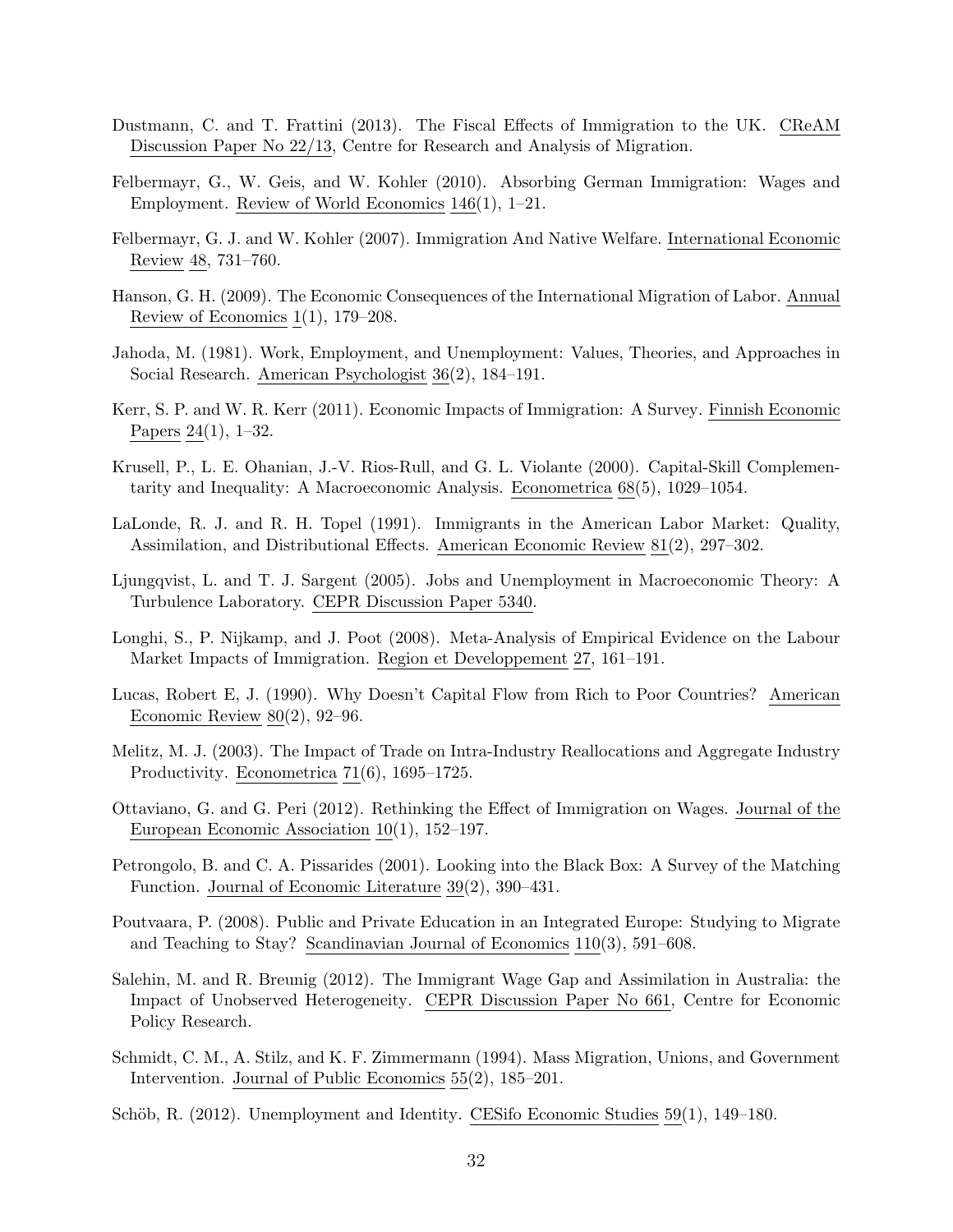Dustmann, C. and T. Frattini (2013). The Fiscal Effects of Immigration to the UK. CReAM Discussion Paper No 22/13, Centre for Research and Analysis of Migration.

Felbermayr, G., W. Geis, and W. Kohler (2010). Absorbing German Immigration: Wages and Employment. Review of World Economics 146(1), 1–21.

Felbermayr, G. J. and W. Kohler (2007). Immigration And Native Welfare. International Economic Review 48, 731–760.

Hanson, G. H. (2009). The Economic Consequences of the International Migration of Labor. Annual Review of Economics 1(1), 179–208.

Jahoda, M. (1981). Work, Employment, and Unemployment: Values, Theories, and Approaches in Social Research. American Psychologist 36(2), 184–191.

Kerr, S. P. and W. R. Kerr (2011). Economic Impacts of Immigration: A Survey. Finnish Economic Papers 24(1), 1–32.

Krusell, P., L. E. Ohanian, J.-V. Rios-Rull, and G. L. Violante (2000). Capital-Skill Complementarity and Inequality: A Macroeconomic Analysis. Econometrica 68(5), 1029–1054.

LaLonde, R. J. and R. H. Topel (1991). Immigrants in the American Labor Market: Quality, Assimilation, and Distributional Effects. American Economic Review 81(2), 297–302.

Ljungqvist, L. and T. J. Sargent (2005). Jobs and Unemployment in Macroeconomic Theory: A Turbulence Laboratory. CEPR Discussion Paper 5340.

Longhi, S., P. Nijkamp, and J. Poot (2008). Meta-Analysis of Empirical Evidence on the Labour Market Impacts of Immigration. Region et Developpement 27, 161–191.

Lucas, Robert E, J. (1990). Why Doesn't Capital Flow from Rich to Poor Countries? American Economic Review 80(2), 92–96.

Melitz, M. J. (2003). The Impact of Trade on Intra-Industry Reallocations and Aggregate Industry Productivity. Econometrica 71(6), 1695–1725.

Ottaviano, G. and G. Peri (2012). Rethinking the Effect of Immigration on Wages. Journal of the European Economic Association 10(1), 152–197.

Petrongolo, B. and C. A. Pissarides (2001). Looking into the Black Box: A Survey of the Matching Function. Journal of Economic Literature 39(2), 390–431.

Poutvaara, P. (2008). Public and Private Education in an Integrated Europe: Studying to Migrate and Teaching to Stay? Scandinavian Journal of Economics 110(3), 591–608.

Salehin, M. and R. Breunig (2012). The Immigrant Wage Gap and Assimilation in Australia: the Impact of Unobserved Heterogeneity. CEPR Discussion Paper No 661, Centre for Economic Policy Research.

Schmidt, C. M., A. Stilz, and K. F. Zimmermann (1994). Mass Migration, Unions, and Government Intervention. Journal of Public Economics 55(2), 185–201.

Schöb, R. (2012). Unemployment and Identity. CESifo Economic Studies 59(1), 149–180.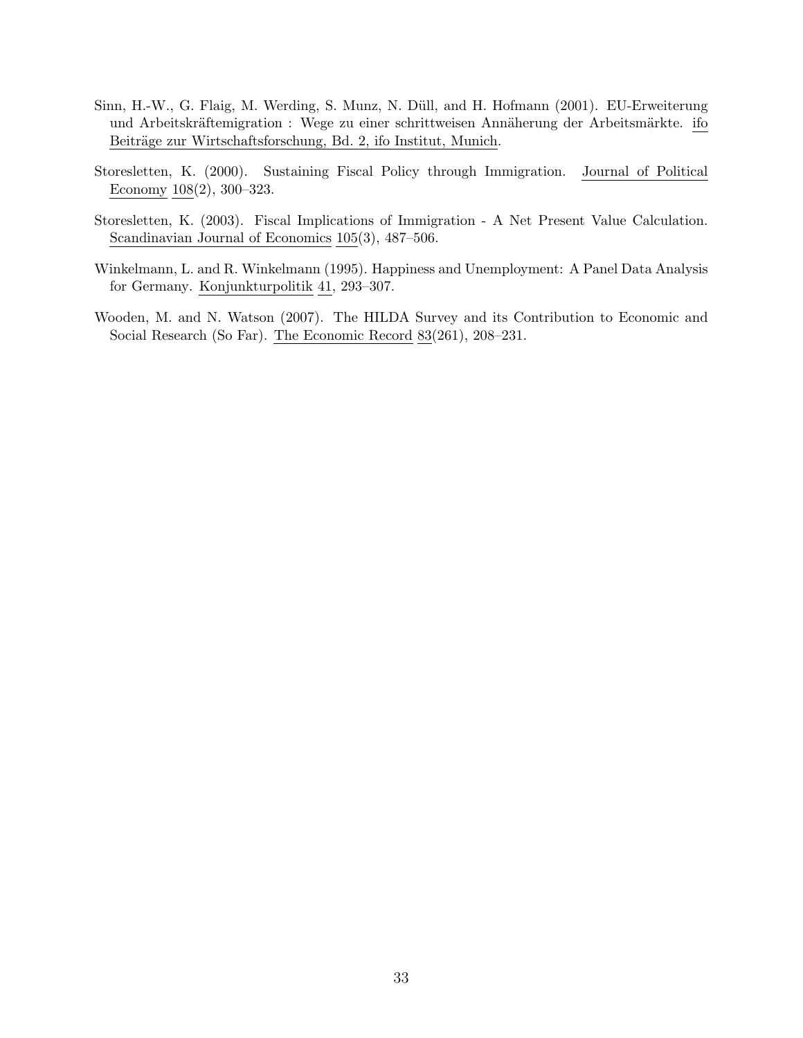Sinn, H.-W., G. Flaig, M. Werding, S. Munz, N. Düll, and H. Hofmann (2001). EU-Erweiterung und Arbeitskräftemigration : Wege zu einer schrittweisen Annäherung der Arbeitsmärkte. ifo Beiträge zur Wirtschaftsforschung, Bd. 2, ifo Institut, Munich.

Storesletten, K. (2000). Sustaining Fiscal Policy through Immigration. Journal of Political Economy 108(2), 300–323.

Storesletten, K. (2003). Fiscal Implications of Immigration - A Net Present Value Calculation. Scandinavian Journal of Economics 105(3), 487–506.

Winkelmann, L. and R. Winkelmann (1995). Happiness and Unemployment: A Panel Data Analysis for Germany. Konjunkturpolitik 41, 293–307.

Wooden, M. and N. Watson (2007). The HILDA Survey and its Contribution to Economic and Social Research (So Far). The Economic Record 83(261), 208–231.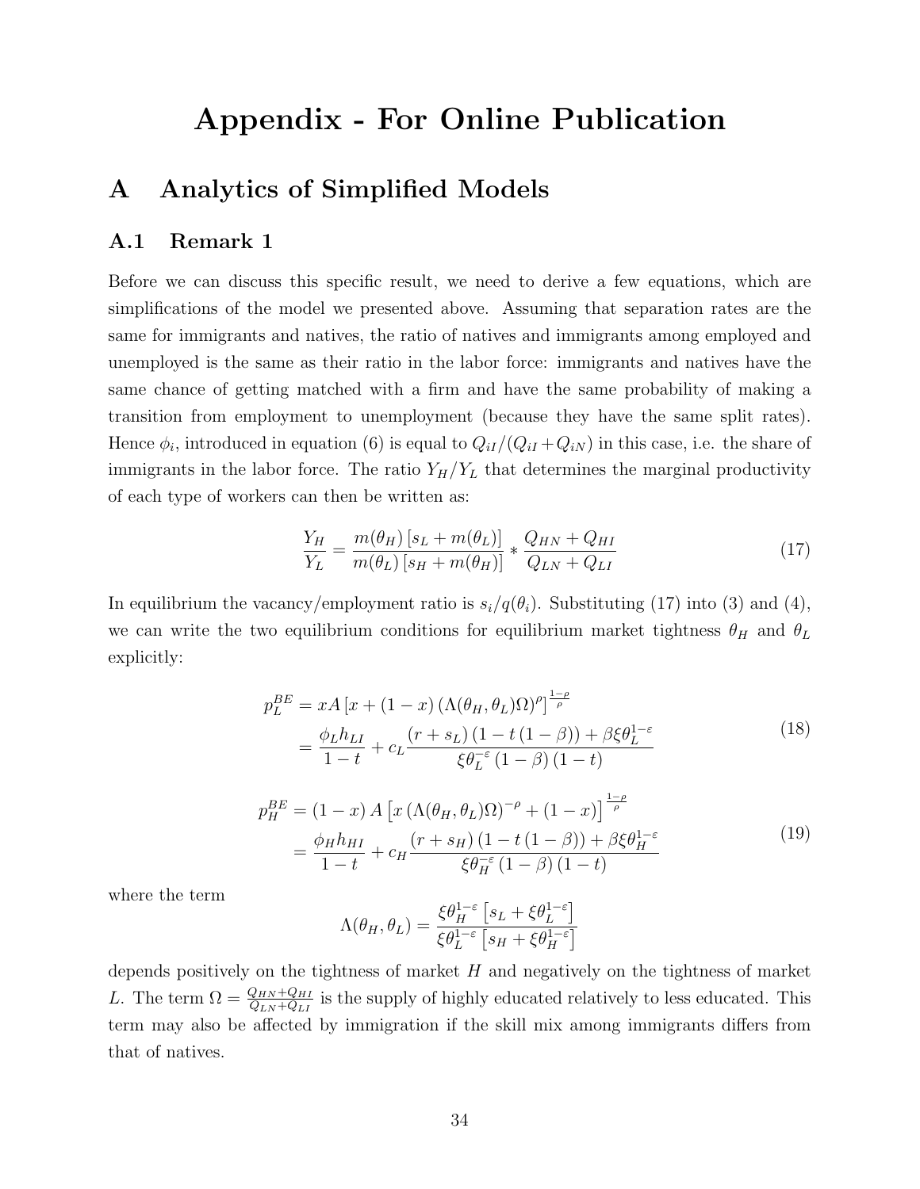# Appendix - For Online Publication

## A Analytics of Simplified Models

### A.1 Remark 1

Before we can discuss this specific result, we need to derive a few equations, which are simplifications of the model we presented above. Assuming that separation rates are the same for immigrants and natives, the ratio of natives and immigrants among employed and unemployed is the same as their ratio in the labor force: immigrants and natives have the same chance of getting matched with a firm and have the same probability of making a transition from employment to unemployment (because they have the same split rates). Hence $\phi_i$, introduced in equation (6) is equal to $Q_{iI}/(Q_{iI}+Q_{iN})$ in this case, i.e. the share of immigrants in the labor force. The ratio $Y_H/Y_L$ that determines the marginal productivity of each type of workers can then be written as:

$$\frac{Y_H}{Y_L} = \frac{m(\theta_H)\left[s_L + m(\theta_L)\right]}{m(\theta_L)\left[s_H + m(\theta_H)\right]} * \frac{Q_{HN}+Q_{HI}}{Q_{LN}+Q_{LI}} \tag{17}$$

In equilibrium the vacancy/employment ratio is $s_i/q(\theta_i)$. Substituting (17) into (3) and (4), we can write the two equilibrium conditions for equilibrium market tightness $\theta_H$ and $\theta_L$ explicitly:

$$\begin{aligned} p_L^{BE} &= xA\left[x + (1-x)\left(\Lambda(\theta_H,\theta_L)\Omega\right)^{\rho}\right]^{\frac{1-\rho}{\rho}} \\ &= \frac{\phi_L h_{LI}}{1-t} + c_L\frac{(r+s_L)\left(1-t\left(1-\beta\right)\right)+\beta\xi\theta_L^{1-\varepsilon}}{\xi\theta_L^{-\varepsilon}\left(1-\beta\right)\left(1-t\right)} \end{aligned} \tag{18}$$

$$\begin{aligned} p_H^{BE} &= (1-x)\,A\left[x\left(\Lambda(\theta_H,\theta_L)\Omega\right)^{-\rho} + (1-x)\right]^{\frac{1-\rho}{\rho}} \\ &= \frac{\phi_H h_{HI}}{1-t} + c_H\frac{(r+s_H)\left(1-t\left(1-\beta\right)\right)+\beta\xi\theta_H^{1-\varepsilon}}{\xi\theta_H^{-\varepsilon}\left(1-\beta\right)\left(1-t\right)} \end{aligned} \tag{19}$$

where the term

$$\Lambda(\theta_H,\theta_L) = \frac{\xi\theta_H^{1-\varepsilon}\left[s_L + \xi\theta_L^{1-\varepsilon}\right]}{\xi\theta_L^{1-\varepsilon}\left[s_H + \xi\theta_H^{1-\varepsilon}\right]}$$

depends positively on the tightness of market $H$ and negatively on the tightness of market $L$. The term $\Omega = \frac{Q_{HN}+Q_{HI}}{Q_{LN}+Q_{LI}}$ is the supply of highly educated relatively to less educated. This term may also be affected by immigration if the skill mix among immigrants differs from that of natives.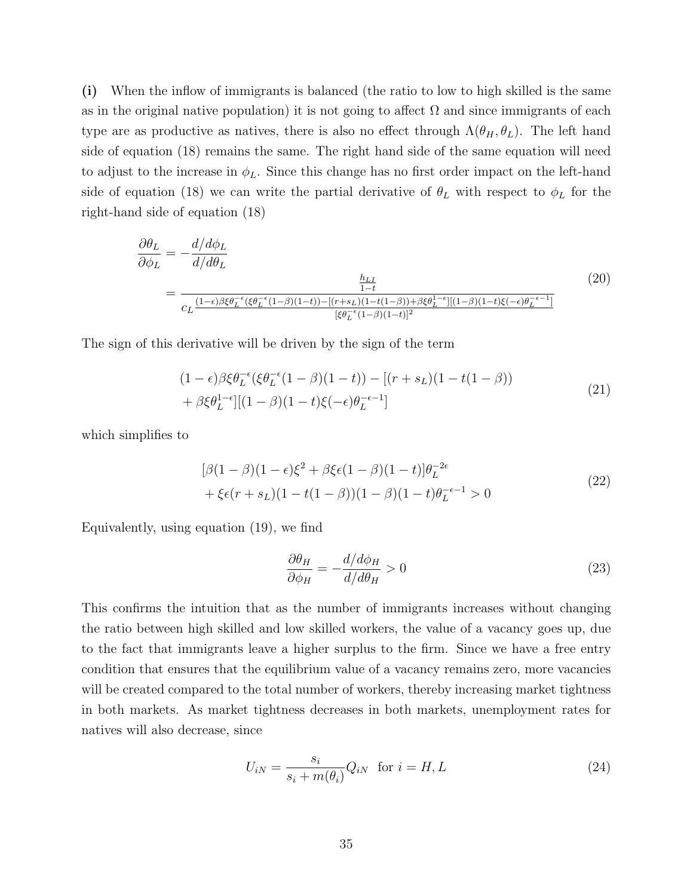**(i)** When the inflow of immigrants is balanced (the ratio to low to high skilled is the same as in the original native population) it is not going to affect $\Omega$ and since immigrants of each type are as productive as natives, there is also no effect through $\Lambda(\theta_H, \theta_L)$. The left hand side of equation (18) remains the same. The right hand side of the same equation will need to adjust to the increase in $\phi_L$. Since this change has no first order impact on the left-hand side of equation (18) we can write the partial derivative of $\theta_L$ with respect to $\phi_L$ for the right-hand side of equation (18)

$$
\begin{aligned}
\frac{\partial \theta_L}{\partial \phi_L} &= -\frac{d/d\phi_L}{d/d\theta_L} \\
&= \frac{\frac{h_{LI}}{1-t}}{c_L \frac{(1-\epsilon)\beta\xi\theta_L^{-\epsilon}(\xi\theta_L^{-\epsilon}(1-\beta)(1-t)) - [(r+s_L)(1-t(1-\beta)) + \beta\xi\theta_L^{1-\epsilon}][(1-\beta)(1-t)\xi(-\epsilon)\theta_L^{-\epsilon-1}]}{[\xi\theta_L^{-\epsilon}(1-\beta)(1-t)]^2}}
\end{aligned}
\tag{20}
$$

The sign of this derivative will be driven by the sign of the term

$$
\begin{aligned}
&(1-\epsilon)\beta\xi\theta_L^{-\epsilon}(\xi\theta_L^{-\epsilon}(1-\beta)(1-t)) - [(r+s_L)(1-t(1-\beta)) \\
&+ \beta\xi\theta_L^{1-\epsilon}][(1-\beta)(1-t)\xi(-\epsilon)\theta_L^{-\epsilon-1}]
\end{aligned}
\tag{21}
$$

which simplifies to

$$
\begin{aligned}
&[\beta(1-\beta)(1-\epsilon)\xi^2 + \beta\xi\epsilon(1-\beta)(1-t)]\theta_L^{-2\epsilon} \\
&+ \xi\epsilon(r+s_L)(1-t(1-\beta))(1-\beta)(1-t)\theta_L^{-\epsilon-1} > 0
\end{aligned}
\tag{22}
$$

Equivalently, using equation (19), we find

$$
\frac{\partial \theta_H}{\partial \phi_H} = -\frac{d/d\phi_H}{d/d\theta_H} > 0 \tag{23}
$$

This confirms the intuition that as the number of immigrants increases without changing the ratio between high skilled and low skilled workers, the value of a vacancy goes up, due to the fact that immigrants leave a higher surplus to the firm. Since we have a free entry condition that ensures that the equilibrium value of a vacancy remains zero, more vacancies will be created compared to the total number of workers, thereby increasing market tightness in both markets. As market tightness decreases in both markets, unemployment rates for natives will also decrease, since

$$
U_{iN} = \frac{s_i}{s_i + m(\theta_i)} Q_{iN} \quad \text{for } i = H, L \tag{24}
$$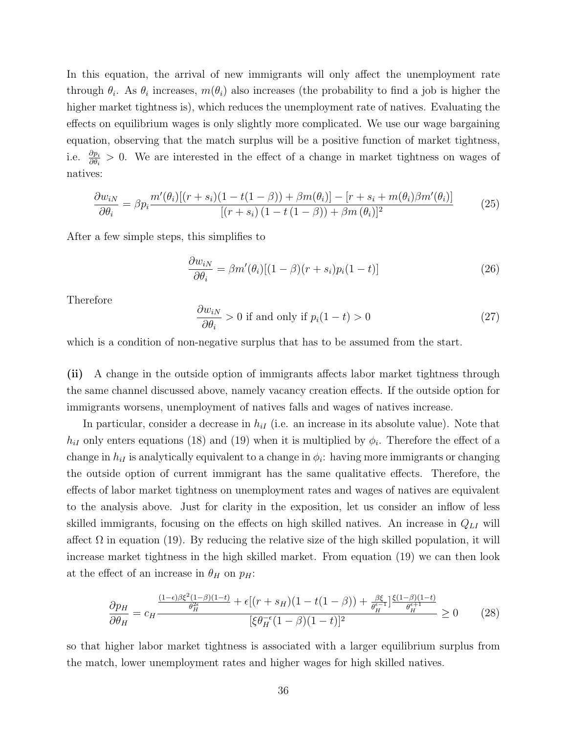In this equation, the arrival of new immigrants will only affect the unemployment rate through $\theta_i$. As $\theta_i$ increases, $m(\theta_i)$ also increases (the probability to find a job is higher the higher market tightness is), which reduces the unemployment rate of natives. Evaluating the effects on equilibrium wages is only slightly more complicated. We use our wage bargaining equation, observing that the match surplus will be a positive function of market tightness, i.e. $\frac{\partial p_i}{\partial \theta_i} > 0$. We are interested in the effect of a change in market tightness on wages of natives:

$$\frac{\partial w_{iN}}{\partial \theta_i} = \beta p_i \frac{m'(\theta_i)[(r+s_i)(1-t(1-\beta)) + \beta m(\theta_i)] - [r + s_i + m(\theta_i)\beta m'(\theta_i)]}{[(r+s_i)(1-t(1-\beta)) + \beta m(\theta_i)]^2} \tag{25}$$

After a few simple steps, this simplifies to

$$\frac{\partial w_{iN}}{\partial \theta_i} = \beta m'(\theta_i)[(1-\beta)(r+s_i)p_i(1-t)] \tag{26}$$

Therefore

$$\frac{\partial w_{iN}}{\partial \theta_i} > 0 \text{ if and only if } p_i(1-t) > 0 \tag{27}$$

which is a condition of non-negative surplus that has to be assumed from the start.

**(ii)** A change in the outside option of immigrants affects labor market tightness through the same channel discussed above, namely vacancy creation effects. If the outside option for immigrants worsens, unemployment of natives falls and wages of natives increase.

In particular, consider a decrease in $h_{iI}$ (i.e. an increase in its absolute value). Note that $h_{iI}$ only enters equations (18) and (19) when it is multiplied by $\phi_i$. Therefore the effect of a change in $h_{iI}$ is analytically equivalent to a change in $\phi_i$: having more immigrants or changing the outside option of current immigrant has the same qualitative effects. Therefore, the effects of labor market tightness on unemployment rates and wages of natives are equivalent to the analysis above. Just for clarity in the exposition, let us consider an inflow of less skilled immigrants, focusing on the effects on high skilled natives. An increase in $Q_{LI}$ will affect $\Omega$ in equation (19). By reducing the relative size of the high skilled population, it will increase market tightness in the high skilled market. From equation (19) we can then look at the effect of an increase in $\theta_H$ on $p_H$:

$$\frac{\partial p_H}{\partial \theta_H} = c_H \frac{\frac{(1-\epsilon)\beta\xi^2(1-\beta)(1-t)}{\theta_H^{2\epsilon}} + \epsilon[(r+s_H)(1-t(1-\beta)) + \frac{\beta\xi}{\theta_H^{\epsilon-1}}]\frac{\xi(1-\beta)(1-t)}{\theta_H^{\epsilon+1}}}{[\xi\theta_H^{-\epsilon}(1-\beta)(1-t)]^2} \geq 0 \tag{28}$$

so that higher labor market tightness is associated with a larger equilibrium surplus from the match, lower unemployment rates and higher wages for high skilled natives.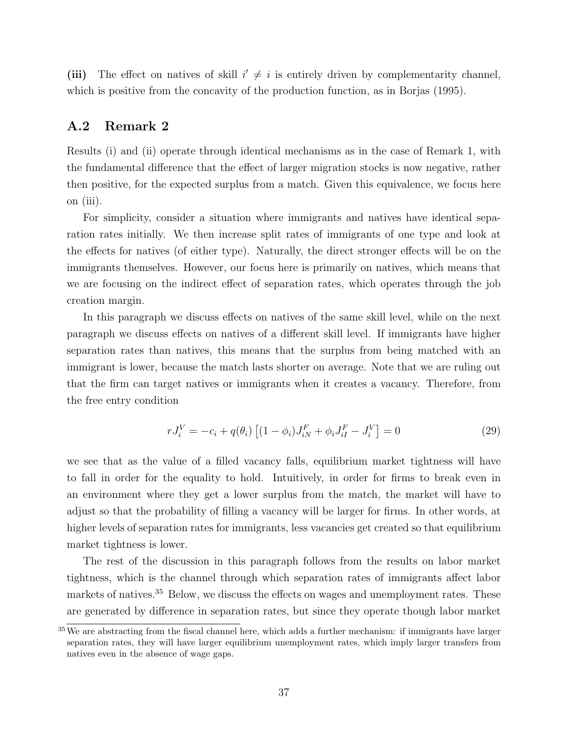**(iii)** The effect on natives of skill $i' \neq i$ is entirely driven by complementarity channel, which is positive from the concavity of the production function, as in Borjas (1995).

## A.2 Remark 2

Results (i) and (ii) operate through identical mechanisms as in the case of Remark 1, with the fundamental difference that the effect of larger migration stocks is now negative, rather then positive, for the expected surplus from a match. Given this equivalence, we focus here on (iii).

For simplicity, consider a situation where immigrants and natives have identical separation rates initially. We then increase split rates of immigrants of one type and look at the effects for natives (of either type). Naturally, the direct stronger effects will be on the immigrants themselves. However, our focus here is primarily on natives, which means that we are focusing on the indirect effect of separation rates, which operates through the job creation margin.

In this paragraph we discuss effects on natives of the same skill level, while on the next paragraph we discuss effects on natives of a different skill level. If immigrants have higher separation rates than natives, this means that the surplus from being matched with an immigrant is lower, because the match lasts shorter on average. Note that we are ruling out that the firm can target natives or immigrants when it creates a vacancy. Therefore, from the free entry condition

$$rJ_i^V = -c_i + q(\theta_i)\left[(1-\phi_i)J_{iN}^F + \phi_i J_{iI}^F - J_i^V\right] = 0 \tag{29}$$

we see that as the value of a filled vacancy falls, equilibrium market tightness will have to fall in order for the equality to hold. Intuitively, in order for firms to break even in an environment where they get a lower surplus from the match, the market will have to adjust so that the probability of filling a vacancy will be larger for firms. In other words, at higher levels of separation rates for immigrants, less vacancies get created so that equilibrium market tightness is lower.

The rest of the discussion in this paragraph follows from the results on labor market tightness, which is the channel through which separation rates of immigrants affect labor markets of natives.[35] Below, we discuss the effects on wages and unemployment rates. These are generated by difference in separation rates, but since they operate though labor market

[35] We are abstracting from the fiscal channel here, which adds a further mechanism: if immigrants have larger separation rates, they will have larger equilibrium unemployment rates, which imply larger transfers from natives even in the absence of wage gaps.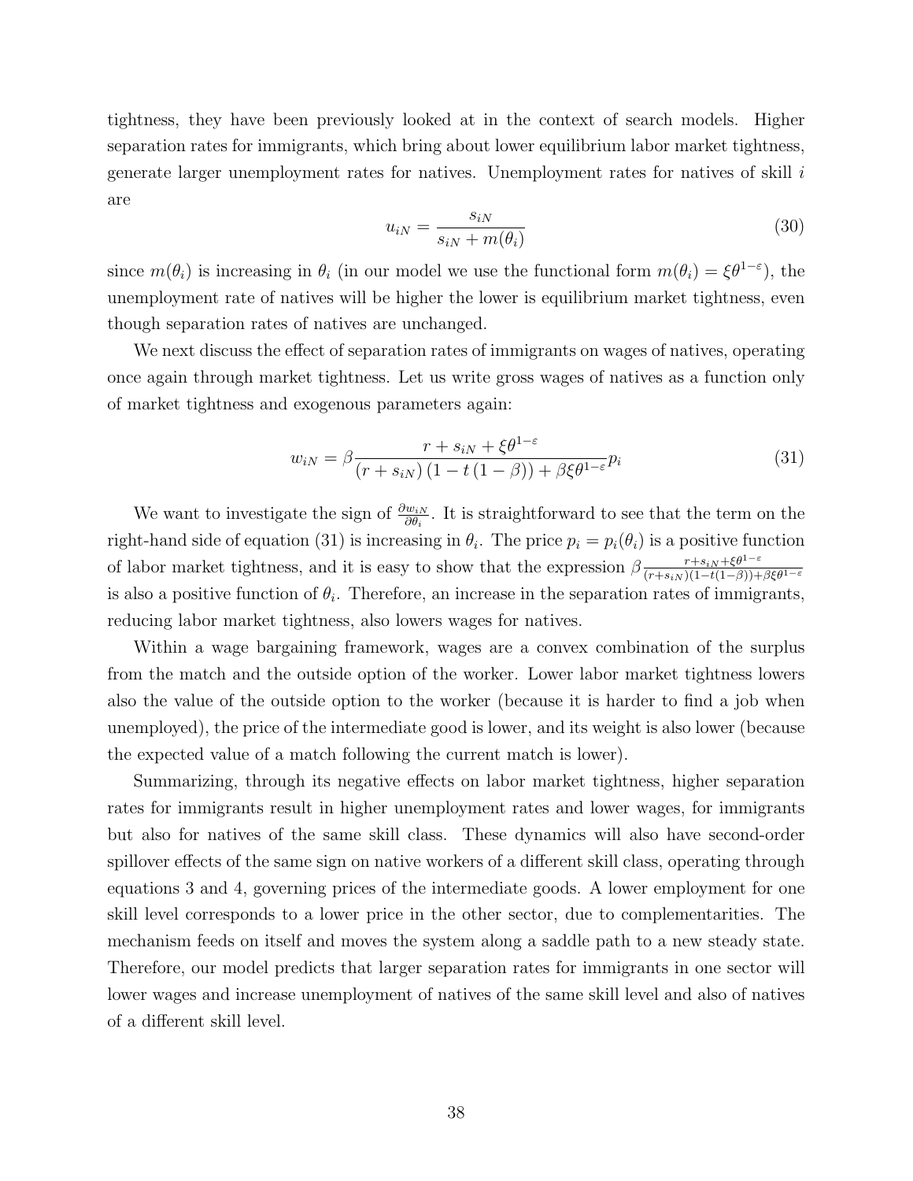tightness, they have been previously looked at in the context of search models. Higher separation rates for immigrants, which bring about lower equilibrium labor market tightness, generate larger unemployment rates for natives. Unemployment rates for natives of skill $i$ are

$$u_{iN} = \frac{s_{iN}}{s_{iN} + m(\theta_i)} \tag{30}$$

since $m(\theta_i)$ is increasing in $\theta_i$ (in our model we use the functional form $m(\theta_i) = \xi\theta^{1-\varepsilon}$), the unemployment rate of natives will be higher the lower is equilibrium market tightness, even though separation rates of natives are unchanged.

We next discuss the effect of separation rates of immigrants on wages of natives, operating once again through market tightness. Let us write gross wages of natives as a function only of market tightness and exogenous parameters again:

$$w_{iN} = \beta \frac{r + s_{iN} + \xi\theta^{1-\varepsilon}}{(r + s_{iN})(1 - t(1 - \beta)) + \beta\xi\theta^{1-\varepsilon}} p_i \tag{31}$$

We want to investigate the sign of $\frac{\partial w_{iN}}{\partial \theta_i}$. It is straightforward to see that the term on the right-hand side of equation (31) is increasing in $\theta_i$. The price $p_i = p_i(\theta_i)$ is a positive function of labor market tightness, and it is easy to show that the expression $\beta \frac{r+s_{iN}+\xi\theta^{1-\varepsilon}}{(r+s_{iN})(1-t(1-\beta))+\beta\xi\theta^{1-\varepsilon}}$ is also a positive function of $\theta_i$. Therefore, an increase in the separation rates of immigrants, reducing labor market tightness, also lowers wages for natives.

Within a wage bargaining framework, wages are a convex combination of the surplus from the match and the outside option of the worker. Lower labor market tightness lowers also the value of the outside option to the worker (because it is harder to find a job when unemployed), the price of the intermediate good is lower, and its weight is also lower (because the expected value of a match following the current match is lower).

Summarizing, through its negative effects on labor market tightness, higher separation rates for immigrants result in higher unemployment rates and lower wages, for immigrants but also for natives of the same skill class. These dynamics will also have second-order spillover effects of the same sign on native workers of a different skill class, operating through equations 3 and 4, governing prices of the intermediate goods. A lower employment for one skill level corresponds to a lower price in the other sector, due to complementarities. The mechanism feeds on itself and moves the system along a saddle path to a new steady state. Therefore, our model predicts that larger separation rates for immigrants in one sector will lower wages and increase unemployment of natives of the same skill level and also of natives of a different skill level.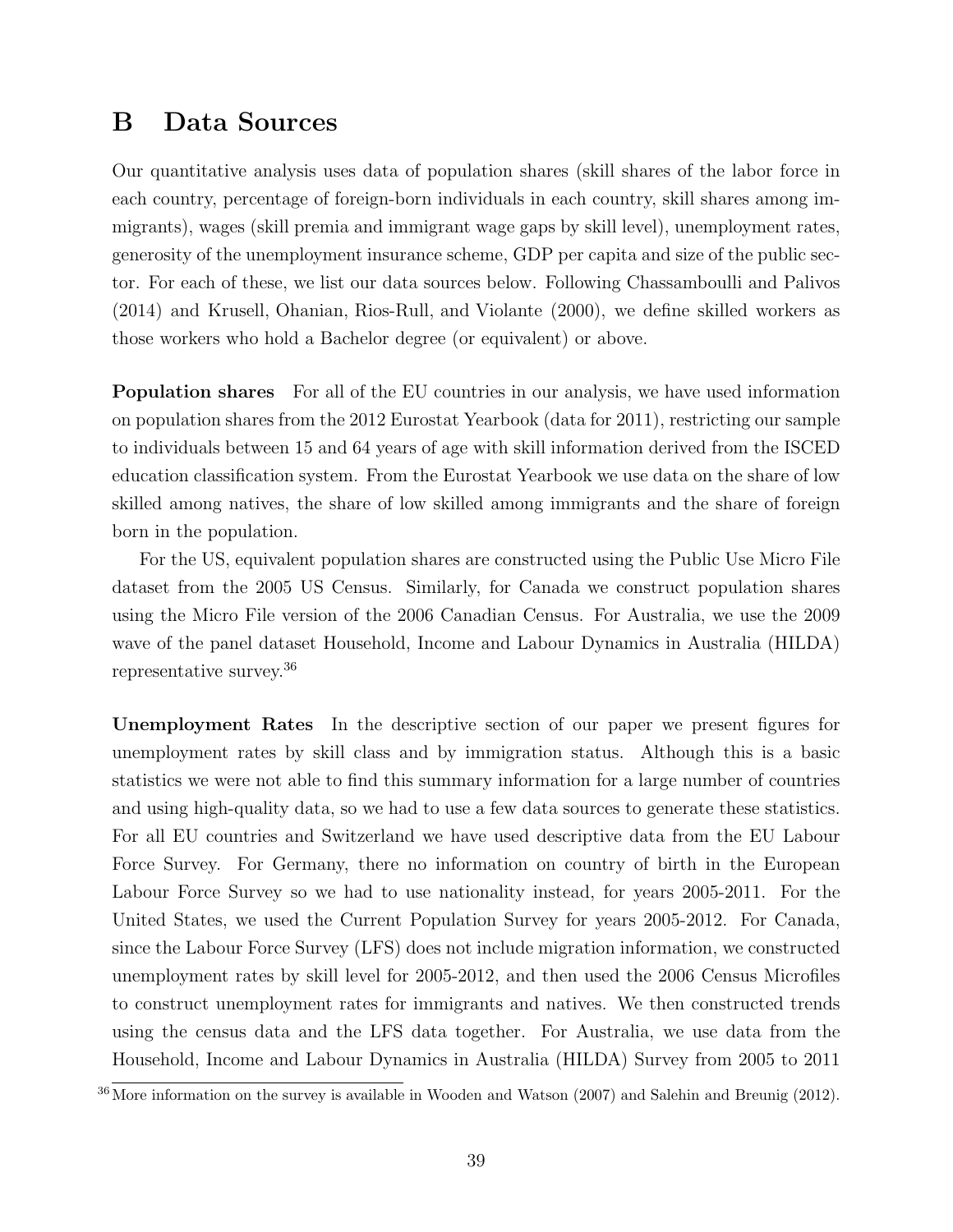# B Data Sources

Our quantitative analysis uses data of population shares (skill shares of the labor force in each country, percentage of foreign-born individuals in each country, skill shares among immigrants), wages (skill premia and immigrant wage gaps by skill level), unemployment rates, generosity of the unemployment insurance scheme, GDP per capita and size of the public sector. For each of these, we list our data sources below. Following Chassamboulli and Palivos (2014) and Krusell, Ohanian, Rios-Rull, and Violante (2000), we define skilled workers as those workers who hold a Bachelor degree (or equivalent) or above.

**Population shares** For all of the EU countries in our analysis, we have used information on population shares from the 2012 Eurostat Yearbook (data for 2011), restricting our sample to individuals between 15 and 64 years of age with skill information derived from the ISCED education classification system. From the Eurostat Yearbook we use data on the share of low skilled among natives, the share of low skilled among immigrants and the share of foreign born in the population.

For the US, equivalent population shares are constructed using the Public Use Micro File dataset from the 2005 US Census. Similarly, for Canada we construct population shares using the Micro File version of the 2006 Canadian Census. For Australia, we use the 2009 wave of the panel dataset Household, Income and Labour Dynamics in Australia (HILDA) representative survey.[36]

**Unemployment Rates** In the descriptive section of our paper we present figures for unemployment rates by skill class and by immigration status. Although this is a basic statistics we were not able to find this summary information for a large number of countries and using high-quality data, so we had to use a few data sources to generate these statistics. For all EU countries and Switzerland we have used descriptive data from the EU Labour Force Survey. For Germany, there no information on country of birth in the European Labour Force Survey so we had to use nationality instead, for years 2005-2011. For the United States, we used the Current Population Survey for years 2005-2012. For Canada, since the Labour Force Survey (LFS) does not include migration information, we constructed unemployment rates by skill level for 2005-2012, and then used the 2006 Census Microfiles to construct unemployment rates for immigrants and natives. We then constructed trends using the census data and the LFS data together. For Australia, we use data from the Household, Income and Labour Dynamics in Australia (HILDA) Survey from 2005 to 2011

[36] More information on the survey is available in Wooden and Watson (2007) and Salehin and Breunig (2012).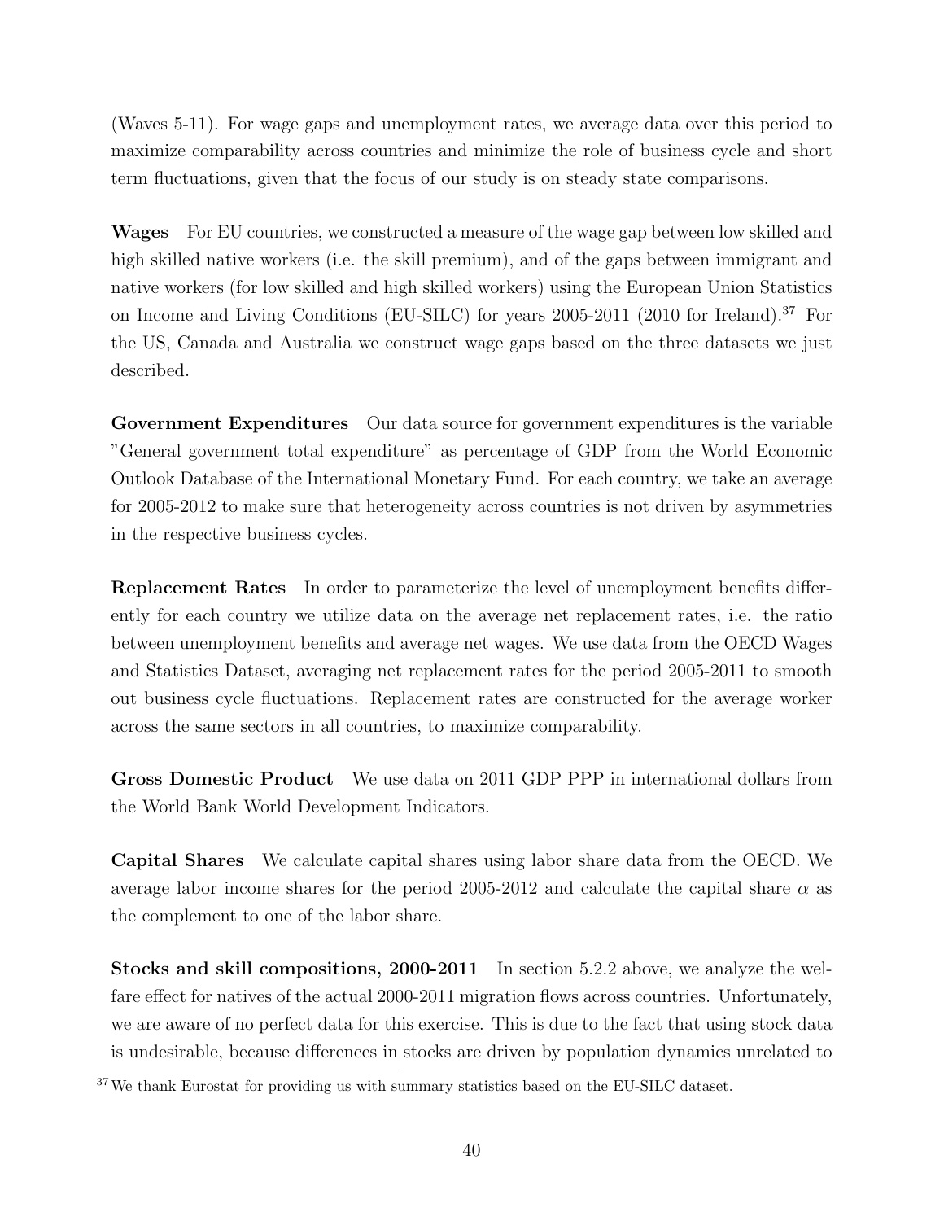(Waves 5-11). For wage gaps and unemployment rates, we average data over this period to maximize comparability across countries and minimize the role of business cycle and short term fluctuations, given that the focus of our study is on steady state comparisons.

**Wages** For EU countries, we constructed a measure of the wage gap between low skilled and high skilled native workers (i.e. the skill premium), and of the gaps between immigrant and native workers (for low skilled and high skilled workers) using the European Union Statistics on Income and Living Conditions (EU-SILC) for years 2005-2011 (2010 for Ireland).[37] For the US, Canada and Australia we construct wage gaps based on the three datasets we just described.

**Government Expenditures** Our data source for government expenditures is the variable "General government total expenditure" as percentage of GDP from the World Economic Outlook Database of the International Monetary Fund. For each country, we take an average for 2005-2012 to make sure that heterogeneity across countries is not driven by asymmetries in the respective business cycles.

**Replacement Rates** In order to parameterize the level of unemployment benefits differently for each country we utilize data on the average net replacement rates, i.e. the ratio between unemployment benefits and average net wages. We use data from the OECD Wages and Statistics Dataset, averaging net replacement rates for the period 2005-2011 to smooth out business cycle fluctuations. Replacement rates are constructed for the average worker across the same sectors in all countries, to maximize comparability.

**Gross Domestic Product** We use data on 2011 GDP PPP in international dollars from the World Bank World Development Indicators.

**Capital Shares** We calculate capital shares using labor share data from the OECD. We average labor income shares for the period 2005-2012 and calculate the capital share $\alpha$ as the complement to one of the labor share.

**Stocks and skill compositions, 2000-2011** In section 5.2.2 above, we analyze the welfare effect for natives of the actual 2000-2011 migration flows across countries. Unfortunately, we are aware of no perfect data for this exercise. This is due to the fact that using stock data is undesirable, because differences in stocks are driven by population dynamics unrelated to

[37] We thank Eurostat for providing us with summary statistics based on the EU-SILC dataset.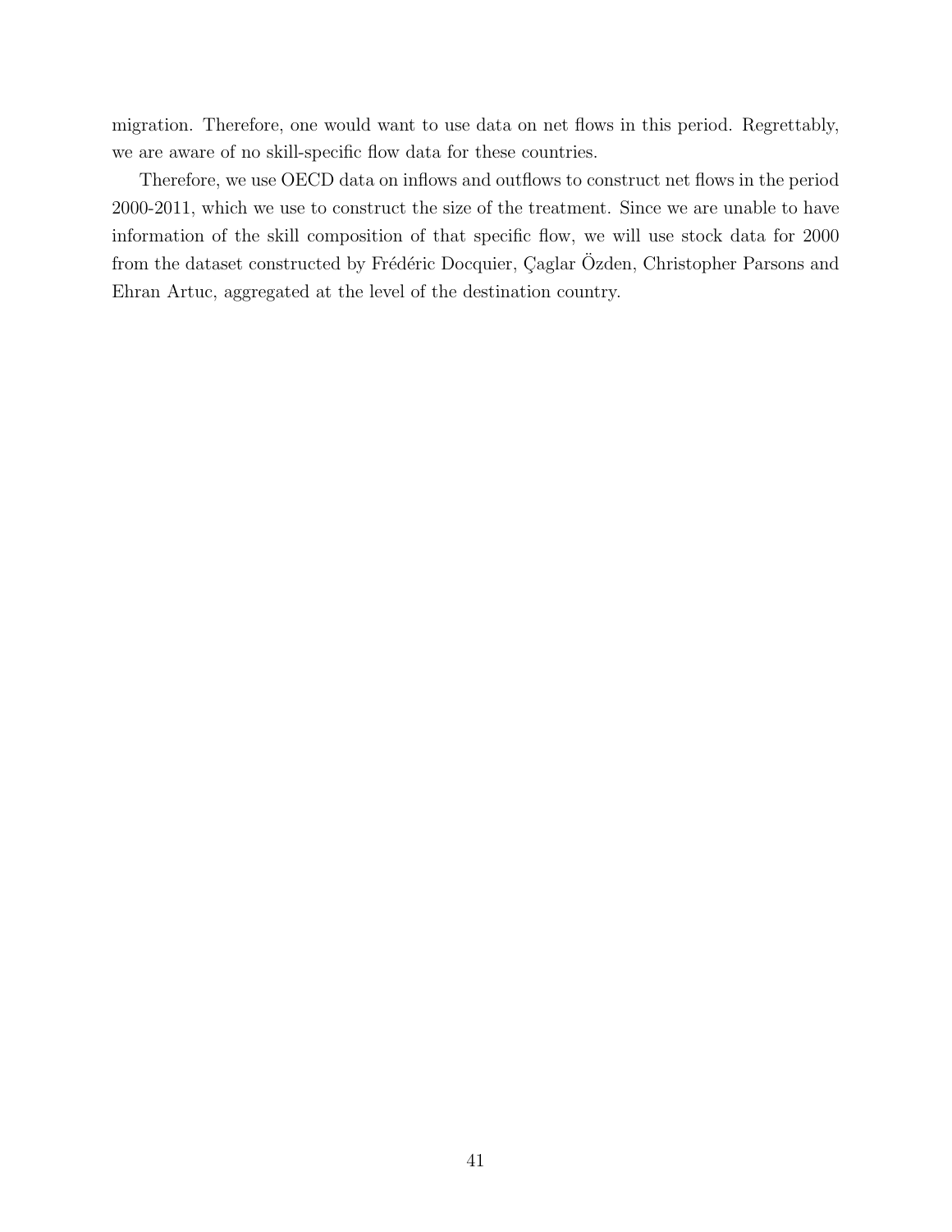migration. Therefore, one would want to use data on net flows in this period. Regrettably, we are aware of no skill-specific flow data for these countries.

Therefore, we use OECD data on inflows and outflows to construct net flows in the period 2000-2011, which we use to construct the size of the treatment. Since we are unable to have information of the skill composition of that specific flow, we will use stock data for 2000 from the dataset constructed by Frédéric Docquier, Çaglar Özden, Christopher Parsons and Ehran Artuc, aggregated at the level of the destination country.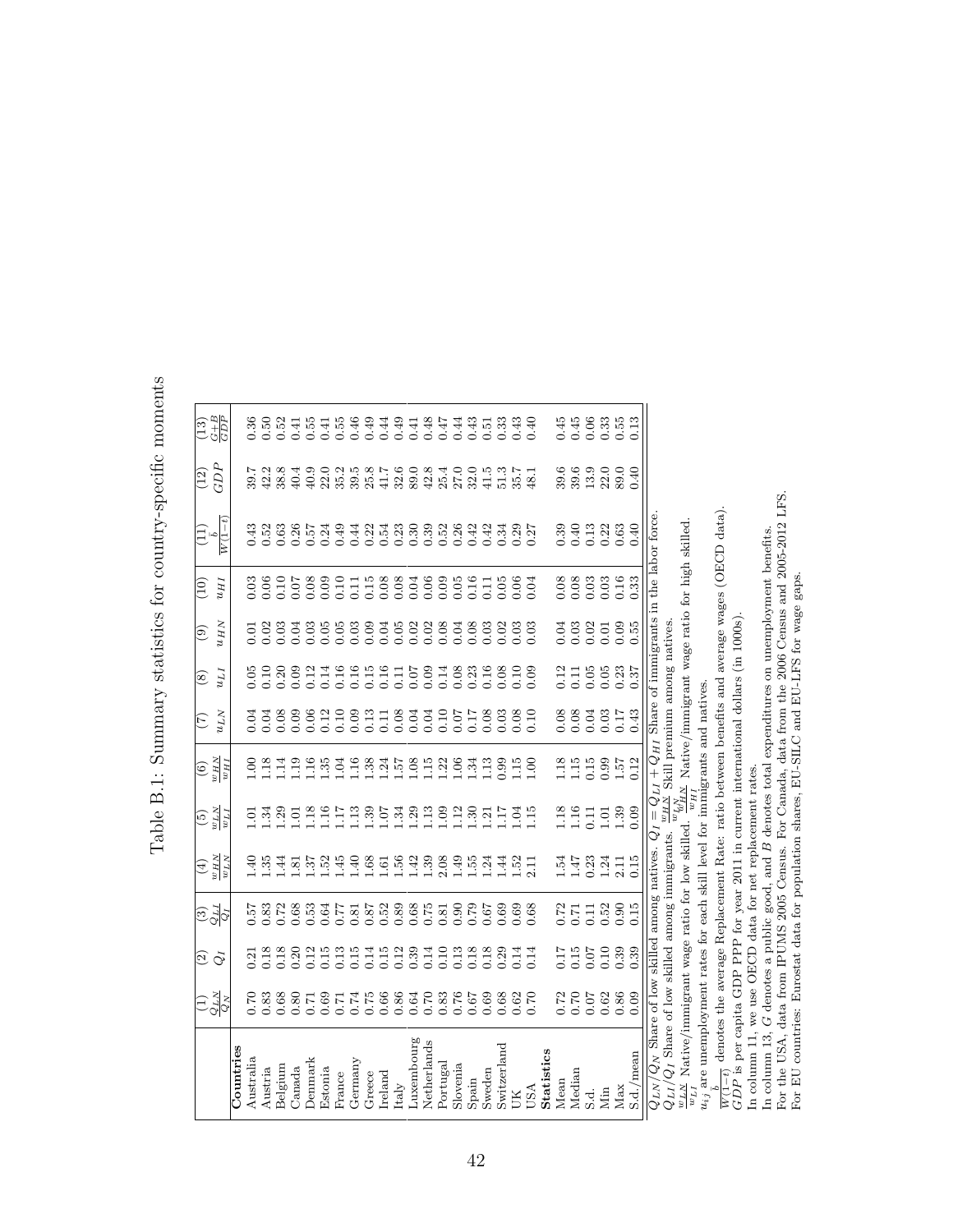Table B.1: Summary statistics for country-specific moments

| | (1) $\frac{Q_{LN}}{Q_N}$ | (2) $Q_I$ | (3) $\frac{Q_{LI}}{Q_I}$ | (4) $\frac{w_{HN}}{w_{LN}}$ | (5) $\frac{w_{LN}}{w_{LI}}$ | (6) $\frac{w_{HN}}{w_{HI}}$ | (7) $u_{LN}$ | (8) $u_{LI}$ | (9) $u_{HN}$ | (10) $u_{HI}$ | (11) $\frac{b}{W(1-t)}$ | (12) $GDP$ | (13) $\frac{G+B}{GDP}$ |
|---|---|---|---|---|---|---|---|---|---|---|---|---|---|
| **Countries** | | | | | | | | | | | | | |
| Australia | 0.70 | 0.21 | 0.57 | 1.40 | 1.01 | 1.00 | 0.04 | 0.05 | 0.01 | 0.03 | 0.43 | 39.7 | 0.36 |
| Austria | 0.83 | 0.18 | 0.83 | 1.35 | 1.34 | 1.18 | 0.04 | 0.10 | 0.02 | 0.06 | 0.52 | 42.2 | 0.50 |
| Belgium | 0.68 | 0.18 | 0.72 | 1.44 | 1.29 | 1.14 | 0.08 | 0.20 | 0.03 | 0.10 | 0.63 | 38.8 | 0.52 |
| Canada | 0.80 | 0.20 | 0.68 | 1.81 | 1.01 | 1.19 | 0.09 | 0.09 | 0.04 | 0.07 | 0.26 | 40.4 | 0.41 |
| Denmark | 0.71 | 0.12 | 0.53 | 1.37 | 1.18 | 1.16 | 0.06 | 0.12 | 0.03 | 0.08 | 0.57 | 40.9 | 0.55 |
| Estonia | 0.69 | 0.15 | 0.64 | 1.52 | 1.16 | 1.35 | 0.12 | 0.14 | 0.05 | 0.09 | 0.24 | 22.0 | 0.41 |
| France | 0.71 | 0.13 | 0.77 | 1.45 | 1.17 | 1.04 | 0.10 | 0.16 | 0.05 | 0.10 | 0.49 | 35.2 | 0.55 |
| Germany | 0.74 | 0.15 | 0.81 | 1.40 | 1.13 | 1.16 | 0.09 | 0.16 | 0.03 | 0.11 | 0.44 | 39.5 | 0.46 |
| Greece | 0.75 | 0.14 | 0.87 | 1.68 | 1.39 | 1.38 | 0.13 | 0.15 | 0.09 | 0.15 | 0.22 | 25.8 | 0.49 |
| Ireland | 0.66 | 0.15 | 0.52 | 1.61 | 1.07 | 1.24 | 0.11 | 0.16 | 0.04 | 0.08 | 0.54 | 41.7 | 0.44 |
| Italy | 0.86 | 0.12 | 0.89 | 1.56 | 1.34 | 1.57 | 0.08 | 0.11 | 0.05 | 0.08 | 0.23 | 32.6 | 0.49 |
| Luxembourg | 0.64 | 0.39 | 0.68 | 1.42 | 1.29 | 1.08 | 0.04 | 0.07 | 0.02 | 0.04 | 0.30 | 89.0 | 0.41 |
| Netherlands | 0.70 | 0.14 | 0.75 | 1.39 | 1.13 | 1.15 | 0.04 | 0.09 | 0.02 | 0.06 | 0.39 | 42.8 | 0.48 |
| Portugal | 0.83 | 0.10 | 0.81 | 2.08 | 1.09 | 1.22 | 0.10 | 0.14 | 0.08 | 0.09 | 0.52 | 25.4 | 0.47 |
| Slovenia | 0.76 | 0.13 | 0.90 | 1.49 | 1.12 | 1.06 | 0.07 | 0.08 | 0.04 | 0.05 | 0.26 | 27.0 | 0.44 |
| Spain | 0.67 | 0.18 | 0.79 | 1.55 | 1.30 | 1.34 | 0.17 | 0.23 | 0.08 | 0.16 | 0.42 | 32.0 | 0.43 |
| Sweden | 0.69 | 0.18 | 0.67 | 1.24 | 1.21 | 1.13 | 0.08 | 0.16 | 0.03 | 0.11 | 0.42 | 41.5 | 0.51 |
| Switzerland | 0.68 | 0.29 | 0.69 | 1.44 | 1.17 | 0.99 | 0.03 | 0.08 | 0.02 | 0.05 | 0.34 | 51.3 | 0.33 |
| UK | 0.62 | 0.14 | 0.69 | 1.52 | 1.04 | 1.15 | 0.08 | 0.10 | 0.03 | 0.06 | 0.29 | 35.7 | 0.43 |
| USA | 0.70 | 0.14 | 0.68 | 2.11 | 1.15 | 1.00 | 0.10 | 0.09 | 0.03 | 0.04 | 0.27 | 48.1 | 0.40 |
| **Statistics** | | | | | | | | | | | | | |
| Mean | 0.72 | 0.17 | 0.72 | 1.54 | 1.18 | 1.18 | 0.08 | 0.12 | 0.04 | 0.08 | 0.39 | 39.6 | 0.45 |
| Median | 0.70 | 0.15 | 0.71 | 1.47 | 1.16 | 1.15 | 0.08 | 0.11 | 0.03 | 0.08 | 0.40 | 39.6 | 0.45 |
| S.d. | 0.07 | 0.07 | 0.11 | 0.23 | 0.11 | 0.15 | 0.04 | 0.05 | 0.02 | 0.03 | 0.13 | 13.9 | 0.06 |
| Min | 0.62 | 0.10 | 0.52 | 1.24 | 1.01 | 0.99 | 0.03 | 0.05 | 0.01 | 0.03 | 0.22 | 22.0 | 0.33 |
| Max | 0.86 | 0.39 | 0.90 | 2.11 | 1.39 | 1.57 | 0.17 | 0.23 | 0.09 | 0.16 | 0.63 | 89.0 | 0.55 |
| S.d./mean | 0.09 | 0.39 | 0.15 | 0.15 | 0.09 | 0.12 | 0.43 | 0.37 | 0.55 | 0.33 | 0.40 | 0.40 | 0.13 |

$Q_{LN}/Q_N$ Share of low skilled among natives. $Q_I = Q_{LI} + Q_{HI}$ Share of immigrants in the labor force.
$Q_{LI}/Q_I$ Share of low skilled among immigrants. $\frac{w_{HN}}{w_{LN}}$ Skill premium among natives.
$\frac{w_{LN}}{w_{LI}}$ Native/immigrant wage ratio for low skilled. $\frac{w_{HN}}{w_{HI}}$ Native/immigrant wage ratio for high skilled.
$u_{ij}$ are unemployment rates for each skill level for immigrants and natives.
$\frac{b}{W(1-t)}$ denotes the average Replacement Rate: ratio between benefits and average wages (OECD data).
$GDP$ is per capita GDP PPP for year 2011 in current international dollars (in 1000s).
In column 11, we use OECD data for net replacement rates.
In column 13, $G$ denotes a public good, and $B$ denotes total expenditures on unemployment benefits.
For the USA, data from IPUMS 2005 Census. For Canada, data from the 2006 Census and 2005-2012 LFS.
For EU countries: Eurostat data for population shares, EU-SILC and EU-LFS for wage gaps.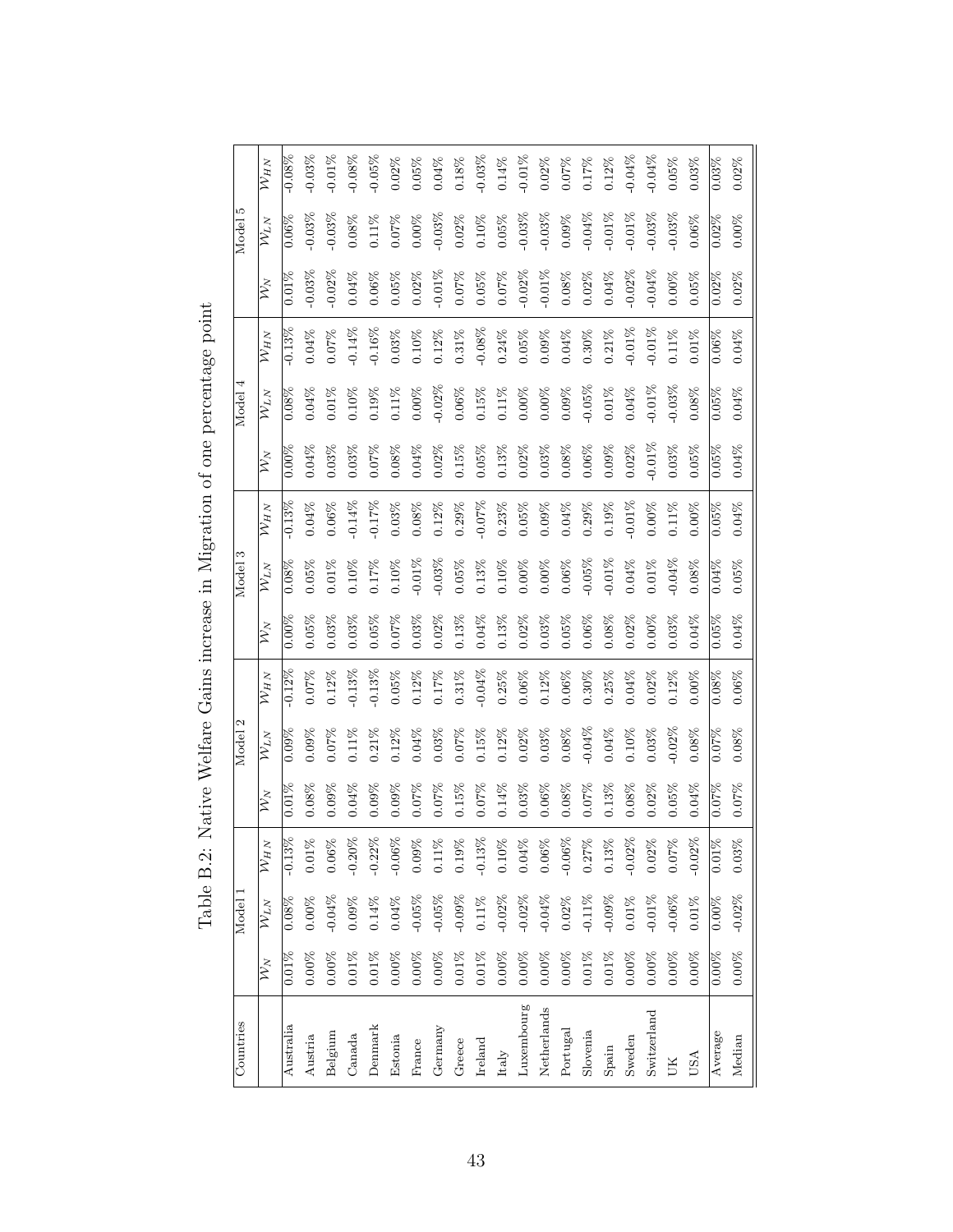Table B.2: Native Welfare Gains increase in Migration of one percentage point

| Countries | Model 1 | | | Model 2 | | | Model 3 | | | Model 4 | | | Model 5 | | |
|---|---|---|---|---|---|---|---|---|---|---|---|---|---|---|---|
| | $W_N$ | $W_{LN}$ | $W_{HN}$ | $W_N$ | $W_{LN}$ | $W_{HN}$ | $W_N$ | $W_{LN}$ | $W_{HN}$ | $W_N$ | $W_{LN}$ | $W_{HN}$ | $W_N$ | $W_{LN}$ | $W_{HN}$ |
| Australia | 0.01% | 0.08% | -0.13% | 0.01% | 0.09% | -0.12% | 0.00% | 0.08% | -0.13% | 0.00% | 0.08% | -0.13% | 0.01% | 0.06% | -0.08% |
| Austria | 0.00% | 0.00% | 0.01% | 0.08% | 0.09% | 0.07% | 0.05% | 0.05% | 0.04% | 0.04% | 0.04% | 0.04% | -0.03% | -0.03% | -0.03% |
| Belgium | 0.00% | -0.04% | 0.06% | 0.09% | 0.07% | 0.12% | 0.03% | 0.01% | 0.06% | 0.03% | 0.01% | 0.07% | -0.02% | -0.03% | -0.01% |
| Canada | 0.01% | 0.09% | -0.20% | 0.04% | 0.11% | -0.13% | 0.03% | 0.10% | -0.14% | 0.03% | 0.10% | -0.14% | 0.04% | 0.08% | -0.08% |
| Denmark | 0.01% | 0.14% | -0.22% | 0.09% | 0.21% | -0.13% | 0.05% | 0.17% | -0.17% | 0.07% | 0.19% | -0.16% | 0.06% | 0.11% | -0.05% |
| Estonia | 0.00% | 0.04% | -0.06% | 0.09% | 0.12% | 0.05% | 0.07% | 0.10% | 0.03% | 0.08% | 0.11% | 0.03% | 0.05% | 0.07% | 0.02% |
| France | 0.00% | -0.05% | 0.09% | 0.07% | 0.04% | 0.12% | 0.03% | -0.01% | 0.08% | 0.04% | 0.00% | 0.10% | 0.02% | 0.00% | 0.05% |
| Germany | 0.00% | -0.05% | 0.11% | 0.07% | 0.03% | 0.17% | 0.02% | -0.03% | 0.12% | 0.02% | -0.02% | 0.12% | -0.01% | -0.03% | 0.04% |
| Greece | 0.01% | -0.09% | 0.19% | 0.15% | 0.07% | 0.31% | 0.13% | 0.05% | 0.29% | 0.15% | 0.06% | 0.31% | 0.07% | 0.02% | 0.18% |
| Ireland | 0.01% | 0.11% | -0.13% | 0.07% | 0.15% | -0.04% | 0.04% | 0.13% | -0.07% | 0.05% | 0.15% | -0.08% | 0.05% | 0.10% | -0.03% |
| Italy | 0.00% | -0.02% | 0.10% | 0.14% | 0.12% | 0.25% | 0.13% | 0.10% | 0.23% | 0.13% | 0.11% | 0.24% | 0.07% | 0.05% | 0.14% |
| Luxembourg | 0.00% | -0.02% | 0.04% | 0.03% | 0.02% | 0.06% | 0.02% | 0.00% | 0.05% | 0.02% | 0.00% | 0.05% | -0.02% | -0.03% | -0.01% |
| Netherlands | 0.00% | -0.04% | 0.06% | 0.06% | 0.03% | 0.12% | 0.03% | 0.00% | 0.09% | 0.03% | 0.00% | 0.09% | -0.01% | -0.03% | 0.02% |
| Portugal | 0.00% | 0.02% | -0.06% | 0.08% | 0.08% | 0.06% | 0.05% | 0.06% | 0.04% | 0.08% | 0.09% | 0.04% | 0.08% | 0.09% | 0.07% |
| Slovenia | 0.01% | -0.11% | 0.27% | 0.07% | -0.04% | 0.30% | 0.06% | -0.05% | 0.29% | 0.06% | -0.05% | 0.30% | 0.02% | -0.04% | 0.17% |
| Spain | 0.01% | -0.09% | 0.13% | 0.13% | 0.04% | 0.25% | 0.08% | -0.01% | 0.19% | 0.09% | 0.01% | 0.21% | 0.04% | -0.01% | 0.12% |
| Sweden | 0.00% | 0.01% | -0.02% | 0.08% | 0.10% | 0.04% | 0.02% | 0.04% | -0.01% | 0.02% | 0.04% | -0.01% | -0.02% | -0.01% | -0.04% |
| Switzerland | 0.00% | -0.01% | 0.02% | 0.02% | 0.03% | 0.02% | 0.00% | 0.01% | 0.00% | -0.01% | -0.01% | -0.01% | -0.04% | -0.03% | -0.04% |
| UK | 0.00% | -0.06% | 0.07% | 0.05% | -0.02% | 0.12% | 0.03% | -0.04% | 0.11% | 0.03% | -0.03% | 0.11% | 0.00% | -0.03% | 0.05% |
| USA | 0.00% | 0.01% | -0.02% | 0.04% | 0.08% | 0.00% | 0.04% | 0.08% | 0.00% | 0.05% | 0.08% | 0.01% | 0.05% | 0.06% | 0.03% |
| Average | 0.00% | 0.00% | 0.01% | 0.07% | 0.07% | 0.08% | 0.05% | 0.04% | 0.05% | 0.05% | 0.05% | 0.06% | 0.02% | 0.02% | 0.03% |
| Median | 0.00% | -0.02% | 0.03% | 0.07% | 0.08% | 0.06% | 0.04% | 0.05% | 0.04% | 0.04% | 0.04% | 0.04% | 0.02% | 0.00% | 0.02% |